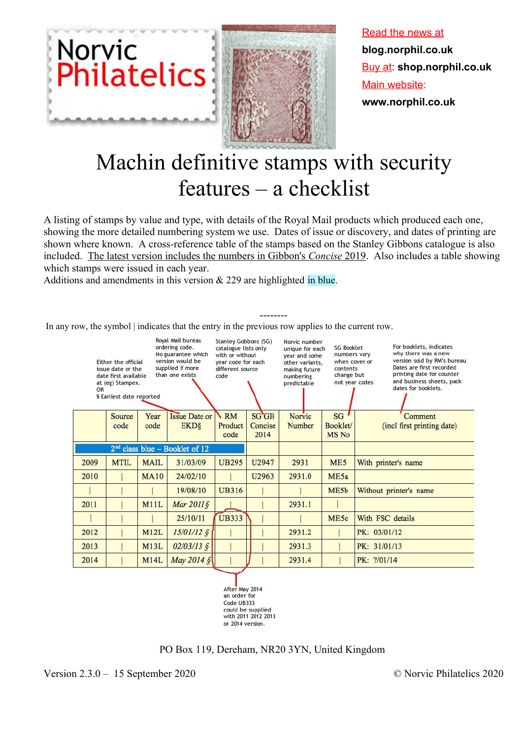Norvic Philatelics

Read the news at **blog.norphil.co.uk**

Buy at: **shop.norphil.co.uk**

Main website: **www.norphil.co.uk**

# Machin definitive stamps with security features – a checklist

A listing of stamps by value and type, with details of the Royal Mail products which produced each one, showing the more detailed numbering system we use. Dates of issue or discovery, and dates of printing are shown where known. A cross-reference table of the stamps based on the Stanley Gibbons catalogue is also included. The latest version includes the numbers in Gibbon's *Concise* 2019. Also includes a table showing which stamps were issued in each year.
Additions and amendments in this version & 229 are highlighted in blue.

--------

In any row, the symbol | indicates that the entry in the previous row applies to the current row.

Either the official issue date or the date first available at (eg) Stampex. OR § Earliest date reported

Royal Mail bureau ordering code. No guarantee which version would be supplied if more than one exists

Stanley Gobbons (SG) catalogue lists only with or without year code for each different source code

Norvic number unique for each year and some other variants, making future numbering predictable

SG Booklet numbers vary when cover or contents change but not year codes

For booklets, indicates why there was a new version sold by RM's bureau Dates are first recorded printing date for counter and business sheets, pack dates for booklets.

| | Source code | Year code | Issue Date or EKD§ | RM Product code | SG GB Concise 2014 | Norvic Number | SG Booklet/ MS No | Comment (incl first printing date) |
|---|---|---|---|---|---|---|---|---|
| 2nd class blue – Booklet of 12 | | | | | | | | |
| 2009 | MTIL | MAIL | 31/03/09 | UB295 | U2947 | 2931 | ME5 | With printer's name |
| 2010 | \| | MA10 | 24/02/10 | \| | U2963 | 2931.0 | ME5a | |
| \| | \| | \| | 19/08/10 | UB316 | \| | \| | ME5b | Without printer's name |
| 2011 | \| | M11L | *Mar 2011§* | \| | \| | 2931.1 | \| | |
| \| | \| | \| | 25/10/11 | UB333 | \| | \| | ME5c | With FSC details |
| 2012 | \| | M12L | *15/01/12 §* | \| | \| | 2931.2 | \| | PK: 03/01/12 |
| 2013 | \| | M13L | *02/03/13 §* | \| | \| | 2931.3 | \| | PK: 31/01/13 |
| 2014 | \| | M14L | *May 2014 §* | \| | \| | 2931.4 | \| | PK: ?/01/14 |

After May 2014 an order for Code UB333 could be supplied with 2011 2012 2013 or 2014 version.

PO Box 119, Dereham, NR20 3YN, United Kingdom

Version 2.3.0 – 15 September 2020

© Norvic Philatelics 2020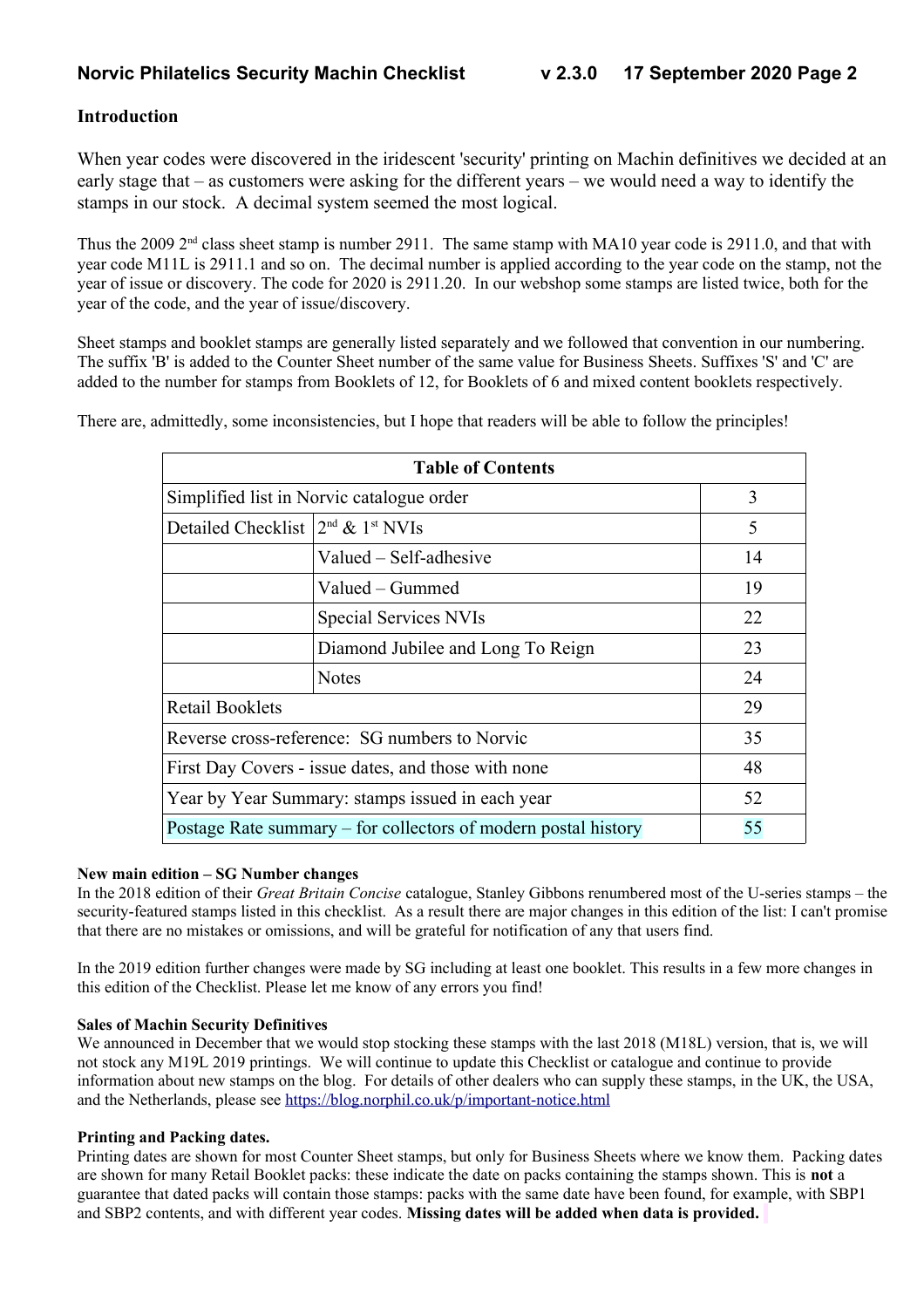## Introduction

When year codes were discovered in the iridescent 'security' printing on Machin definitives we decided at an early stage that – as customers were asking for the different years – we would need a way to identify the stamps in our stock. A decimal system seemed the most logical.

Thus the 2009 2nd class sheet stamp is number 2911. The same stamp with MA10 year code is 2911.0, and that with year code M11L is 2911.1 and so on. The decimal number is applied according to the year code on the stamp, not the year of issue or discovery. The code for 2020 is 2911.20. In our webshop some stamps are listed twice, both for the year of the code, and the year of issue/discovery.

Sheet stamps and booklet stamps are generally listed separately and we followed that convention in our numbering. The suffix 'B' is added to the Counter Sheet number of the same value for Business Sheets. Suffixes 'S' and 'C' are added to the number for stamps from Booklets of 12, for Booklets of 6 and mixed content booklets respectively.

There are, admittedly, some inconsistencies, but I hope that readers will be able to follow the principles!

| Table of Contents | | |
|---|---|---|
| Simplified list in Norvic catalogue order | | 3 |
| Detailed Checklist | 2nd & 1st NVIs | 5 |
| | Valued – Self-adhesive | 14 |
| | Valued – Gummed | 19 |
| | Special Services NVIs | 22 |
| | Diamond Jubilee and Long To Reign | 23 |
| | Notes | 24 |
| Retail Booklets | | 29 |
| Reverse cross-reference: SG numbers to Norvic | | 35 |
| First Day Covers - issue dates, and those with none | | 48 |
| Year by Year Summary: stamps issued in each year | | 52 |
| Postage Rate summary – for collectors of modern postal history | | 55 |

#### New main edition – SG Number changes

In the 2018 edition of their *Great Britain Concise* catalogue, Stanley Gibbons renumbered most of the U-series stamps – the security-featured stamps listed in this checklist. As a result there are major changes in this edition of the list: I can't promise that there are no mistakes or omissions, and will be grateful for notification of any that users find.

In the 2019 edition further changes were made by SG including at least one booklet. This results in a few more changes in this edition of the Checklist. Please let me know of any errors you find!

#### Sales of Machin Security Definitives

We announced in December that we would stop stocking these stamps with the last 2018 (M18L) version, that is, we will not stock any M19L 2019 printings. We will continue to update this Checklist or catalogue and continue to provide information about new stamps on the blog. For details of other dealers who can supply these stamps, in the UK, the USA, and the Netherlands, please see https://blog.norphil.co.uk/p/important-notice.html

#### Printing and Packing dates.

Printing dates are shown for most Counter Sheet stamps, but only for Business Sheets where we know them. Packing dates are shown for many Retail Booklet packs: these indicate the date on packs containing the stamps shown. This is **not** a guarantee that dated packs will contain those stamps: packs with the same date have been found, for example, with SBP1 and SBP2 contents, and with different year codes. **Missing dates will be added when data is provided.**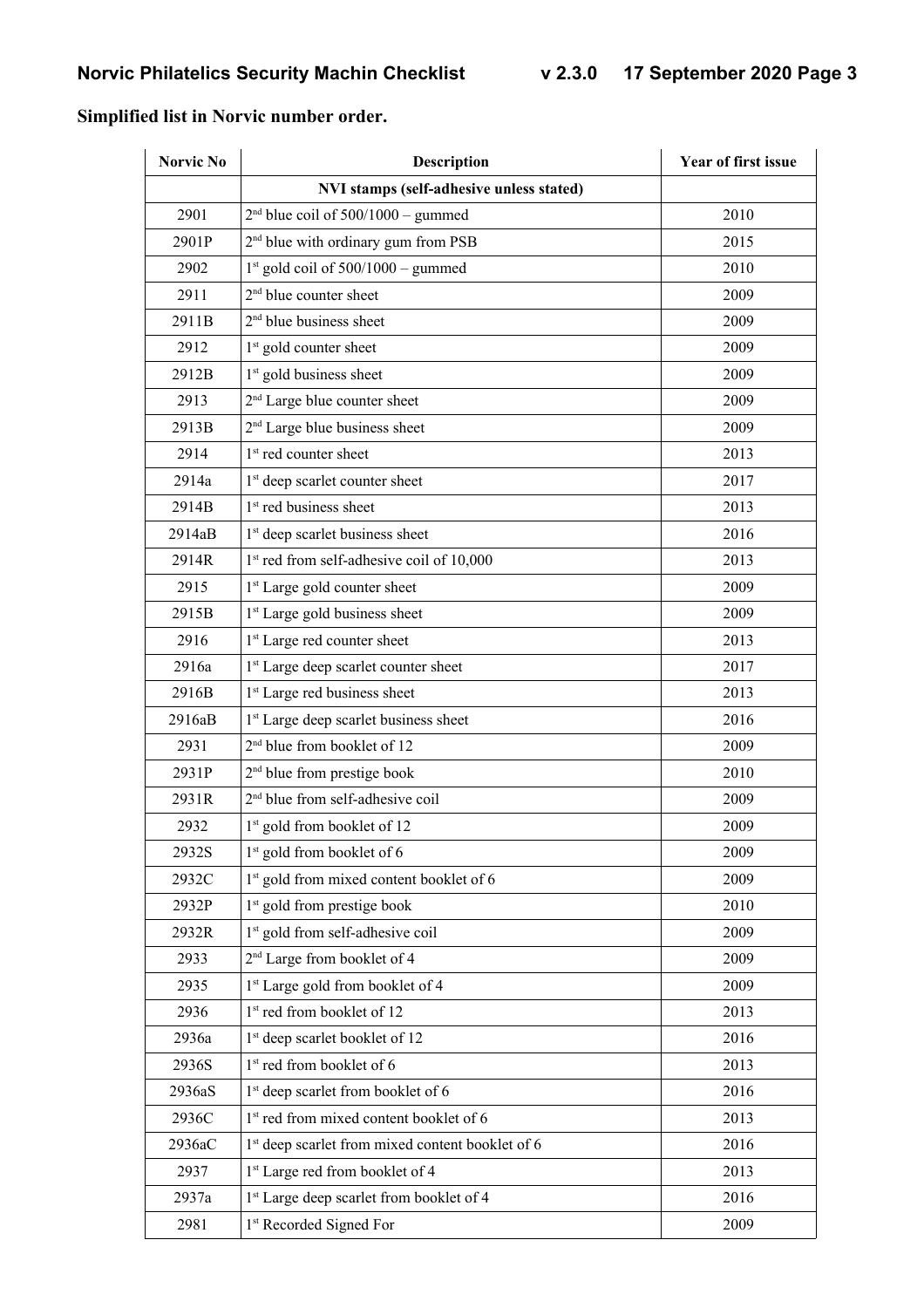**Simplified list in Norvic number order.**

| Norvic No | Description | Year of first issue |
|---|---|---|
| | **NVI stamps (self-adhesive unless stated)** | |
| 2901 | 2nd blue coil of 500/1000 – gummed | 2010 |
| 2901P | 2nd blue with ordinary gum from PSB | 2015 |
| 2902 | 1st gold coil of 500/1000 – gummed | 2010 |
| 2911 | 2nd blue counter sheet | 2009 |
| 2911B | 2nd blue business sheet | 2009 |
| 2912 | 1st gold counter sheet | 2009 |
| 2912B | 1st gold business sheet | 2009 |
| 2913 | 2nd Large blue counter sheet | 2009 |
| 2913B | 2nd Large blue business sheet | 2009 |
| 2914 | 1st red counter sheet | 2013 |
| 2914a | 1st deep scarlet counter sheet | 2017 |
| 2914B | 1st red business sheet | 2013 |
| 2914aB | 1st deep scarlet business sheet | 2016 |
| 2914R | 1st red from self-adhesive coil of 10,000 | 2013 |
| 2915 | 1st Large gold counter sheet | 2009 |
| 2915B | 1st Large gold business sheet | 2009 |
| 2916 | 1st Large red counter sheet | 2013 |
| 2916a | 1st Large deep scarlet counter sheet | 2017 |
| 2916B | 1st Large red business sheet | 2013 |
| 2916aB | 1st Large deep scarlet business sheet | 2016 |
| 2931 | 2nd blue from booklet of 12 | 2009 |
| 2931P | 2nd blue from prestige book | 2010 |
| 2931R | 2nd blue from self-adhesive coil | 2009 |
| 2932 | 1st gold from booklet of 12 | 2009 |
| 2932S | 1st gold from booklet of 6 | 2009 |
| 2932C | 1st gold from mixed content booklet of 6 | 2009 |
| 2932P | 1st gold from prestige book | 2010 |
| 2932R | 1st gold from self-adhesive coil | 2009 |
| 2933 | 2nd Large from booklet of 4 | 2009 |
| 2935 | 1st Large gold from booklet of 4 | 2009 |
| 2936 | 1st red from booklet of 12 | 2013 |
| 2936a | 1st deep scarlet booklet of 12 | 2016 |
| 2936S | 1st red from booklet of 6 | 2013 |
| 2936aS | 1st deep scarlet from booklet of 6 | 2016 |
| 2936C | 1st red from mixed content booklet of 6 | 2013 |
| 2936aC | 1st deep scarlet from mixed content booklet of 6 | 2016 |
| 2937 | 1st Large red from booklet of 4 | 2013 |
| 2937a | 1st Large deep scarlet from booklet of 4 | 2016 |
| 2981 | 1st Recorded Signed For | 2009 |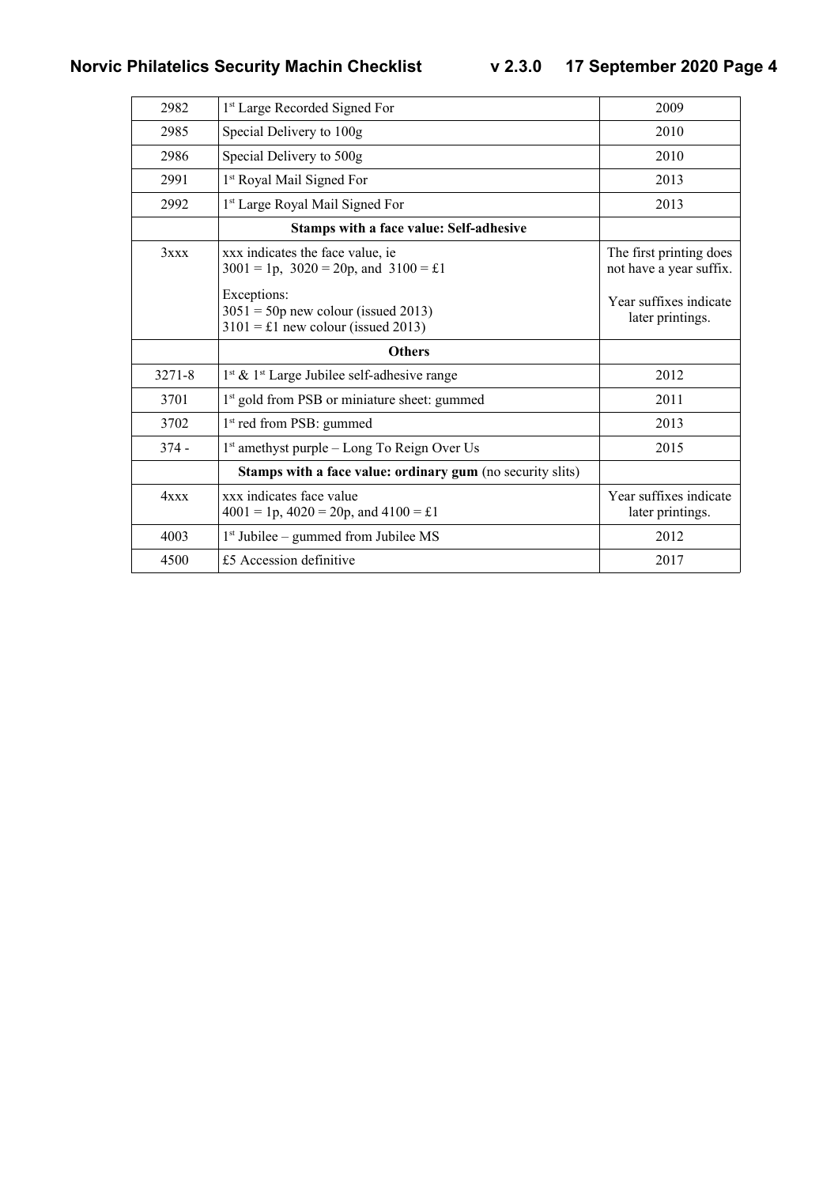| | | |
|---|---|---|
| 2982 | 1st Large Recorded Signed For | 2009 |
| 2985 | Special Delivery to 100g | 2010 |
| 2986 | Special Delivery to 500g | 2010 |
| 2991 | 1st Royal Mail Signed For | 2013 |
| 2992 | 1st Large Royal Mail Signed For | 2013 |
| | **Stamps with a face value: Self-adhesive** | |
| 3xxx | xxx indicates the face value, ie 3001 = 1p, 3020 = 20p, and 3100 = £1<br><br>Exceptions:<br>3051 = 50p new colour (issued 2013)<br>3101 = £1 new colour (issued 2013) | The first printing does not have a year suffix.<br><br>Year suffixes indicate later printings. |
| | **Others** | |
| 3271-8 | 1st & 1st Large Jubilee self-adhesive range | 2012 |
| 3701 | 1st gold from PSB or miniature sheet: gummed | 2011 |
| 3702 | 1st red from PSB: gummed | 2013 |
| 374 - | 1st amethyst purple – Long To Reign Over Us | 2015 |
| | **Stamps with a face value: ordinary gum** (no security slits) | |
| 4xxx | xxx indicates face value 4001 = 1p, 4020 = 20p, and 4100 = £1 | Year suffixes indicate later printings. |
| 4003 | 1st Jubilee – gummed from Jubilee MS | 2012 |
| 4500 | £5 Accession definitive | 2017 |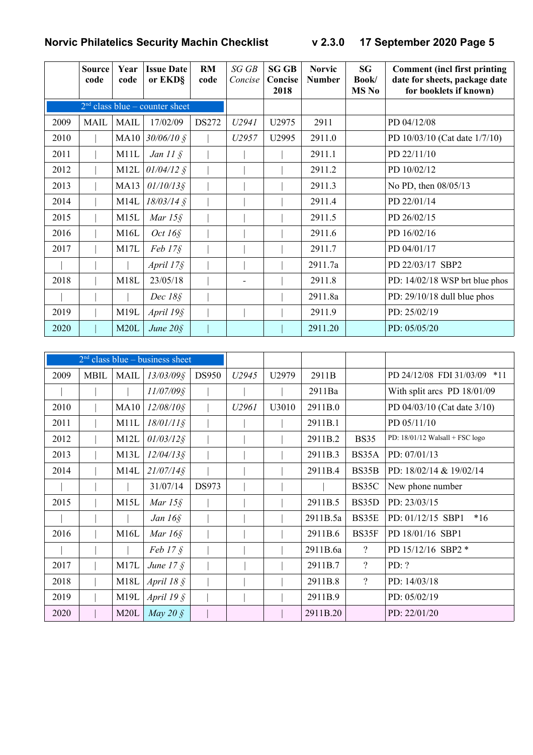| | Source code | Year code | Issue Date or EKD§ | RM code | *SG GB Concise* | SG GB Concise 2018 | Norvic Number | SG Book/ MS No | Comment (incl first printing date for sheets, package date for booklets if known) |
|---|---|---|---|---|---|---|---|---|---|
| 2nd class blue – counter sheet | | | | | | | | | |
| 2009 | MAIL | MAIL | 17/02/09 | DS272 | *U2941* | U2975 | 2911 | | PD 04/12/08 |
| 2010 | \| | MA10 | *30/06/10 §* | \| | *U2957* | U2995 | 2911.0 | | PD 10/03/10 (Cat date 1/7/10) |
| 2011 | \| | M11L | *Jan 11 §* | \| | \| | \| | 2911.1 | | PD 22/11/10 |
| 2012 | \| | M12L | *01/04/12 §* | \| | \| | \| | 2911.2 | | PD 10/02/12 |
| 2013 | \| | MA13 | *01/10/13§* | \| | \| | \| | 2911.3 | | No PD, then 08/05/13 |
| 2014 | \| | M14L | *18/03/14 §* | \| | \| | \| | 2911.4 | | PD 22/01/14 |
| 2015 | \| | M15L | *Mar 15§* | \| | \| | \| | 2911.5 | | PD 26/02/15 |
| 2016 | \| | M16L | *Oct 16§* | \| | \| | \| | 2911.6 | | PD 16/02/16 |
| 2017 | \| | M17L | *Feb 17§* | \| | \| | \| | 2911.7 | | PD 04/01/17 |
| \| | \| | \| | *April 17§* | \| | \| | \| | 2911.7a | | PD 22/03/17 SBP2 |
| 2018 | \| | M18L | 23/05/18 | \| | - | \| | 2911.8 | | PD: 14/02/18 WSP brt blue phos |
| \| | \| | \| | *Dec 18§* | \| | | \| | 2911.8a | | PD: 29/10/18 dull blue phos |
| 2019 | \| | M19L | *April 19§* | \| | \| | \| | 2911.9 | | PD: 25/02/19 |
| 2020 | \| | M20L | *June 20§* | \| | | \| | 2911.20 | | PD: 05/05/20 |

| | Source code | Year code | Issue Date or EKD§ | RM code | *SG GB Concise* | SG GB Concise 2018 | Norvic Number | SG Book/ MS No | Comment |
|---|---|---|---|---|---|---|---|---|---|
| 2nd class blue – business sheet | | | | | | | | | |
| 2009 | MBIL | MAIL | *13/03/09§* | DS950 | *U2945* | U2979 | 2911B | | PD 24/12/08 FDI 31/03/09 *11 |
| \| | \| | \| | *11/07/09§* | \| | \| | \| | 2911Ba | | With split arcs PD 18/01/09 |
| 2010 | \| | MA10 | *12/08/10§* | \| | *U2961* | U3010 | 2911B.0 | | PD 04/03/10 (Cat date 3/10) |
| 2011 | \| | M11L | *18/01/11§* | \| | \| | \| | 2911B.1 | | PD 05/11/10 |
| 2012 | \| | M12L | *01/03/12§* | \| | \| | \| | 2911B.2 | BS35 | PD: 18/01/12 Walsall + FSC logo |
| 2013 | \| | M13L | *12/04/13§* | \| | \| | \| | 2911B.3 | BS35A | PD: 07/01/13 |
| 2014 | \| | M14L | *21/07/14§* | \| | \| | \| | 2911B.4 | BS35B | PD: 18/02/14 & 19/02/14 |
| \| | \| | \| | 31/07/14 | DS973 | \| | \| | \| | BS35C | New phone number |
| 2015 | \| | M15L | *Mar 15§* | \| | \| | \| | 2911B.5 | BS35D | PD: 23/03/15 |
| \| | \| | \| | *Jan 16§* | \| | \| | \| | 2911B.5a | BS35E | PD: 01/12/15 SBP1 *16 |
| 2016 | \| | M16L | *Mar 16§* | \| | \| | \| | 2911B.6 | BS35F | PD 18/01/16 SBP1 |
| \| | \| | \| | *Feb 17 §* | \| | \| | \| | 2911B.6a | ? | PD 15/12/16 SBP2 * |
| 2017 | \| | M17L | *June 17 §* | \| | \| | \| | 2911B.7 | ? | PD: ? |
| 2018 | \| | M18L | *April 18 §* | \| | \| | \| | 2911B.8 | ? | PD: 14/03/18 |
| 2019 | \| | M19L | *April 19 §* | \| | \| | \| | 2911B.9 | | PD: 05/02/19 |
| 2020 | \| | M20L | *May 20 §* | \| | | \| | 2911B.20 | | PD: 22/01/20 |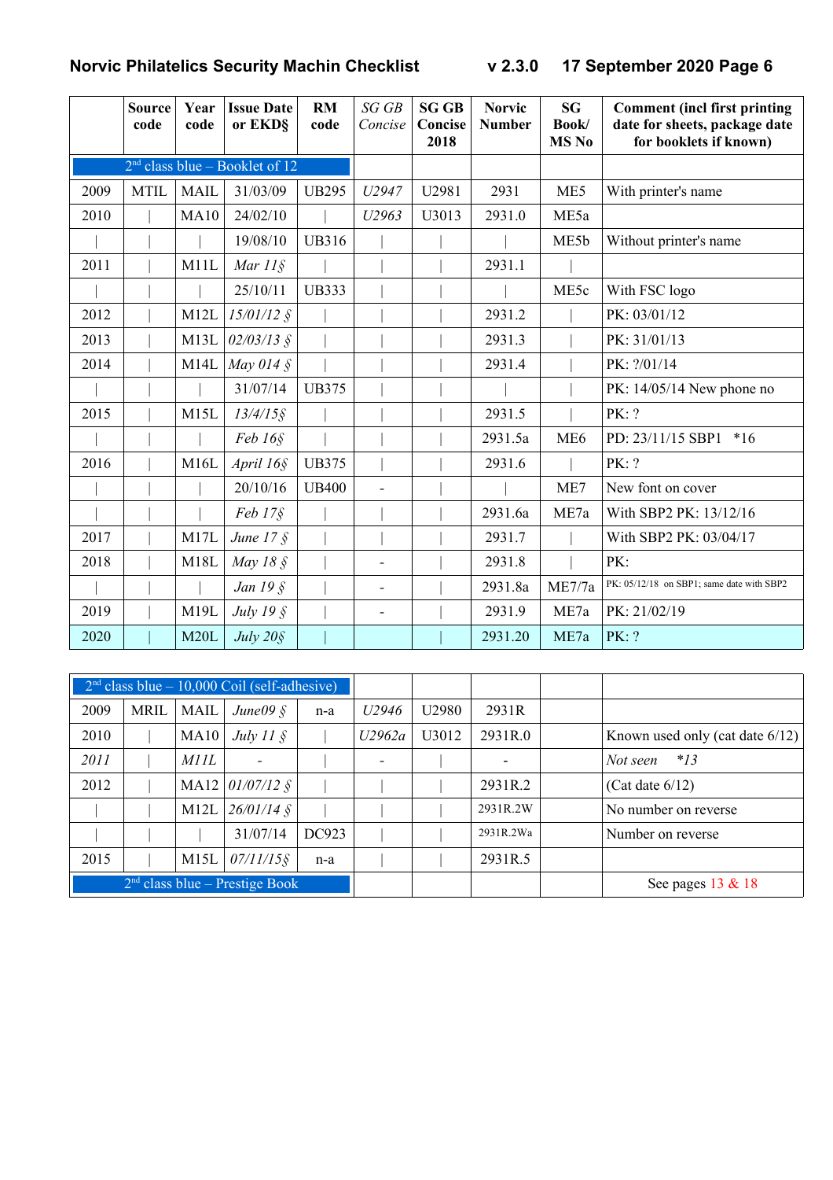| | Source code | Year code | Issue Date or EKD§ | RM code | *SG GB Concise* | SG GB Concise 2018 | Norvic Number | SG Book/ MS No | Comment (incl first printing date for sheets, package date for booklets if known) |
|---|---|---|---|---|---|---|---|---|---|
| 2nd class blue – Booklet of 12 | | | | | | | | | |
| 2009 | MTIL | MAIL | 31/03/09 | UB295 | *U2947* | U2981 | 2931 | ME5 | With printer's name |
| 2010 | \| | MA10 | 24/02/10 | \| | *U2963* | U3013 | 2931.0 | ME5a | |
| \| | \| | \| | 19/08/10 | UB316 | \| | \| | \| | ME5b | Without printer's name |
| 2011 | \| | M11L | *Mar 11§* | \| | \| | \| | 2931.1 | \| | |
| \| | \| | \| | 25/10/11 | UB333 | \| | \| | \| | ME5c | With FSC logo |
| 2012 | \| | M12L | *15/01/12 §* | \| | \| | \| | 2931.2 | \| | PK: 03/01/12 |
| 2013 | \| | M13L | *02/03/13 §* | \| | \| | \| | 2931.3 | \| | PK: 31/01/13 |
| 2014 | \| | M14L | *May 014 §* | \| | \| | \| | 2931.4 | \| | PK: ?/01/14 |
| \| | \| | \| | 31/07/14 | UB375 | \| | \| | \| | \| | PK: 14/05/14 New phone no |
| 2015 | \| | M15L | *13/4/15§* | \| | \| | \| | 2931.5 | \| | PK: ? |
| \| | \| | \| | *Feb 16§* | \| | \| | \| | 2931.5a | ME6 | PD: 23/11/15 SBP1 *16 |
| 2016 | \| | M16L | *April 16§* | UB375 | \| | \| | 2931.6 | \| | PK: ? |
| \| | \| | \| | 20/10/16 | UB400 | - | \| | \| | ME7 | New font on cover |
| \| | \| | \| | *Feb 17§* | \| | \| | \| | 2931.6a | ME7a | With SBP2 PK: 13/12/16 |
| 2017 | \| | M17L | *June 17 §* | \| | \| | \| | 2931.7 | \| | With SBP2 PK: 03/04/17 |
| 2018 | \| | M18L | *May 18 §* | \| | - | \| | 2931.8 | \| | PK: |
| \| | \| | \| | *Jan 19 §* | \| | - | \| | 2931.8a | ME7/7a | PK: 05/12/18 on SBP1; same date with SBP2 |
| 2019 | \| | M19L | *July 19 §* | \| | - | \| | 2931.9 | ME7a | PK: 21/02/19 |
| 2020 | \| | M20L | *July 20§* | \| | | \| | 2931.20 | ME7a | PK: ? |

| | Source code | Year code | Issue Date or EKD§ | RM code | *SG GB Concise* | SG GB Concise 2018 | Norvic Number | SG Book/ MS No | Comment |
|---|---|---|---|---|---|---|---|---|---|
| 2nd class blue – 10,000 Coil (self-adhesive) | | | | | | | | | |
| 2009 | MRIL | MAIL | *June09 §* | n-a | *U2946* | U2980 | 2931R | | |
| 2010 | \| | MA10 | *July 11 §* | \| | *U2962a* | U3012 | 2931R.0 | | Known used only (cat date 6/12) |
| *2011* | \| | *M11L* | - | \| | - | \| | - | | *Not seen* *13 |
| 2012 | \| | MA12 | *01/07/12 §* | \| | \| | \| | 2931R.2 | | (Cat date 6/12) |
| \| | \| | M12L | *26/01/14 §* | \| | \| | \| | 2931R.2W | | No number on reverse |
| \| | \| | \| | 31/07/14 | DC923 | \| | \| | 2931R.2Wa | | Number on reverse |
| 2015 | \| | M15L | *07/11/15§* | n-a | \| | \| | 2931R.5 | | |
| 2nd class blue – Prestige Book | | | | | | | | | See pages 13 & 18 |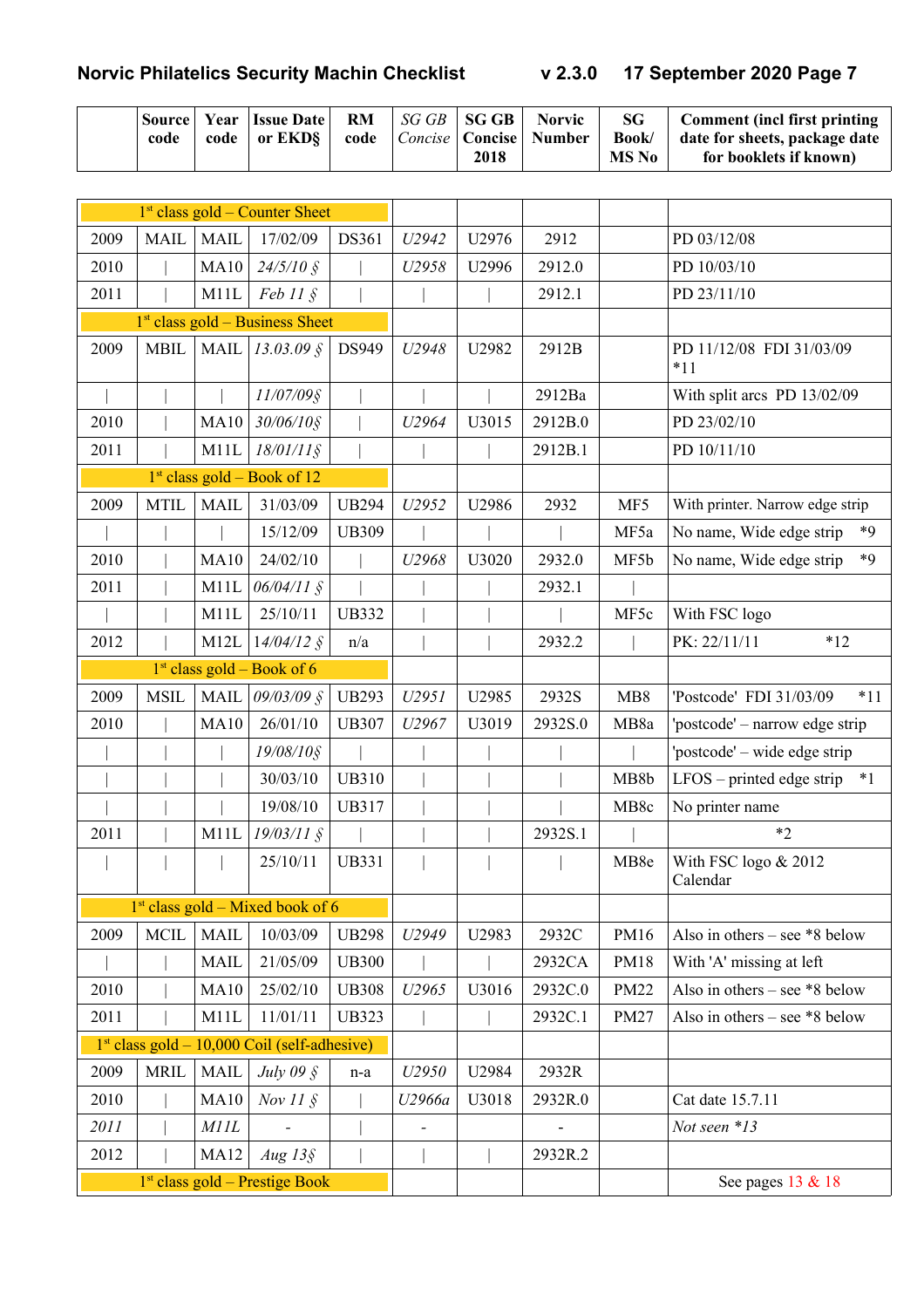| | Source code | Year code | Issue Date or EKD§ | RM code | *SG GB Concise* | SG GB Concise 2018 | Norvic Number | SG Book/ MS No | Comment (incl first printing date for sheets, package date for booklets if known) |
|---|---|---|---|---|---|---|---|---|---|
| 1st class gold – Counter Sheet | | | | | | | | | |
| 2009 | MAIL | MAIL | 17/02/09 | DS361 | *U2942* | U2976 | 2912 | | PD 03/12/08 |
| 2010 | \| | MA10 | *24/5/10 §* | \| | *U2958* | U2996 | 2912.0 | | PD 10/03/10 |
| 2011 | \| | M11L | *Feb 11 §* | \| | \| | \| | 2912.1 | | PD 23/11/10 |
| 1st class gold – Business Sheet | | | | | | | | | |
| 2009 | MBIL | MAIL | *13.03.09 §* | DS949 | *U2948* | U2982 | 2912B | | PD 11/12/08 FDI 31/03/09 *11 |
| \| | \| | \| | *11/07/09§* | \| | \| | \| | 2912Ba | | With split arcs PD 13/02/09 |
| 2010 | \| | MA10 | *30/06/10§* | \| | *U2964* | U3015 | 2912B.0 | | PD 23/02/10 |
| 2011 | \| | M11L | *18/01/11§* | \| | \| | \| | 2912B.1 | | PD 10/11/10 |
| 1st class gold – Book of 12 | | | | | | | | | |
| 2009 | MTIL | MAIL | 31/03/09 | UB294 | *U2952* | U2986 | 2932 | MF5 | With printer. Narrow edge strip |
| \| | \| | \| | 15/12/09 | UB309 | \| | \| | \| | MF5a | No name, Wide edge strip *9 |
| 2010 | \| | MA10 | 24/02/10 | \| | *U2968* | U3020 | 2932.0 | MF5b | No name, Wide edge strip *9 |
| 2011 | \| | M11L | *06/04/11 §* | \| | \| | \| | 2932.1 | \| | |
| \| | \| | M11L | 25/10/11 | UB332 | \| | \| | \| | MF5c | With FSC logo |
| 2012 | \| | M12L | *14/04/12 §* | n/a | \| | \| | 2932.2 | \| | PK: 22/11/11 *12 |
| 1st class gold – Book of 6 | | | | | | | | | |
| 2009 | MSIL | MAIL | *09/03/09 §* | UB293 | *U2951* | U2985 | 2932S | MB8 | 'Postcode' FDI 31/03/09 *11 |
| 2010 | \| | MA10 | 26/01/10 | UB307 | *U2967* | U3019 | 2932S.0 | MB8a | 'postcode' – narrow edge strip |
| \| | \| | \| | *19/08/10§* | \| | \| | \| | \| | \| | 'postcode' – wide edge strip |
| \| | \| | \| | 30/03/10 | UB310 | \| | \| | \| | MB8b | LFOS – printed edge strip *1 |
| \| | \| | \| | 19/08/10 | UB317 | \| | \| | \| | MB8c | No printer name |
| 2011 | \| | M11L | *19/03/11 §* | \| | \| | \| | 2932S.1 | \| | *2 |
| \| | \| | \| | 25/10/11 | UB331 | \| | \| | \| | MB8e | With FSC logo & 2012 Calendar |
| 1st class gold – Mixed book of 6 | | | | | | | | | |
| 2009 | MCIL | MAIL | 10/03/09 | UB298 | *U2949* | U2983 | 2932C | PM16 | Also in others – see *8 below |
| \| | \| | MAIL | 21/05/09 | UB300 | \| | \| | 2932CA | PM18 | With 'A' missing at left |
| 2010 | \| | MA10 | 25/02/10 | UB308 | *U2965* | U3016 | 2932C.0 | PM22 | Also in others – see *8 below |
| 2011 | \| | M11L | 11/01/11 | UB323 | \| | \| | 2932C.1 | PM27 | Also in others – see *8 below |
| 1st class gold – 10,000 Coil (self-adhesive) | | | | | | | | | |
| 2009 | MRIL | MAIL | *July 09 §* | n-a | *U2950* | U2984 | 2932R | | |
| 2010 | \| | MA10 | *Nov 11 §* | \| | *U2966a* | U3018 | 2932R.0 | | Cat date 15.7.11 |
| *2011* | \| | *M11L* | - | \| | - | | - | | *Not seen *13* |
| 2012 | \| | MA12 | *Aug 13§* | \| | \| | \| | 2932R.2 | | |
| 1st class gold – Prestige Book | | | | | | | | | See pages 13 & 18 |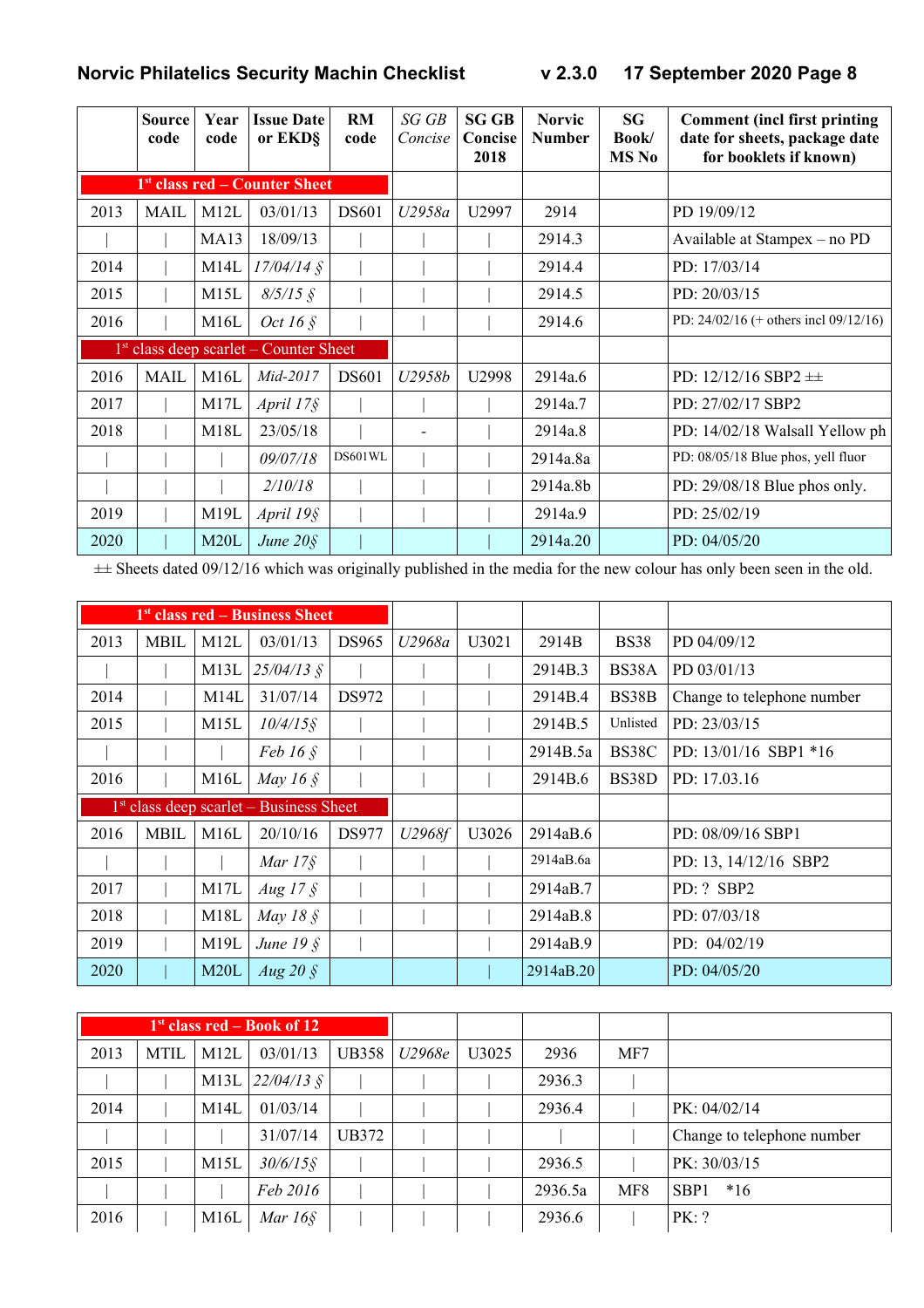| | Source code | Year code | Issue Date or EKD§ | RM code | *SG GB Concise* | SG GB Concise 2018 | Norvic Number | SG Book/ MS No | Comment (incl first printing date for sheets, package date for booklets if known) |
|---|---|---|---|---|---|---|---|---|---|
| **1st class red – Counter Sheet** | | | | | | | | | |
| 2013 | MAIL | M12L | 03/01/13 | DS601 | *U2958a* | U2997 | 2914 | | PD 19/09/12 |
| \| | \| | MA13 | 18/09/13 | \| | \| | \| | 2914.3 | | Available at Stampex – no PD |
| 2014 | \| | M14L | *17/04/14 §* | \| | \| | \| | 2914.4 | | PD: 17/03/14 |
| 2015 | \| | M15L | *8/5/15 §* | \| | \| | \| | 2914.5 | | PD: 20/03/15 |
| 2016 | \| | M16L | *Oct 16 §* | \| | \| | \| | 2914.6 | | PD: 24/02/16 (+ others incl 09/12/16) |
| 1st class deep scarlet – Counter Sheet | | | | | | | | | |
| 2016 | MAIL | M16L | *Mid-2017* | DS601 | *U2958b* | U2998 | 2914a.6 | | PD: 12/12/16 SBP2 ±± |
| 2017 | \| | M17L | *April 17§* | \| | \| | \| | 2914a.7 | | PD: 27/02/17 SBP2 |
| 2018 | \| | M18L | 23/05/18 | \| | - | \| | 2914a.8 | | PD: 14/02/18 Walsall Yellow ph |
| \| | \| | \| | *09/07/18* | DS601WL | \| | \| | 2914a.8a | | PD: 08/05/18 Blue phos, yell fluor |
| \| | \| | \| | *2/10/18* | \| | \| | \| | 2914a.8b | | PD: 29/08/18 Blue phos only. |
| 2019 | \| | M19L | *April 19§* | \| | \| | \| | 2914a.9 | | PD: 25/02/19 |
| 2020 | \| | M20L | *June 20§* | \| | | \| | 2914a.20 | | PD: 04/05/20 |

±± Sheets dated 09/12/16 which was originally published in the media for the new colour has only been seen in the old.

| | Source code | Year code | Issue Date or EKD§ | RM code | *SG GB Concise* | SG GB Concise 2018 | Norvic Number | SG Book/ MS No | Comment |
|---|---|---|---|---|---|---|---|---|---|
| **1st class red – Business Sheet** | | | | | | | | | |
| 2013 | MBIL | M12L | 03/01/13 | DS965 | *U2968a* | U3021 | 2914B | BS38 | PD 04/09/12 |
| \| | \| | M13L | *25/04/13 §* | \| | \| | \| | 2914B.3 | BS38A | PD 03/01/13 |
| 2014 | \| | M14L | 31/07/14 | DS972 | \| | \| | 2914B.4 | BS38B | Change to telephone number |
| 2015 | \| | M15L | *10/4/15§* | \| | \| | \| | 2914B.5 | Unlisted | PD: 23/03/15 |
| \| | \| | \| | *Feb 16 §* | \| | \| | \| | 2914B.5a | BS38C | PD: 13/01/16 SBP1 *16 |
| 2016 | \| | M16L | *May 16 §* | \| | \| | \| | 2914B.6 | BS38D | PD: 17.03.16 |
| 1st class deep scarlet – Business Sheet | | | | | | | | | |
| 2016 | MBIL | M16L | 20/10/16 | DS977 | *U2968f* | U3026 | 2914aB.6 | | PD: 08/09/16 SBP1 |
| \| | \| | \| | *Mar 17§* | \| | \| | \| | 2914aB.6a | | PD: 13, 14/12/16 SBP2 |
| 2017 | \| | M17L | *Aug 17 §* | \| | \| | \| | 2914aB.7 | | PD: ? SBP2 |
| 2018 | \| | M18L | *May 18 §* | \| | \| | \| | 2914aB.8 | | PD: 07/03/18 |
| 2019 | \| | M19L | *June 19 §* | \| | | \| | 2914aB.9 | | PD: 04/02/19 |
| 2020 | \| | M20L | *Aug 20 §* | \| | | \| | 2914aB.20 | | PD: 04/05/20 |

| | Source code | Year code | Issue Date or EKD§ | RM code | *SG GB Concise* | SG GB Concise 2018 | Norvic Number | SG Book/ MS No | Comment |
|---|---|---|---|---|---|---|---|---|---|
| **1st class red – Book of 12** | | | | | | | | | |
| 2013 | MTIL | M12L | 03/01/13 | UB358 | *U2968e* | U3025 | 2936 | MF7 | |
| \| | \| | M13L | *22/04/13 §* | \| | \| | \| | 2936.3 | \| | |
| 2014 | \| | M14L | 01/03/14 | \| | \| | \| | 2936.4 | \| | PK: 04/02/14 |
| \| | \| | \| | 31/07/14 | UB372 | \| | \| | \| | \| | Change to telephone number |
| 2015 | \| | M15L | *30/6/15§* | \| | \| | \| | 2936.5 | \| | PK: 30/03/15 |
| \| | \| | \| | *Feb 2016* | \| | \| | \| | 2936.5a | MF8 | SBP1 *16 |
| 2016 | \| | M16L | *Mar 16§* | \| | \| | \| | 2936.6 | \| | PK: ? |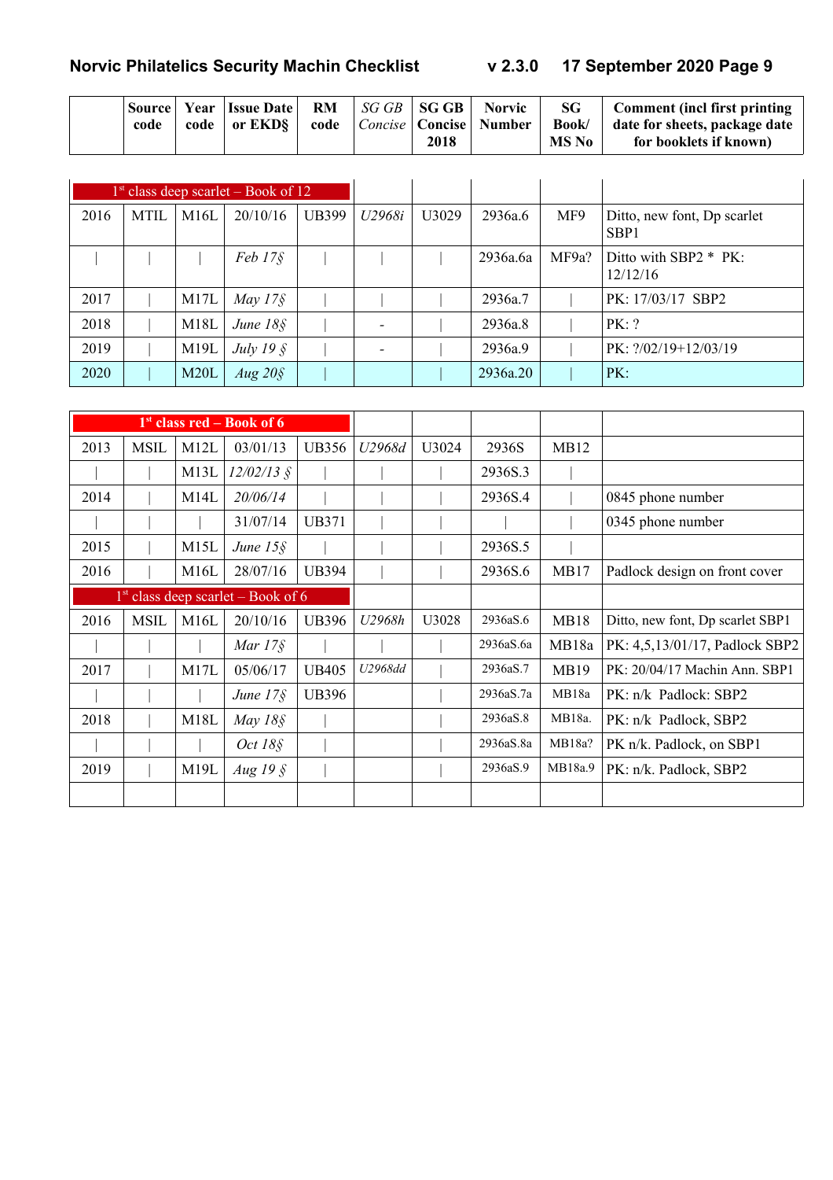| | Source code | Year code | Issue Date or EKD§ | RM code | *SG GB Concise* | SG GB Concise 2018 | Norvic Number | SG Book/ MS No | Comment (incl first printing date for sheets, package date for booklets if known) |
|---|---|---|---|---|---|---|---|---|---|
| 1st class deep scarlet – Book of 12 | | | | | | | | | |
| 2016 | MTIL | M16L | 20/10/16 | UB399 | *U2968i* | U3029 | 2936a.6 | MF9 | Ditto, new font, Dp scarlet SBP1 |
| \| | \| | \| | *Feb 17§* | \| | \| | \| | 2936a.6a | MF9a? | Ditto with SBP2 * PK: 12/12/16 |
| 2017 | \| | M17L | *May 17§* | \| | \| | \| | 2936a.7 | \| | PK: 17/03/17 SBP2 |
| 2018 | \| | M18L | *June 18§* | \| | - | \| | 2936a.8 | \| | PK: ? |
| 2019 | \| | M19L | *July 19 §* | \| | - | \| | 2936a.9 | \| | PK: ?/02/19+12/03/19 |
| 2020 | \| | M20L | *Aug 20§* | \| | | \| | 2936a.20 | \| | PK: |

| | Source code | Year code | Issue Date or EKD§ | RM code | *SG GB Concise* | SG GB Concise 2018 | Norvic Number | SG Book/ MS No | Comment (incl first printing date for sheets, package date for booklets if known) |
|---|---|---|---|---|---|---|---|---|---|
| **1st class red – Book of 6** | | | | | | | | | |
| 2013 | MSIL | M12L | 03/01/13 | UB356 | *U2968d* | U3024 | 2936S | MB12 | |
| \| | \| | M13L | *12/02/13 §* | \| | \| | \| | 2936S.3 | \| | |
| 2014 | \| | M14L | *20/06/14* | \| | \| | \| | 2936S.4 | \| | 0845 phone number |
| \| | \| | \| | 31/07/14 | UB371 | \| | \| | \| | \| | 0345 phone number |
| 2015 | \| | M15L | *June 15§* | \| | \| | \| | 2936S.5 | \| | |
| 2016 | \| | M16L | 28/07/16 | UB394 | \| | \| | 2936S.6 | MB17 | Padlock design on front cover |
| 1st class deep scarlet – Book of 6 | | | | | | | | | |
| 2016 | MSIL | M16L | 20/10/16 | UB396 | *U2968h* | U3028 | 2936aS.6 | MB18 | Ditto, new font, Dp scarlet SBP1 |
| \| | \| | \| | *Mar 17§* | \| | \| | \| | 2936aS.6a | MB18a | PK: 4,5,13/01/17, Padlock SBP2 |
| 2017 | \| | M17L | 05/06/17 | UB405 | *U2968dd* | \| | 2936aS.7 | MB19 | PK: 20/04/17 Machin Ann. SBP1 |
| \| | \| | \| | *June 17§* | UB396 | | \| | 2936aS.7a | MB18a | PK: n/k Padlock: SBP2 |
| 2018 | \| | M18L | *May 18§* | \| | | \| | 2936aS.8 | MB18a. | PK: n/k Padlock, SBP2 |
| \| | \| | \| | *Oct 18§* | \| | | \| | 2936aS.8a | MB18a? | PK n/k. Padlock, on SBP1 |
| 2019 | \| | M19L | *Aug 19 §* | \| | | \| | 2936aS.9 | MB18a.9 | PK: n/k. Padlock, SBP2 |
| | | | | | | | | | |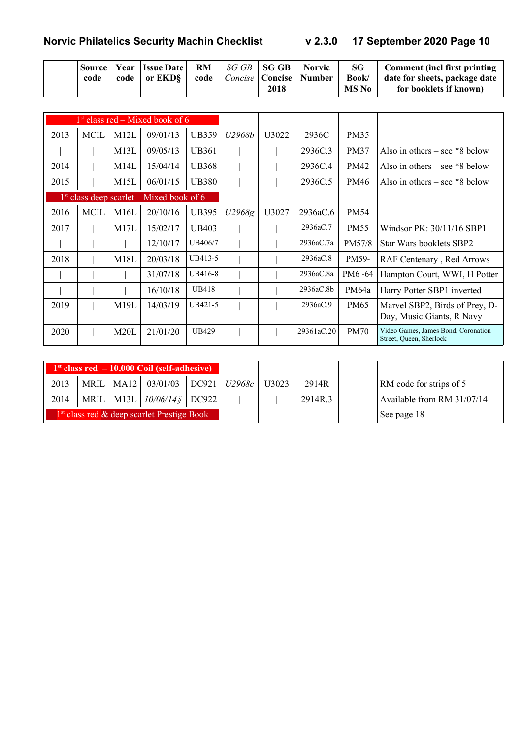| | Source code | Year code | Issue Date or EKD§ | RM code | *SG GB Concise* | SG GB Concise 2018 | Norvic Number | SG Book/ MS No | Comment (incl first printing date for sheets, package date for booklets if known) |
|---|---|---|---|---|---|---|---|---|---|
| 1[st] class red – Mixed book of 6 | | | | | | | | | |
| 2013 | MCIL | M12L | 09/01/13 | UB359 | *U2968b* | U3022 | 2936C | PM35 | |
| \| | \| | M13L | 09/05/13 | UB361 | \| | \| | 2936C.3 | PM37 | Also in others – see *8 below |
| 2014 | \| | M14L | 15/04/14 | UB368 | \| | \| | 2936C.4 | PM42 | Also in others – see *8 below |
| 2015 | \| | M15L | 06/01/15 | UB380 | \| | \| | 2936C.5 | PM46 | Also in others – see *8 below |
| 1[st] class deep scarlet – Mixed book of 6 | | | | | | | | | |
| 2016 | MCIL | M16L | 20/10/16 | UB395 | *U2968g* | U3027 | 2936aC.6 | PM54 | |
| 2017 | \| | M17L | 15/02/17 | UB403 | \| | \| | 2936aC.7 | PM55 | Windsor PK: 30/11/16 SBP1 |
| \| | \| | \| | 12/10/17 | UB406/7 | \| | \| | 2936aC.7a | PM57/8 | Star Wars booklets SBP2 |
| 2018 | \| | M18L | 20/03/18 | UB413-5 | \| | \| | 2936aC.8 | PM59- | RAF Centenary , Red Arrows |
| \| | \| | \| | 31/07/18 | UB416-8 | \| | \| | 2936aC.8a | PM6 -64 | Hampton Court, WWI, H Potter |
| \| | \| | \| | 16/10/18 | UB418 | \| | \| | 2936aC.8b | PM64a | Harry Potter SBP1 inverted |
| 2019 | \| | M19L | 14/03/19 | UB421-5 | \| | \| | 2936aC.9 | PM65 | Marvel SBP2, Birds of Prey, D-Day, Music Giants, R Navy |
| 2020 | \| | M20L | 21/01/20 | UB429 | \| | \| | 29361aC.20 | PM70 | Video Games, James Bond, Coronation Street, Queen, Sherlock |

| | | | | | | | | | |
|---|---|---|---|---|---|---|---|---|---|
| **1[st] class red – 10,000 Coil (self-adhesive)** | | | | | | | | | |
| 2013 | MRIL | MA12 | 03/01/03 | DC921 | *U2968c* | U3023 | 2914R | | RM code for strips of 5 |
| 2014 | MRIL | M13L | *10/06/14§* | DC922 | \| | \| | 2914R.3 | | Available from RM 31/07/14 |
| 1[st] class red & deep scarlet Prestige Book | | | | | | | | | See page 18 |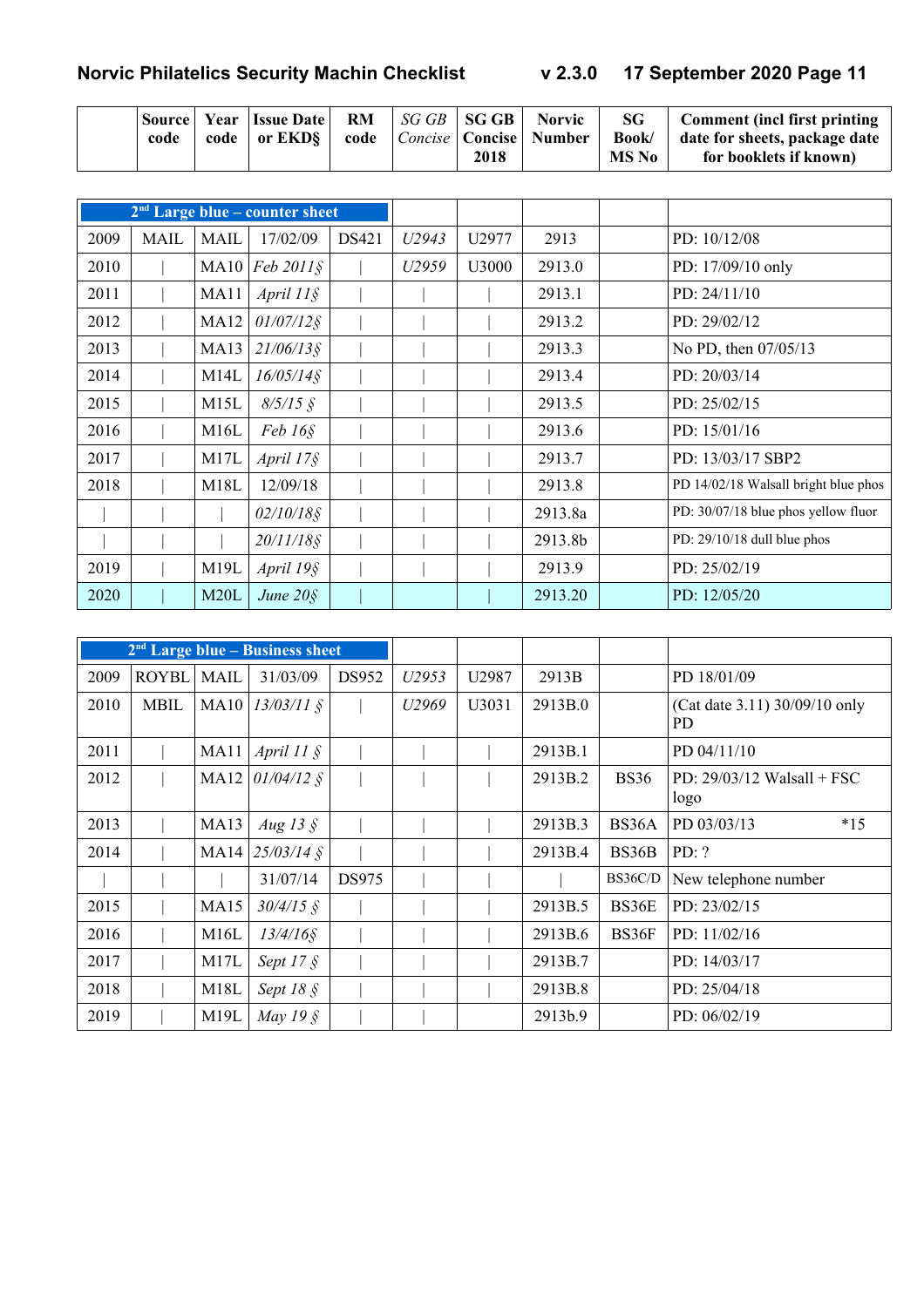|  | Source code | Year code | Issue Date or EKD§ | RM code | *SG GB Concise* | SG GB Concise 2018 | Norvic Number | SG Book/ MS No | Comment (incl first printing date for sheets, package date for booklets if known) |
|---|---|---|---|---|---|---|---|---|---|
| **2nd Large blue – counter sheet** | | | | | | | | | |
| 2009 | MAIL | MAIL | 17/02/09 | DS421 | *U2943* | U2977 | 2913 | | PD: 10/12/08 |
| 2010 | \| | MA10 | *Feb 2011§* | \| | *U2959* | U3000 | 2913.0 | | PD: 17/09/10 only |
| 2011 | \| | MA11 | *April 11§* | \| | \| | \| | 2913.1 | | PD: 24/11/10 |
| 2012 | \| | MA12 | *01/07/12§* | \| | \| | \| | 2913.2 | | PD: 29/02/12 |
| 2013 | \| | MA13 | *21/06/13§* | \| | \| | \| | 2913.3 | | No PD, then 07/05/13 |
| 2014 | \| | M14L | *16/05/14§* | \| | \| | \| | 2913.4 | | PD: 20/03/14 |
| 2015 | \| | M15L | *8/5/15 §* | \| | \| | \| | 2913.5 | | PD: 25/02/15 |
| 2016 | \| | M16L | *Feb 16§* | \| | \| | \| | 2913.6 | | PD: 15/01/16 |
| 2017 | \| | M17L | *April 17§* | \| | \| | \| | 2913.7 | | PD: 13/03/17 SBP2 |
| 2018 | \| | M18L | 12/09/18 | \| | \| | \| | 2913.8 | | PD 14/02/18 Walsall bright blue phos |
| \| | \| | \| | *02/10/18§* | \| | \| | \| | 2913.8a | | PD: 30/07/18 blue phos yellow fluor |
| \| | \| | \| | *20/11/18§* | \| | \| | \| | 2913.8b | | PD: 29/10/18 dull blue phos |
| 2019 | \| | M19L | *April 19§* | \| | \| | \| | 2913.9 | | PD: 25/02/19 |
| 2020 | \| | M20L | *June 20§* | \| | | \| | 2913.20 | | PD: 12/05/20 |

|  | Source code | Year code | Issue Date or EKD§ | RM code | *SG GB Concise* | SG GB Concise 2018 | Norvic Number | SG Book/ MS No | Comment (incl first printing date for sheets, package date for booklets if known) |
|---|---|---|---|---|---|---|---|---|---|
| **2nd Large blue – Business sheet** | | | | | | | | | |
| 2009 | ROYBL | MAIL | 31/03/09 | DS952 | *U2953* | U2987 | 2913B | | PD 18/01/09 |
| 2010 | MBIL | MA10 | *13/03/11 §* | \| | *U2969* | U3031 | 2913B.0 | | (Cat date 3.11) 30/09/10 only PD |
| 2011 | \| | MA11 | *April 11 §* | \| | \| | \| | 2913B.1 | | PD 04/11/10 |
| 2012 | \| | MA12 | *01/04/12 §* | \| | \| | \| | 2913B.2 | BS36 | PD: 29/03/12 Walsall + FSC logo |
| 2013 | \| | MA13 | *Aug 13 §* | \| | \| | \| | 2913B.3 | BS36A | PD 03/03/13 *15 |
| 2014 | \| | MA14 | *25/03/14 §* | \| | \| | \| | 2913B.4 | BS36B | PD: ? |
| \| | \| | \| | 31/07/14 | DS975 | \| | \| | \| | BS36C/D | New telephone number |
| 2015 | \| | MA15 | *30/4/15 §* | \| | \| | \| | 2913B.5 | BS36E | PD: 23/02/15 |
| 2016 | \| | M16L | *13/4/16§* | \| | \| | \| | 2913B.6 | BS36F | PD: 11/02/16 |
| 2017 | \| | M17L | *Sept 17 §* | \| | \| | \| | 2913B.7 | | PD: 14/03/17 |
| 2018 | \| | M18L | *Sept 18 §* | \| | \| | \| | 2913B.8 | | PD: 25/04/18 |
| 2019 | \| | M19L | *May 19 §* | \| | \| | | 2913b.9 | | PD: 06/02/19 |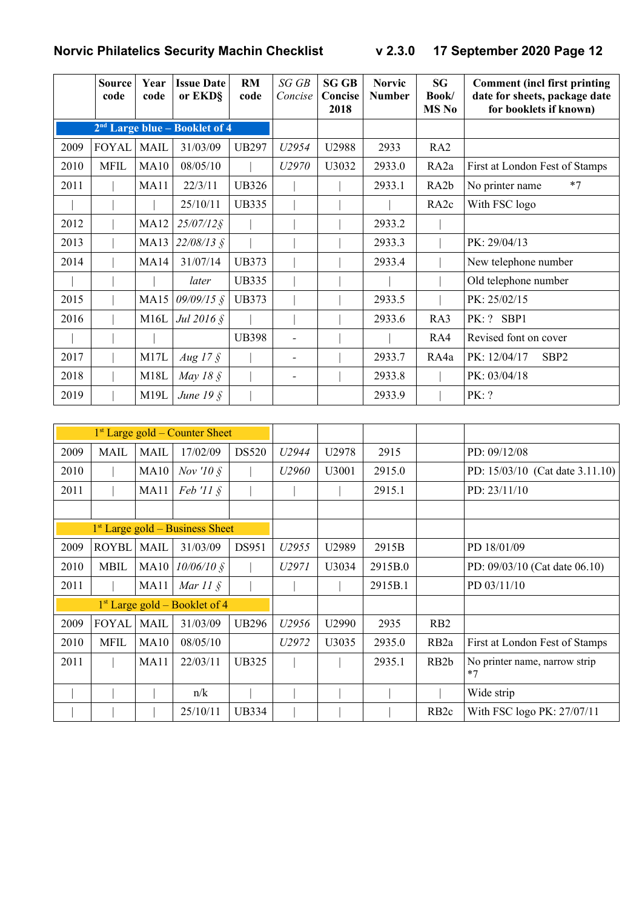| | Source code | Year code | Issue Date or EKD§ | RM code | *SG GB Concise* | SG GB Concise 2018 | Norvic Number | SG Book/ MS No | Comment (incl first printing date for sheets, package date for booklets if known) |
|---|---|---|---|---|---|---|---|---|---|
| **2nd Large blue – Booklet of 4** | | | | | | | | | |
| 2009 | FOYAL | MAIL | 31/03/09 | UB297 | *U2954* | U2988 | 2933 | RA2 | |
| 2010 | MFIL | MA10 | 08/05/10 | \| | *U2970* | U3032 | 2933.0 | RA2a | First at London Fest of Stamps |
| 2011 | \| | MA11 | 22/3/11 | UB326 | \| | \| | 2933.1 | RA2b | No printer name *7 |
| \| | \| | \| | 25/10/11 | UB335 | \| | \| | \| | RA2c | With FSC logo |
| 2012 | \| | MA12 | *25/07/12§* | \| | \| | \| | 2933.2 | \| | |
| 2013 | \| | MA13 | *22/08/13 §* | \| | \| | \| | 2933.3 | \| | PK: 29/04/13 |
| 2014 | \| | MA14 | 31/07/14 | UB373 | \| | \| | 2933.4 | \| | New telephone number |
| \| | \| | \| | *later* | UB335 | \| | \| | \| | \| | Old telephone number |
| 2015 | \| | MA15 | *09/09/15 §* | UB373 | \| | \| | 2933.5 | \| | PK: 25/02/15 |
| 2016 | \| | M16L | *Jul 2016 §* | \| | \| | \| | 2933.6 | RA3 | PK: ? SBP1 |
| \| | \| | \| | | UB398 | - | \| | \| | RA4 | Revised font on cover |
| 2017 | \| | M17L | *Aug 17 §* | \| | - | \| | 2933.7 | RA4a | PK: 12/04/17 SBP2 |
| 2018 | \| | M18L | *May 18 §* | \| | - | \| | 2933.8 | \| | PK: 03/04/18 |
| 2019 | \| | M19L | *June 19 §* | \| | | | 2933.9 | \| | PK: ? |

| | Source code | Year code | Issue Date or EKD§ | RM code | *SG GB Concise* | SG GB Concise 2018 | Norvic Number | SG Book/ MS No | Comment |
|---|---|---|---|---|---|---|---|---|---|
| 1st Large gold – Counter Sheet | | | | | | | | | |
| 2009 | MAIL | MAIL | 17/02/09 | DS520 | *U2944* | U2978 | 2915 | | PD: 09/12/08 |
| 2010 | \| | MA10 | *Nov '10 §* | \| | *U2960* | U3001 | 2915.0 | | PD: 15/03/10 (Cat date 3.11.10) |
| 2011 | \| | MA11 | *Feb '11 §* | \| | \| | \| | 2915.1 | | PD: 23/11/10 |
| | | | | | | | | | |
| 1st Large gold – Business Sheet | | | | | | | | | |
| 2009 | ROYBL | MAIL | 31/03/09 | DS951 | *U2955* | U2989 | 2915B | | PD 18/01/09 |
| 2010 | MBIL | MA10 | *10/06/10 §* | \| | *U2971* | U3034 | 2915B.0 | | PD: 09/03/10 (Cat date 06.10) |
| 2011 | \| | MA11 | *Mar 11 §* | \| | \| | \| | 2915B.1 | | PD 03/11/10 |
| 1st Large gold – Booklet of 4 | | | | | | | | | |
| 2009 | FOYAL | MAIL | 31/03/09 | UB296 | *U2956* | U2990 | 2935 | RB2 | |
| 2010 | MFIL | MA10 | 08/05/10 | | *U2972* | U3035 | 2935.0 | RB2a | First at London Fest of Stamps |
| 2011 | \| | MA11 | 22/03/11 | UB325 | \| | \| | 2935.1 | RB2b | No printer name, narrow strip *7 |
| \| | \| | \| | n/k | \| | \| | \| | \| | \| | Wide strip |
| \| | \| | \| | 25/10/11 | UB334 | \| | \| | \| | RB2c | With FSC logo PK: 27/07/11 |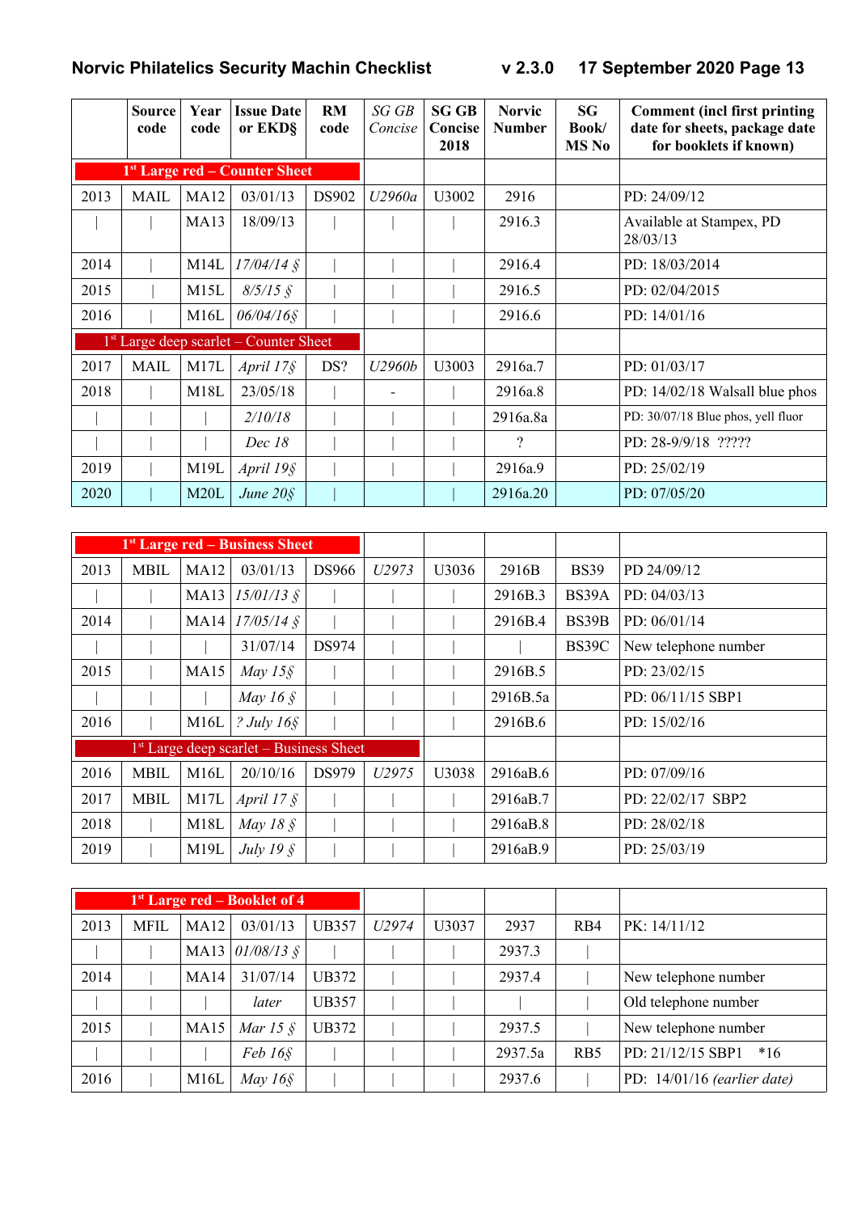| | Source code | Year code | Issue Date or EKD§ | RM code | *SG GB Concise* | SG GB Concise 2018 | Norvic Number | SG Book/ MS No | Comment (incl first printing date for sheets, package date for booklets if known) |
|---|---|---|---|---|---|---|---|---|---|
| **1st Large red – Counter Sheet** | | | | | | | | | |
| 2013 | MAIL | MA12 | 03/01/13 | DS902 | *U2960a* | U3002 | 2916 | | PD: 24/09/12 |
| \| | \| | MA13 | 18/09/13 | \| | \| | \| | 2916.3 | | Available at Stampex, PD 28/03/13 |
| 2014 | \| | M14L | *17/04/14 §* | \| | \| | \| | 2916.4 | | PD: 18/03/2014 |
| 2015 | \| | M15L | *8/5/15 §* | \| | \| | \| | 2916.5 | | PD: 02/04/2015 |
| 2016 | \| | M16L | *06/04/16§* | \| | \| | \| | 2916.6 | | PD: 14/01/16 |
| 1st Large deep scarlet – Counter Sheet | | | | | | | | | |
| 2017 | MAIL | M17L | *April 17§* | DS? | *U2960b* | U3003 | 2916a.7 | | PD: 01/03/17 |
| 2018 | \| | M18L | 23/05/18 | \| | - | \| | 2916a.8 | | PD: 14/02/18 Walsall blue phos |
| \| | \| | \| | *2/10/18* | \| | \| | \| | 2916a.8a | | PD: 30/07/18 Blue phos, yell fluor |
| \| | \| | \| | *Dec 18* | \| | \| | \| | ? | | PD: 28-9/9/18 ????? |
| 2019 | \| | M19L | *April 19§* | \| | \| | \| | 2916a.9 | | PD: 25/02/19 |
| 2020 | \| | M20L | *June 20§* | \| | | \| | 2916a.20 | | PD: 07/05/20 |

| | | | | | | | | | |
|---|---|---|---|---|---|---|---|---|---|
| **1st Large red – Business Sheet** | | | | | | | | | |
| 2013 | MBIL | MA12 | 03/01/13 | DS966 | *U2973* | U3036 | 2916B | BS39 | PD 24/09/12 |
| \| | \| | MA13 | *15/01/13 §* | \| | \| | \| | 2916B.3 | BS39A | PD: 04/03/13 |
| 2014 | \| | MA14 | *17/05/14 §* | \| | \| | \| | 2916B.4 | BS39B | PD: 06/01/14 |
| \| | \| | \| | 31/07/14 | DS974 | \| | \| | \| | BS39C | New telephone number |
| 2015 | \| | MA15 | *May 15§* | \| | \| | \| | 2916B.5 | | PD: 23/02/15 |
| \| | \| | \| | *May 16 §* | \| | \| | \| | 2916B.5a | | PD: 06/11/15 SBP1 |
| 2016 | \| | M16L | *? July 16§* | \| | \| | \| | 2916B.6 | | PD: 15/02/16 |
| 1st Large deep scarlet – Business Sheet | | | | | | | | | |
| 2016 | MBIL | M16L | 20/10/16 | DS979 | *U2975* | U3038 | 2916aB.6 | | PD: 07/09/16 |
| 2017 | MBIL | M17L | *April 17 §* | \| | \| | \| | 2916aB.7 | | PD: 22/02/17 SBP2 |
| 2018 | \| | M18L | *May 18 §* | \| | \| | \| | 2916aB.8 | | PD: 28/02/18 |
| 2019 | \| | M19L | *July 19 §* | \| | \| | \| | 2916aB.9 | | PD: 25/03/19 |

| | | | | | | | | | |
|---|---|---|---|---|---|---|---|---|---|
| **1st Large red – Booklet of 4** | | | | | | | | | |
| 2013 | MFIL | MA12 | 03/01/13 | UB357 | *U2974* | U3037 | 2937 | RB4 | PK: 14/11/12 |
| \| | \| | MA13 | *01/08/13 §* | \| | \| | \| | 2937.3 | \| | |
| 2014 | \| | MA14 | 31/07/14 | UB372 | \| | \| | 2937.4 | \| | New telephone number |
| \| | \| | \| | *later* | UB357 | \| | \| | \| | \| | Old telephone number |
| 2015 | \| | MA15 | *Mar 15 §* | UB372 | \| | \| | 2937.5 | \| | New telephone number |
| \| | \| | \| | *Feb 16§* | \| | \| | \| | 2937.5a | RB5 | PD: 21/12/15 SBP1 *16 |
| 2016 | \| | M16L | *May 16§* | \| | \| | \| | 2937.6 | \| | PD: 14/01/16 *(earlier date)* |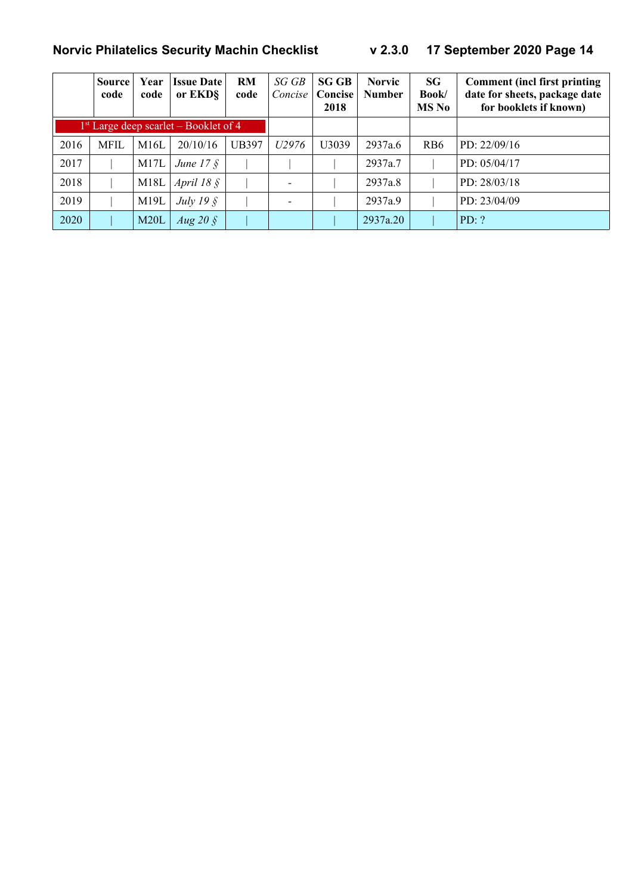| | Source code | Year code | Issue Date or EKD§ | RM code | *SG GB Concise* | SG GB Concise 2018 | Norvic Number | SG Book/ MS No | Comment (incl first printing date for sheets, package date for booklets if known) |
|---|---|---|---|---|---|---|---|---|---|
| 1st Large deep scarlet – Booklet of 4 | | | | | | | | | |
| 2016 | MFIL | M16L | 20/10/16 | UB397 | *U2976* | U3039 | 2937a.6 | RB6 | PD: 22/09/16 |
| 2017 | \| | M17L | *June 17 §* | \| | \| | \| | 2937a.7 | \| | PD: 05/04/17 |
| 2018 | \| | M18L | *April 18 §* | \| | - | \| | 2937a.8 | \| | PD: 28/03/18 |
| 2019 | \| | M19L | *July 19 §* | \| | - | \| | 2937a.9 | \| | PD: 23/04/09 |
| 2020 | \| | M20L | *Aug 20 §* | \| | | \| | 2937a.20 | \| | PD: ? |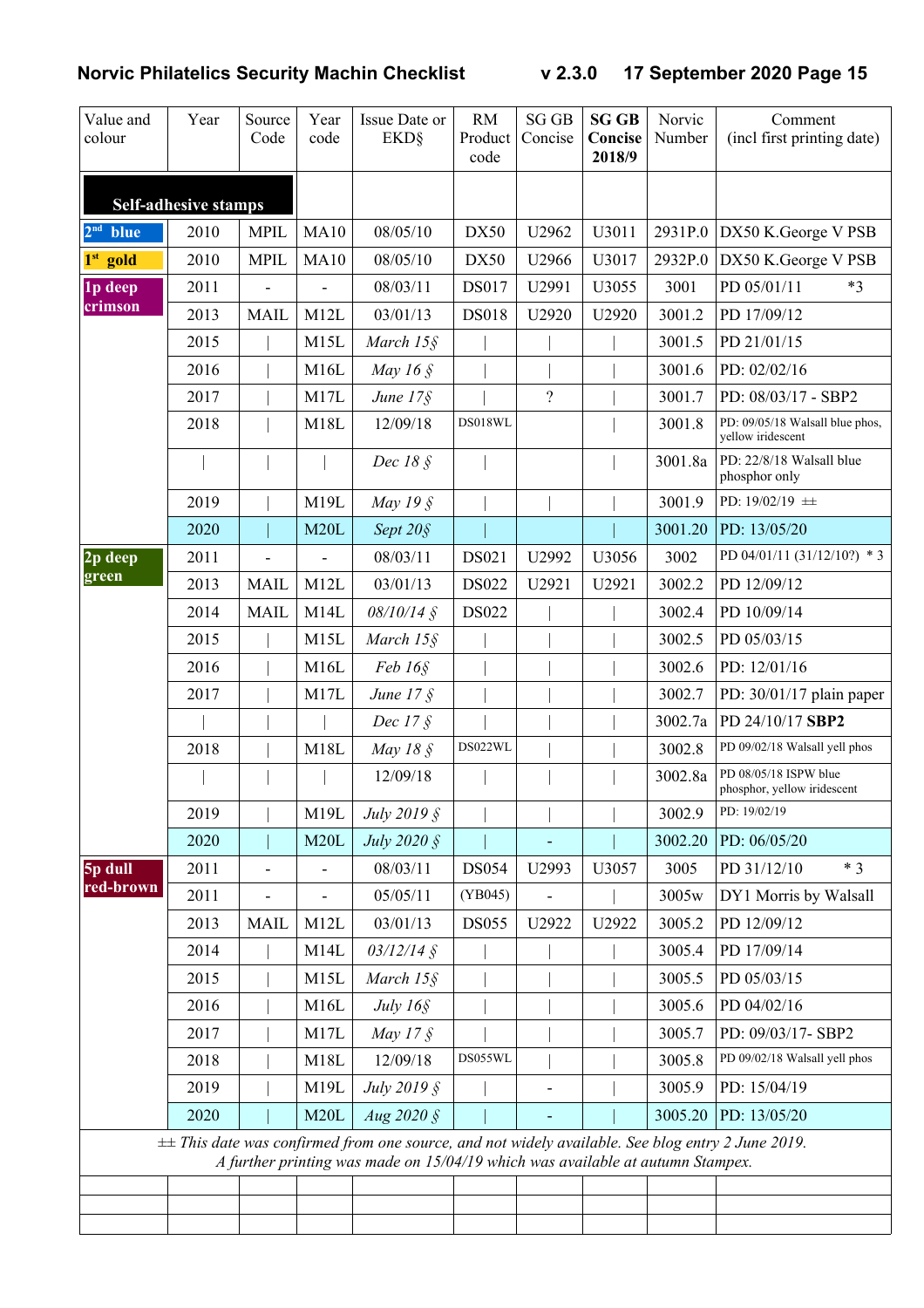| Value and colour | Year | Source Code | Year code | Issue Date or EKD§ | RM Product code | SG GB Concise | **SG GB Concise 2018/9** | Norvic Number | Comment (incl first printing date) |
|---|---|---|---|---|---|---|---|---|---|
| **Self-adhesive stamps** | | | | | | | | | |
| **2nd blue** | 2010 | MPIL | MA10 | 08/05/10 | DX50 | U2962 | U3011 | 2931P.0 | DX50 K.George V PSB |
| **1st gold** | 2010 | MPIL | MA10 | 08/05/10 | DX50 | U2966 | U3017 | 2932P.0 | DX50 K.George V PSB |
| **1p deep crimson** | 2011 | - | - | 08/03/11 | DS017 | U2991 | U3055 | 3001 | PD 05/01/11 *3 |
| | 2013 | MAIL | M12L | 03/01/13 | DS018 | U2920 | U2920 | 3001.2 | PD 17/09/12 |
| | 2015 | \| | M15L | *March 15§* | \| | \| | \| | 3001.5 | PD 21/01/15 |
| | 2016 | \| | M16L | *May 16 §* | \| | \| | \| | 3001.6 | PD: 02/02/16 |
| | 2017 | \| | M17L | *June 17§* | \| | ? | \| | 3001.7 | PD: 08/03/17 - SBP2 |
| | 2018 | \| | M18L | 12/09/18 | DS018WL | | \| | 3001.8 | PD: 09/05/18 Walsall blue phos, yellow iridescent |
| | \| | \| | \| | *Dec 18 §* | \| | | \| | 3001.8a | PD: 22/8/18 Walsall blue phosphor only |
| | 2019 | \| | M19L | *May 19 §* | \| | \| | \| | 3001.9 | PD: 19/02/19 ±± |
| | 2020 | \| | M20L | *Sept 20§* | \| | | \| | 3001.20 | PD: 13/05/20 |
| **2p deep green** | 2011 | - | - | 08/03/11 | DS021 | U2992 | U3056 | 3002 | PD 04/01/11 (31/12/10?) * 3 |
| | 2013 | MAIL | M12L | 03/01/13 | DS022 | U2921 | U2921 | 3002.2 | PD 12/09/12 |
| | 2014 | MAIL | M14L | *08/10/14 §* | DS022 | \| | \| | 3002.4 | PD 10/09/14 |
| | 2015 | \| | M15L | *March 15§* | \| | \| | \| | 3002.5 | PD 05/03/15 |
| | 2016 | \| | M16L | *Feb 16§* | \| | \| | \| | 3002.6 | PD: 12/01/16 |
| | 2017 | \| | M17L | *June 17 §* | \| | \| | \| | 3002.7 | PD: 30/01/17 plain paper |
| | \| | \| | \| | *Dec 17 §* | \| | \| | \| | 3002.7a | PD 24/10/17 **SBP2** |
| | 2018 | \| | M18L | *May 18 §* | DS022WL | \| | \| | 3002.8 | PD 09/02/18 Walsall yell phos |
| | \| | \| | \| | 12/09/18 | \| | \| | \| | 3002.8a | PD 08/05/18 ISPW blue phosphor, yellow iridescent |
| | 2019 | \| | M19L | *July 2019 §* | \| | \| | \| | 3002.9 | PD: 19/02/19 |
| | 2020 | \| | M20L | *July 2020 §* | \| | - | \| | 3002.20 | PD: 06/05/20 |
| **5p dull red-brown** | 2011 | - | - | 08/03/11 | DS054 | U2993 | U3057 | 3005 | PD 31/12/10 * 3 |
| | 2011 | - | - | 05/05/11 | (YB045) | - | \| | 3005w | DY1 Morris by Walsall |
| | 2013 | MAIL | M12L | 03/01/13 | DS055 | U2922 | U2922 | 3005.2 | PD 12/09/12 |
| | 2014 | \| | M14L | *03/12/14 §* | \| | \| | \| | 3005.4 | PD 17/09/14 |
| | 2015 | \| | M15L | *March 15§* | \| | \| | \| | 3005.5 | PD 05/03/15 |
| | 2016 | \| | M16L | *July 16§* | \| | \| | \| | 3005.6 | PD 04/02/16 |
| | 2017 | \| | M17L | *May 17 §* | \| | \| | \| | 3005.7 | PD: 09/03/17- SBP2 |
| | 2018 | \| | M18L | 12/09/18 | DS055WL | \| | \| | 3005.8 | PD 09/02/18 Walsall yell phos |
| | 2019 | \| | M19L | *July 2019 §* | \| | - | \| | 3005.9 | PD: 15/04/19 |
| | 2020 | \| | M20L | *Aug 2020 §* | \| | - | \| | 3005.20 | PD: 13/05/20 |

*±± This date was confirmed from one source, and not widely available. See blog entry 2 June 2019. A further printing was made on 15/04/19 which was available at autumn Stampex.*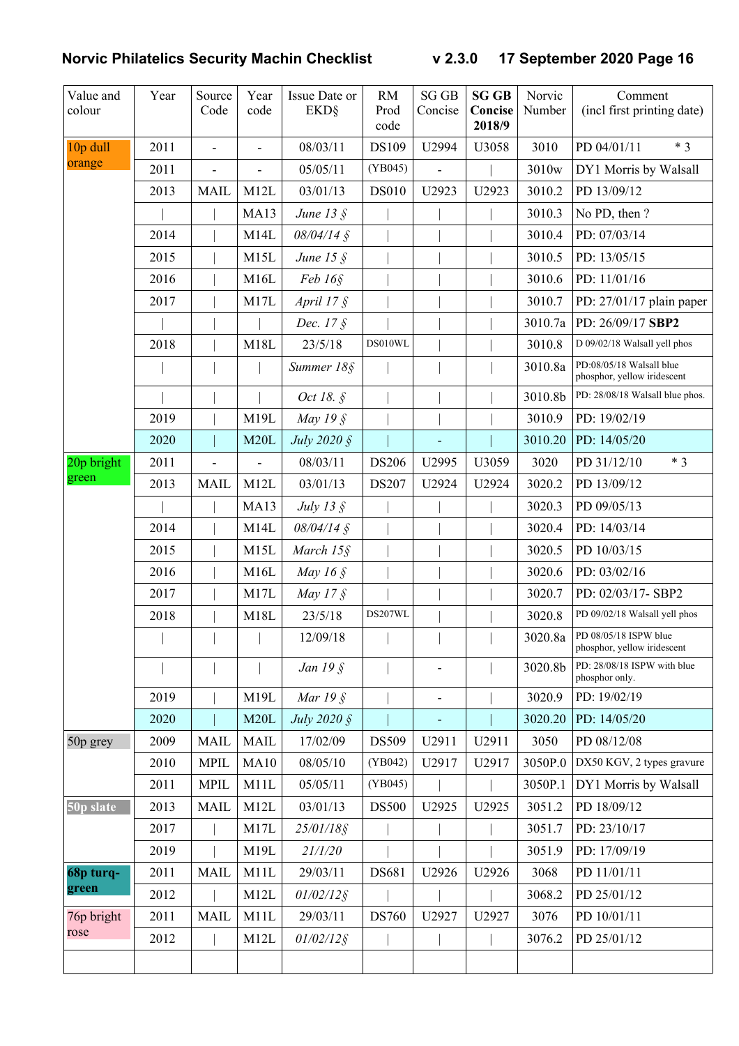| Value and colour | Year | Source Code | Year code | Issue Date or EKD§ | RM Prod code | SG GB Concise | **SG GB Concise 2018/9** | Norvic Number | Comment (incl first printing date) |
|---|---|---|---|---|---|---|---|---|---|
| 10p dull orange | 2011 | - | - | 08/03/11 | DS109 | U2994 | U3058 | 3010 | PD 04/01/11 * 3 |
| | 2011 | - | - | 05/05/11 | (YB045) | - | \| | 3010w | DY1 Morris by Walsall |
| | 2013 | MAIL | M12L | 03/01/13 | DS010 | U2923 | U2923 | 3010.2 | PD 13/09/12 |
| | \| | \| | MA13 | *June 13 §* | \| | \| | \| | 3010.3 | No PD, then ? |
| | 2014 | \| | M14L | *08/04/14 §* | \| | \| | \| | 3010.4 | PD: 07/03/14 |
| | 2015 | \| | M15L | *June 15 §* | \| | \| | \| | 3010.5 | PD: 13/05/15 |
| | 2016 | \| | M16L | *Feb 16§* | \| | \| | \| | 3010.6 | PD: 11/01/16 |
| | 2017 | \| | M17L | *April 17 §* | \| | \| | \| | 3010.7 | PD: 27/01/17 plain paper |
| | \| | \| | \| | *Dec. 17 §* | \| | \| | \| | 3010.7a | PD: 26/09/17 **SBP2** |
| | 2018 | \| | M18L | 23/5/18 | DS010WL | \| | \| | 3010.8 | D 09/02/18 Walsall yell phos |
| | \| | \| | \| | *Summer 18§* | \| | \| | \| | 3010.8a | PD:08/05/18 Walsall blue phosphor, yellow iridescent |
| | \| | \| | \| | *Oct 18. §* | \| | \| | \| | 3010.8b | PD: 28/08/18 Walsall blue phos. |
| | 2019 | \| | M19L | *May 19 §* | \| | \| | \| | 3010.9 | PD: 19/02/19 |
| | 2020 | \| | M20L | *July 2020 §* | \| | - | \| | 3010.20 | PD: 14/05/20 |
| 20p bright green | 2011 | - | - | 08/03/11 | DS206 | U2995 | U3059 | 3020 | PD 31/12/10 * 3 |
| | 2013 | MAIL | M12L | 03/01/13 | DS207 | U2924 | U2924 | 3020.2 | PD 13/09/12 |
| | \| | \| | MA13 | *July 13 §* | \| | \| | \| | 3020.3 | PD 09/05/13 |
| | 2014 | \| | M14L | *08/04/14 §* | \| | \| | \| | 3020.4 | PD: 14/03/14 |
| | 2015 | \| | M15L | *March 15§* | \| | \| | \| | 3020.5 | PD 10/03/15 |
| | 2016 | \| | M16L | *May 16 §* | \| | \| | \| | 3020.6 | PD: 03/02/16 |
| | 2017 | \| | M17L | *May 17 §* | \| | \| | \| | 3020.7 | PD: 02/03/17- SBP2 |
| | 2018 | \| | M18L | 23/5/18 | DS207WL | \| | \| | 3020.8 | PD 09/02/18 Walsall yell phos |
| | \| | \| | \| | 12/09/18 | \| | \| | \| | 3020.8a | PD 08/05/18 ISPW blue phosphor, yellow iridescent |
| | \| | \| | \| | *Jan 19 §* | \| | - | \| | 3020.8b | PD: 28/08/18 ISPW with blue phosphor only. |
| | 2019 | \| | M19L | *Mar 19 §* | \| | - | \| | 3020.9 | PD: 19/02/19 |
| | 2020 | \| | M20L | *July 2020 §* | \| | - | \| | 3020.20 | PD: 14/05/20 |
| 50p grey | 2009 | MAIL | MAIL | 17/02/09 | DS509 | U2911 | U2911 | 3050 | PD 08/12/08 |
| | 2010 | MPIL | MA10 | 08/05/10 | (YB042) | U2917 | U2917 | 3050P.0 | DX50 KGV, 2 types gravure |
| | 2011 | MPIL | M11L | 05/05/11 | (YB045) | \| | \| | 3050P.1 | DY1 Morris by Walsall |
| **50p slate** | 2013 | MAIL | M12L | 03/01/13 | DS500 | U2925 | U2925 | 3051.2 | PD 18/09/12 |
| | 2017 | \| | M17L | *25/01/18§* | \| | \| | \| | 3051.7 | PD: 23/10/17 |
| | 2019 | \| | M19L | *21/1/20* | \| | \| | \| | 3051.9 | PD: 17/09/19 |
| **68p turq-green** | 2011 | MAIL | M11L | 29/03/11 | DS681 | U2926 | U2926 | 3068 | PD 11/01/11 |
| | 2012 | \| | M12L | *01/02/12§* | \| | \| | \| | 3068.2 | PD 25/01/12 |
| 76p bright rose | 2011 | MAIL | M11L | 29/03/11 | DS760 | U2927 | U2927 | 3076 | PD 10/01/11 |
| | 2012 | \| | M12L | *01/02/12§* | \| | \| | \| | 3076.2 | PD 25/01/12 |
| | | | | | | | | | |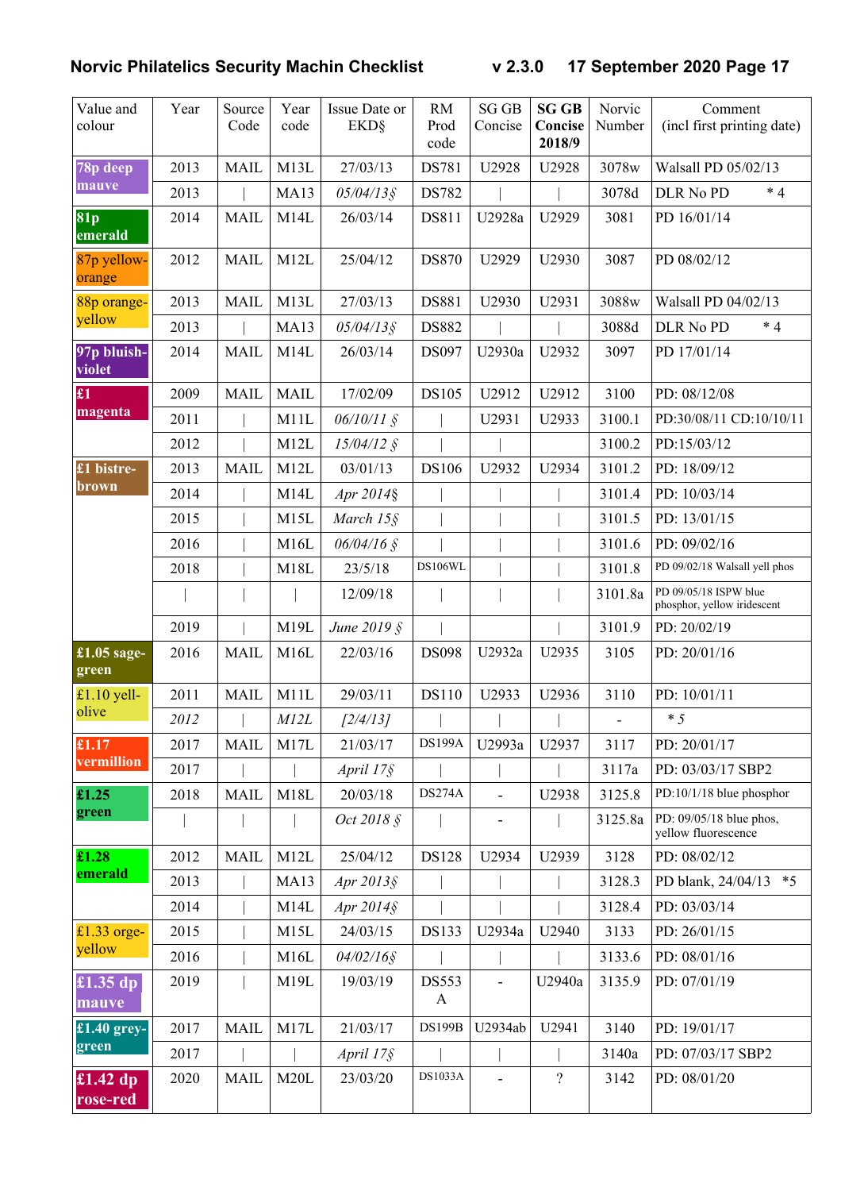| Value and colour | Year | Source Code | Year code | Issue Date or EKD§ | RM Prod code | SG GB Concise | **SG GB Concise 2018/9** | Norvic Number | Comment (incl first printing date) |
|---|---|---|---|---|---|---|---|---|---|
| **78p deep mauve** | 2013 | MAIL | M13L | 27/03/13 | DS781 | U2928 | U2928 | 3078w | Walsall PD 05/02/13 |
| | 2013 | \| | MA13 | *05/04/13§* | DS782 | \| | \| | 3078d | DLR No PD * 4 |
| **81p emerald** | 2014 | MAIL | M14L | 26/03/14 | DS811 | U2928a | U2929 | 3081 | PD 16/01/14 |
| 87p yellow-orange | 2012 | MAIL | M12L | 25/04/12 | DS870 | U2929 | U2930 | 3087 | PD 08/02/12 |
| 88p orange-yellow | 2013 | MAIL | M13L | 27/03/13 | DS881 | U2930 | U2931 | 3088w | Walsall PD 04/02/13 |
| | 2013 | \| | MA13 | *05/04/13§* | DS882 | \| | \| | 3088d | DLR No PD * 4 |
| **97p bluish-violet** | 2014 | MAIL | M14L | 26/03/14 | DS097 | U2930a | U2932 | 3097 | PD 17/01/14 |
| **£1 magenta** | 2009 | MAIL | MAIL | 17/02/09 | DS105 | U2912 | U2912 | 3100 | PD: 08/12/08 |
| | 2011 | \| | M11L | *06/10/11 §* | \| | U2931 | U2933 | 3100.1 | PD:30/08/11 CD:10/10/11 |
| | 2012 | \| | M12L | *15/04/12 §* | \| | \| | | 3100.2 | PD:15/03/12 |
| **£1 bistre-brown** | 2013 | MAIL | M12L | 03/01/13 | DS106 | U2932 | U2934 | 3101.2 | PD: 18/09/12 |
| | 2014 | \| | M14L | *Apr 2014§* | \| | \| | \| | 3101.4 | PD: 10/03/14 |
| | 2015 | \| | M15L | *March 15§* | \| | \| | \| | 3101.5 | PD: 13/01/15 |
| | 2016 | \| | M16L | *06/04/16 §* | \| | \| | \| | 3101.6 | PD: 09/02/16 |
| | 2018 | \| | M18L | 23/5/18 | DS106WL | \| | \| | 3101.8 | PD 09/02/18 Walsall yell phos |
| | \| | \| | \| | 12/09/18 | \| | \| | \| | 3101.8a | PD 09/05/18 ISPW blue phosphor, yellow iridescent |
| | 2019 | \| | M19L | *June 2019 §* | \| | | \| | 3101.9 | PD: 20/02/19 |
| **£1.05 sage-green** | 2016 | MAIL | M16L | 22/03/16 | DS098 | U2932a | U2935 | 3105 | PD: 20/01/16 |
| £1.10 yell-olive | 2011 | MAIL | M11L | 29/03/11 | DS110 | U2933 | U2936 | 3110 | PD: 10/01/11 |
| | *2012* | \| | *M12L* | *[2/4/13]* | \| | \| | \| | - | *\* 5* |
| **£1.17 vermillion** | 2017 | MAIL | M17L | 21/03/17 | DS199A | U2993a | U2937 | 3117 | PD: 20/01/17 |
| | 2017 | \| | \| | *April 17§* | \| | \| | \| | 3117a | PD: 03/03/17 SBP2 |
| **£1.25 green** | 2018 | MAIL | M18L | 20/03/18 | DS274A | - | U2938 | 3125.8 | PD:10/1/18 blue phosphor |
| | \| | \| | \| | *Oct 2018 §* | \| | - | \| | 3125.8a | PD: 09/05/18 blue phos, yellow fluorescence |
| **£1.28 emerald** | 2012 | MAIL | M12L | 25/04/12 | DS128 | U2934 | U2939 | 3128 | PD: 08/02/12 |
| | 2013 | \| | MA13 | *Apr 2013§* | \| | \| | \| | 3128.3 | PD blank, 24/04/13 *5 |
| | 2014 | \| | M14L | *Apr 2014§* | \| | \| | \| | 3128.4 | PD: 03/03/14 |
| £1.33 orge-yellow | 2015 | \| | M15L | 24/03/15 | DS133 | U2934a | U2940 | 3133 | PD: 26/01/15 |
| | 2016 | \| | M16L | *04/02/16§* | \| | \| | \| | 3133.6 | PD: 08/01/16 |
| **£1.35 dp mauve** | 2019 | \| | M19L | 19/03/19 | DS553 A | - | U2940a | 3135.9 | PD: 07/01/19 |
| **£1.40 grey-green** | 2017 | MAIL | M17L | 21/03/17 | DS199B | U2934ab | U2941 | 3140 | PD: 19/01/17 |
| | 2017 | \| | \| | *April 17§* | \| | \| | \| | 3140a | PD: 07/03/17 SBP2 |
| **£1.42 dp rose-red** | 2020 | MAIL | M20L | 23/03/20 | DS1033A | - | ? | 3142 | PD: 08/01/20 |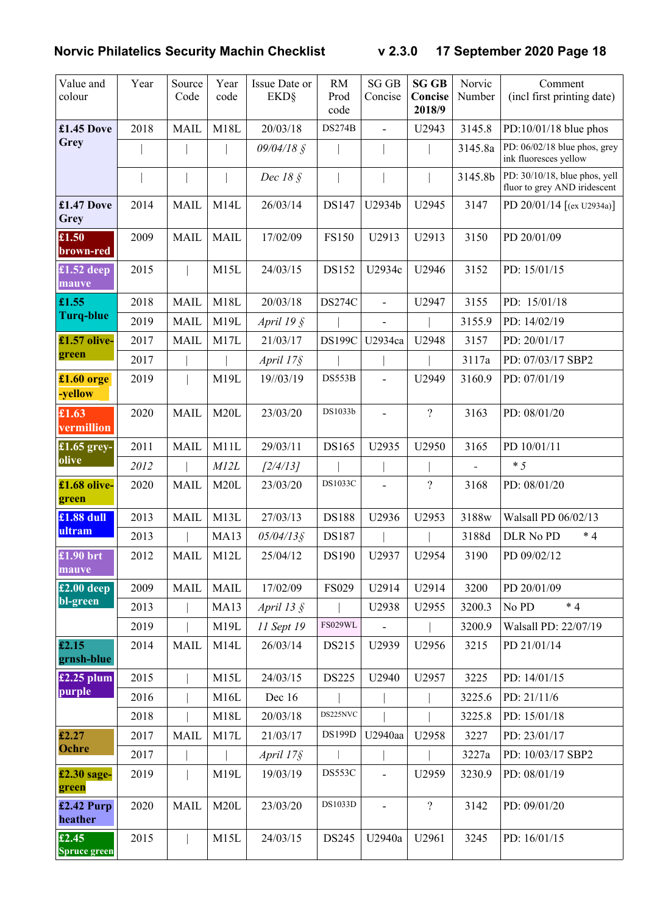| Value and colour | Year | Source Code | Year code | Issue Date or EKD§ | RM Prod code | SG GB Concise | **SG GB Concise 2018/9** | Norvic Number | Comment (incl first printing date) |
|---|---|---|---|---|---|---|---|---|---|
| **£1.45 Dove Grey** | 2018 | MAIL | M18L | 20/03/18 | DS274B | - | U2943 | 3145.8 | PD:10/01/18 blue phos |
| | \| | \| | \| | *09/04/18 §* | \| | \| | \| | 3145.8a | PD: 06/02/18 blue phos, grey ink fluoresces yellow |
| | \| | \| | \| | *Dec 18 §* | \| | \| | \| | 3145.8b | PD: 30/10/18, blue phos, yell fluor to grey AND iridescent |
| **£1.47 Dove Grey** | 2014 | MAIL | M14L | 26/03/14 | DS147 | U2934b | U2945 | 3147 | PD 20/01/14 [(ex U2934a)] |
| **£1.50 brown-red** | 2009 | MAIL | MAIL | 17/02/09 | FS150 | U2913 | U2913 | 3150 | PD 20/01/09 |
| **£1.52 deep mauve** | 2015 | \| | M15L | 24/03/15 | DS152 | U2934c | U2946 | 3152 | PD: 15/01/15 |
| **£1.55 Turq-blue** | 2018 | MAIL | M18L | 20/03/18 | DS274C | - | U2947 | 3155 | PD: 15/01/18 |
| | 2019 | MAIL | M19L | *April 19 §* | \| | - | \| | 3155.9 | PD: 14/02/19 |
| **£1.57 olive-green** | 2017 | MAIL | M17L | 21/03/17 | DS199C | U2934ca | U2948 | 3157 | PD: 20/01/17 |
| | 2017 | \| | \| | *April 17§* | \| | \| | \| | 3117a | PD: 07/03/17 SBP2 |
| **£1.60 orge -yellow** | 2019 | \| | M19L | 19//03/19 | DS553B | - | U2949 | 3160.9 | PD: 07/01/19 |
| **£1.63 vermillion** | 2020 | MAIL | M20L | 23/03/20 | DS1033b | - | ? | 3163 | PD: 08/01/20 |
| **£1.65 grey-olive** | 2011 | MAIL | M11L | 29/03/11 | DS165 | U2935 | U2950 | 3165 | PD 10/01/11 |
| | *2012* | \| | *M12L* | *[2/4/13]* | \| | \| | \| | - | *\* 5* |
| **£1.68 olive-green** | 2020 | MAIL | M20L | 23/03/20 | DS1033C | - | ? | 3168 | PD: 08/01/20 |
| **£1.88 dull ultram** | 2013 | MAIL | M13L | 27/03/13 | DS188 | U2936 | U2953 | 3188w | Walsall PD 06/02/13 |
| | 2013 | \| | MA13 | *05/04/13§* | DS187 | \| | \| | 3188d | DLR No PD \* 4 |
| **£1.90 brt mauve** | 2012 | MAIL | M12L | 25/04/12 | DS190 | U2937 | U2954 | 3190 | PD 09/02/12 |
| **£2.00 deep bl-green** | 2009 | MAIL | MAIL | 17/02/09 | FS029 | U2914 | U2914 | 3200 | PD 20/01/09 |
| | 2013 | \| | MA13 | *April 13 §* | \| | U2938 | U2955 | 3200.3 | No PD \* 4 |
| | 2019 | \| | M19L | *11 Sept 19* | FS029WL | - | \| | 3200.9 | Walsall PD: 22/07/19 |
| **£2.15 grnsh-blue** | 2014 | MAIL | M14L | 26/03/14 | DS215 | U2939 | U2956 | 3215 | PD 21/01/14 |
| **£2.25 plum purple** | 2015 | \| | M15L | 24/03/15 | DS225 | U2940 | U2957 | 3225 | PD: 14/01/15 |
| | 2016 | \| | M16L | Dec 16 | \| | \| | \| | 3225.6 | PD: 21/11/6 |
| | 2018 | \| | M18L | 20/03/18 | DS225NVC | \| | \| | 3225.8 | PD: 15/01/18 |
| **£2.27 Ochre** | 2017 | MAIL | M17L | 21/03/17 | DS199D | U2940aa | U2958 | 3227 | PD: 23/01/17 |
| | 2017 | \| | \| | *April 17§* | \| | \| | \| | 3227a | PD: 10/03/17 SBP2 |
| **£2.30 sage-green** | 2019 | \| | M19L | 19/03/19 | DS553C | - | U2959 | 3230.9 | PD: 08/01/19 |
| **£2.42 Purp heather** | 2020 | MAIL | M20L | 23/03/20 | DS1033D | - | ? | 3142 | PD: 09/01/20 |
| **£2.45 Spruce green** | 2015 | \| | M15L | 24/03/15 | DS245 | U2940a | U2961 | 3245 | PD: 16/01/15 |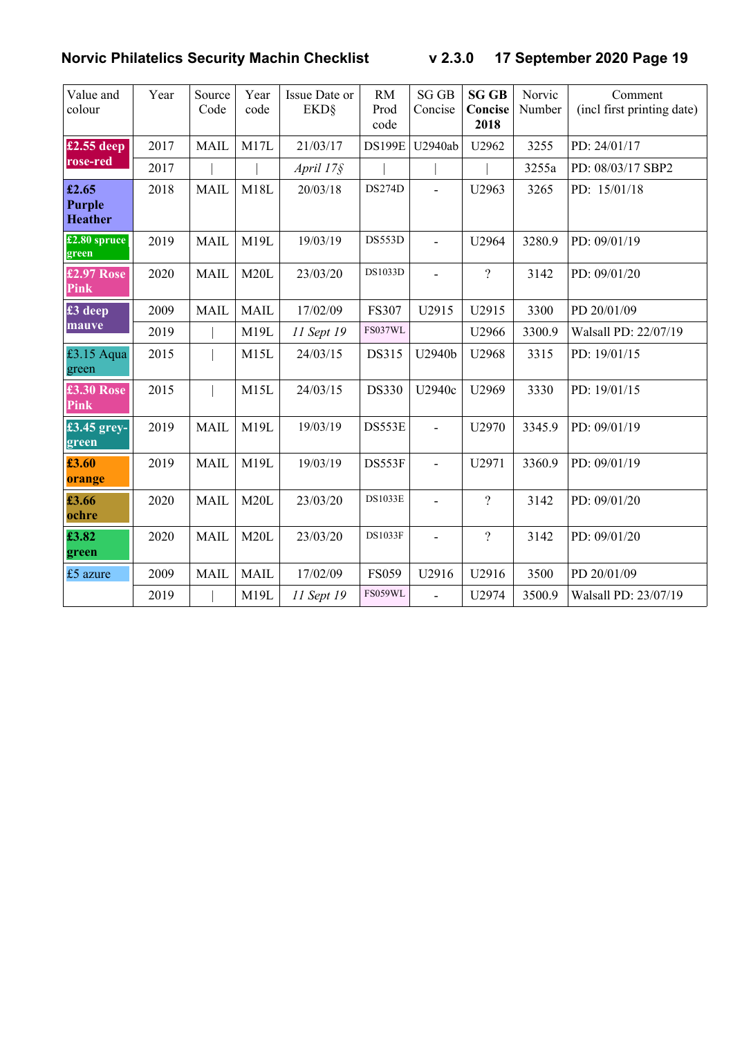| Value and colour | Year | Source Code | Year code | Issue Date or EKD§ | RM Prod code | SG GB Concise | **SG GB Concise 2018** | Norvic Number | Comment (incl first printing date) |
|---|---|---|---|---|---|---|---|---|---|
| **£2.55 deep rose-red** | 2017 | MAIL | M17L | 21/03/17 | DS199E | U2940ab | U2962 | 3255 | PD: 24/01/17 |
| | 2017 | \| | \| | *April 17§* | \| | \| | \| | 3255a | PD: 08/03/17 SBP2 |
| **£2.65 Purple Heather** | 2018 | MAIL | M18L | 20/03/18 | DS274D | - | U2963 | 3265 | PD: 15/01/18 |
| **£2.80 spruce green** | 2019 | MAIL | M19L | 19/03/19 | DS553D | - | U2964 | 3280.9 | PD: 09/01/19 |
| **£2.97 Rose Pink** | 2020 | MAIL | M20L | 23/03/20 | DS1033D | - | ? | 3142 | PD: 09/01/20 |
| **£3 deep mauve** | 2009 | MAIL | MAIL | 17/02/09 | FS307 | U2915 | U2915 | 3300 | PD 20/01/09 |
| | 2019 | \| | M19L | *11 Sept 19* | FS037WL | | U2966 | 3300.9 | Walsall PD: 22/07/19 |
| £3.15 Aqua green | 2015 | \| | M15L | 24/03/15 | DS315 | U2940b | U2968 | 3315 | PD: 19/01/15 |
| **£3.30 Rose Pink** | 2015 | \| | M15L | 24/03/15 | DS330 | U2940c | U2969 | 3330 | PD: 19/01/15 |
| **£3.45 grey-green** | 2019 | MAIL | M19L | 19/03/19 | DS553E | - | U2970 | 3345.9 | PD: 09/01/19 |
| **£3.60 orange** | 2019 | MAIL | M19L | 19/03/19 | DS553F | - | U2971 | 3360.9 | PD: 09/01/19 |
| **£3.66 ochre** | 2020 | MAIL | M20L | 23/03/20 | DS1033E | - | ? | 3142 | PD: 09/01/20 |
| **£3.82 green** | 2020 | MAIL | M20L | 23/03/20 | DS1033F | - | ? | 3142 | PD: 09/01/20 |
| £5 azure | 2009 | MAIL | MAIL | 17/02/09 | FS059 | U2916 | U2916 | 3500 | PD 20/01/09 |
| | 2019 | \| | M19L | *11 Sept 19* | FS059WL | - | U2974 | 3500.9 | Walsall PD: 23/07/19 |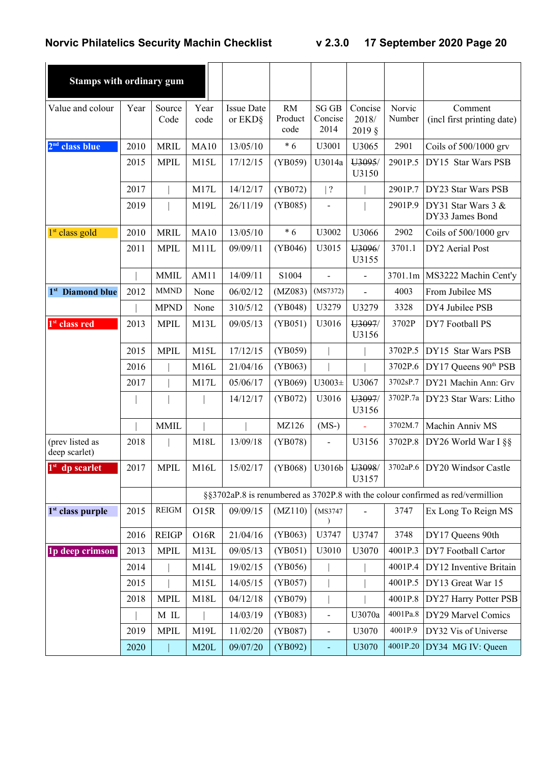| Stamps with ordinary gum | | | | | | | | | |
|---|---|---|---|---|---|---|---|---|---|
| Value and colour | Year | Source Code | Year code | Issue Date or EKD§ | RM Product code | SG GB Concise 2014 | Concise 2018/ 2019 § | Norvic Number | Comment (incl first printing date) |
| **2nd class blue** | 2010 | MRIL | MA10 | 13/05/10 | * 6 | U3001 | U3065 | 2901 | Coils of 500/1000 grv |
| | 2015 | MPIL | M15L | 17/12/15 | (YB059) | U3014a | ~~U3095~~/ U3150 | 2901P.5 | DY15 Star Wars PSB |
| | 2017 | \| | M17L | 14/12/17 | (YB072) | \| ? | \| | 2901P.7 | DY23 Star Wars PSB |
| | 2019 | \| | M19L | 26/11/19 | (YB085) | - | \| | 2901P.9 | DY31 Star Wars 3 & DY33 James Bond |
| 1st class gold | 2010 | MRIL | MA10 | 13/05/10 | * 6 | U3002 | U3066 | 2902 | Coils of 500/1000 grv |
| | 2011 | MPIL | M11L | 09/09/11 | (YB046) | U3015 | ~~U3096~~/ U3155 | 3701.1 | DY2 Aerial Post |
| | \| | MMIL | AM11 | 14/09/11 | S1004 | - | - | 3701.1m | MS3222 Machin Cent'y |
| **1st Diamond blue** | 2012 | MMND | None | 06/02/12 | (MZ083) | (MS7372) | - | 4003 | From Jubilee MS |
| | \| | MPND | None | 310/5/12 | (YB048) | U3279 | U3279 | 3328 | DY4 Jubilee PSB |
| **1st class red** | 2013 | MPIL | M13L | 09/05/13 | (YB051) | U3016 | ~~U3097~~/ U3156 | 3702P | DY7 Football PS |
| | 2015 | MPIL | M15L | 17/12/15 | (YB059) | \| | \| | 3702P.5 | DY15 Star Wars PSB |
| | 2016 | \| | M16L | 21/04/16 | (YB063) | \| | \| | 3702P.6 | DY17 Queens 90th PSB |
| | 2017 | \| | M17L | 05/06/17 | (YB069) | U3003± | U3067 | 3702sP.7 | DY21 Machin Ann: Grv |
| | \| | \| | \| | 14/12/17 | (YB072) | U3016 | ~~U3097~~/ U3156 | 3702P.7a | DY23 Star Wars: Litho |
| | \| | MMIL | \| | \| | MZ126 | (MS-) | - | 3702M.7 | Machin Anniv MS |
| (prev listed as deep scarlet) | 2018 | \| | M18L | 13/09/18 | (YB078) | - | U3156 | 3702P.8 | DY26 World War I §§ |
| **1st dp scarlet** | 2017 | MPIL | M16L | 15/02/17 | (YB068) | U3016b | ~~U3098~~/ U3157 | 3702aP.6 | DY20 Windsor Castle |
| | §§3702aP.8 is renumbered as 3702P.8 with the colour confirmed as red/vermillion | | | | | | | | |
| **1st class purple** | 2015 | REIGM | O15R | 09/09/15 | (MZ110) | (MS3747) | - | 3747 | Ex Long To Reign MS |
| | 2016 | REIGP | O16R | 21/04/16 | (YB063) | U3747 | U3747 | 3748 | DY17 Queens 90th |
| **1p deep crimson** | 2013 | MPIL | M13L | 09/05/13 | (YB051) | U3010 | U3070 | 4001P.3 | DY7 Football Cartor |
| | 2014 | \| | M14L | 19/02/15 | (YB056) | \| | \| | 4001P.4 | DY12 Inventive Britain |
| | 2015 | \| | M15L | 14/05/15 | (YB057) | \| | \| | 4001P.5 | DY13 Great War 15 |
| | 2018 | MPIL | M18L | 04/12/18 | (YB079) | \| | \| | 4001P.8 | DY27 Harry Potter PSB |
| | \| | M IL | \| | 14/03/19 | (YB083) | - | U3070a | 4001Pa.8 | DY29 Marvel Comics |
| | 2019 | MPIL | M19L | 11/02/20 | (YB087) | - | U3070 | 4001P.9 | DY32 Vis of Universe |
| | 2020 | \| | M20L | 09/07/20 | (YB092) | - | U3070 | 4001P.20 | DY34 MG IV: Queen |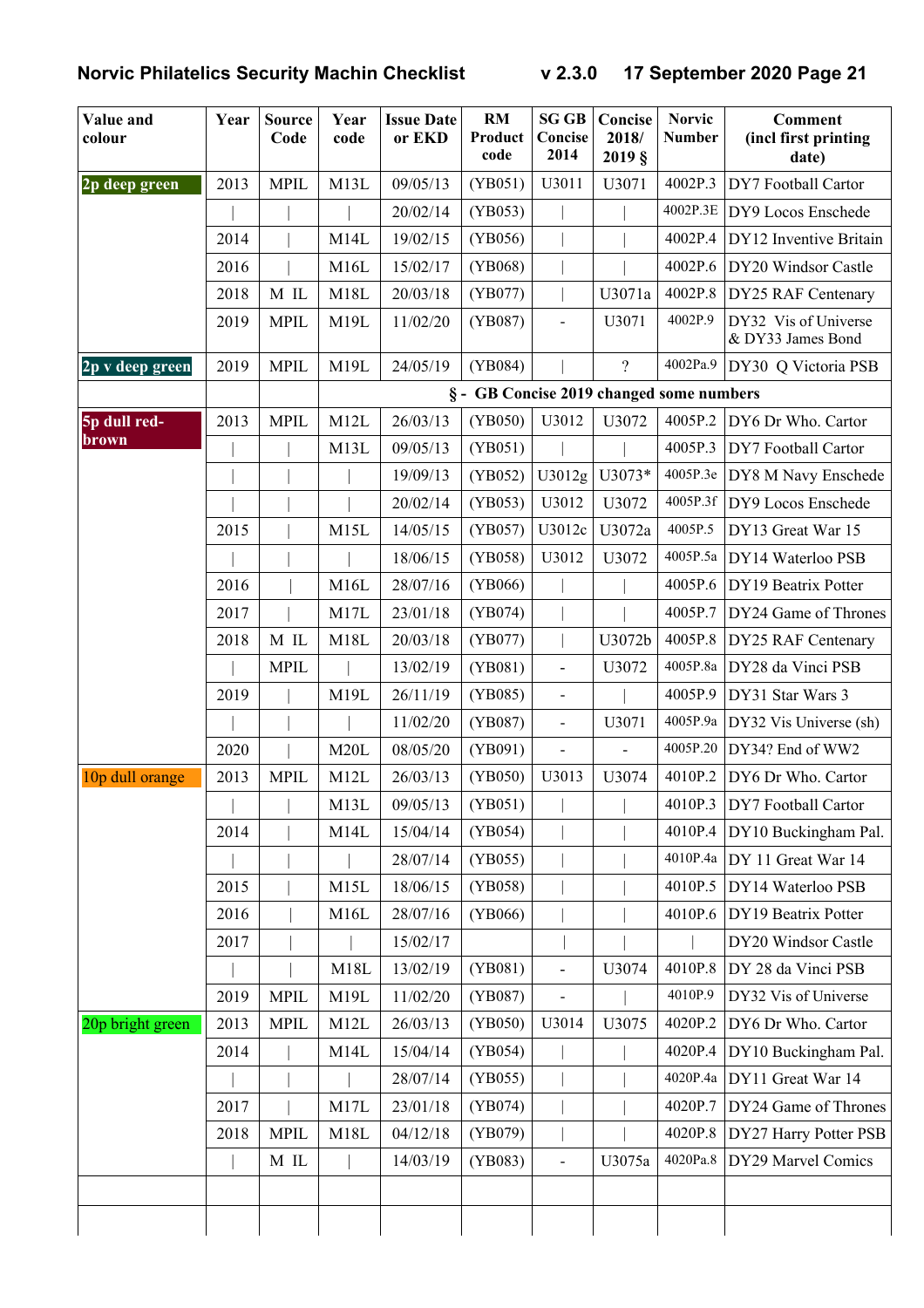| Value and colour | Year | Source Code | Year code | Issue Date or EKD | RM Product code | SG GB Concise 2014 | Concise 2018/ 2019 § | Norvic Number | Comment (incl first printing date) |
|---|---|---|---|---|---|---|---|---|---|
| 2p deep green | 2013 | MPIL | M13L | 09/05/13 | (YB051) | U3011 | U3071 | 4002P.3 | DY7 Football Cartor |
| | \| | \| | \| | 20/02/14 | (YB053) | \| | \| | 4002P.3E | DY9 Locos Enschede |
| | 2014 | \| | M14L | 19/02/15 | (YB056) | \| | \| | 4002P.4 | DY12 Inventive Britain |
| | 2016 | \| | M16L | 15/02/17 | (YB068) | \| | \| | 4002P.6 | DY20 Windsor Castle |
| | 2018 | M IL | M18L | 20/03/18 | (YB077) | \| | U3071a | 4002P.8 | DY25 RAF Centenary |
| | 2019 | MPIL | M19L | 11/02/20 | (YB087) | - | U3071 | 4002P.9 | DY32 Vis of Universe & DY33 James Bond |
| 2p v deep green | 2019 | MPIL | M19L | 24/05/19 | (YB084) | \| | ? | 4002Pa.9 | DY30 Q Victoria PSB |
| | | | § - GB Concise 2019 changed some numbers | | | | | | |
| 5p dull red-brown | 2013 | MPIL | M12L | 26/03/13 | (YB050) | U3012 | U3072 | 4005P.2 | DY6 Dr Who. Cartor |
| | \| | \| | M13L | 09/05/13 | (YB051) | \| | \| | 4005P.3 | DY7 Football Cartor |
| | \| | \| | \| | 19/09/13 | (YB052) | U3012g | U3073* | 4005P.3e | DY8 M Navy Enschede |
| | \| | \| | \| | 20/02/14 | (YB053) | U3012 | U3072 | 4005P.3f | DY9 Locos Enschede |
| | 2015 | \| | M15L | 14/05/15 | (YB057) | U3012c | U3072a | 4005P.5 | DY13 Great War 15 |
| | \| | \| | \| | 18/06/15 | (YB058) | U3012 | U3072 | 4005P.5a | DY14 Waterloo PSB |
| | 2016 | \| | M16L | 28/07/16 | (YB066) | \| | \| | 4005P.6 | DY19 Beatrix Potter |
| | 2017 | \| | M17L | 23/01/18 | (YB074) | \| | \| | 4005P.7 | DY24 Game of Thrones |
| | 2018 | M IL | M18L | 20/03/18 | (YB077) | \| | U3072b | 4005P.8 | DY25 RAF Centenary |
| | \| | MPIL | \| | 13/02/19 | (YB081) | - | U3072 | 4005P.8a | DY28 da Vinci PSB |
| | 2019 | \| | M19L | 26/11/19 | (YB085) | - | \| | 4005P.9 | DY31 Star Wars 3 |
| | \| | \| | \| | 11/02/20 | (YB087) | - | U3071 | 4005P.9a | DY32 Vis Universe (sh) |
| | 2020 | \| | M20L | 08/05/20 | (YB091) | - | - | 4005P.20 | DY34? End of WW2 |
| 10p dull orange | 2013 | MPIL | M12L | 26/03/13 | (YB050) | U3013 | U3074 | 4010P.2 | DY6 Dr Who. Cartor |
| | \| | \| | M13L | 09/05/13 | (YB051) | \| | \| | 4010P.3 | DY7 Football Cartor |
| | 2014 | \| | M14L | 15/04/14 | (YB054) | \| | \| | 4010P.4 | DY10 Buckingham Pal. |
| | \| | \| | \| | 28/07/14 | (YB055) | \| | \| | 4010P.4a | DY 11 Great War 14 |
| | 2015 | \| | M15L | 18/06/15 | (YB058) | \| | \| | 4010P.5 | DY14 Waterloo PSB |
| | 2016 | \| | M16L | 28/07/16 | (YB066) | \| | \| | 4010P.6 | DY19 Beatrix Potter |
| | 2017 | \| | \| | 15/02/17 | | \| | \| | \| | DY20 Windsor Castle |
| | \| | \| | M18L | 13/02/19 | (YB081) | - | U3074 | 4010P.8 | DY 28 da Vinci PSB |
| | 2019 | MPIL | M19L | 11/02/20 | (YB087) | - | | 4010P.9 | DY32 Vis of Universe |
| 20p bright green | 2013 | MPIL | M12L | 26/03/13 | (YB050) | U3014 | U3075 | 4020P.2 | DY6 Dr Who. Cartor |
| | 2014 | \| | M14L | 15/04/14 | (YB054) | \| | \| | 4020P.4 | DY10 Buckingham Pal. |
| | \| | \| | \| | 28/07/14 | (YB055) | \| | \| | 4020P.4a | DY11 Great War 14 |
| | 2017 | \| | M17L | 23/01/18 | (YB074) | \| | \| | 4020P.7 | DY24 Game of Thrones |
| | 2018 | MPIL | M18L | 04/12/18 | (YB079) | \| | \| | 4020P.8 | DY27 Harry Potter PSB |
| | \| | M IL | \| | 14/03/19 | (YB083) | - | U3075a | 4020Pa.8 | DY29 Marvel Comics |
| | | | | | | | | | |
| | | | | | | | | | |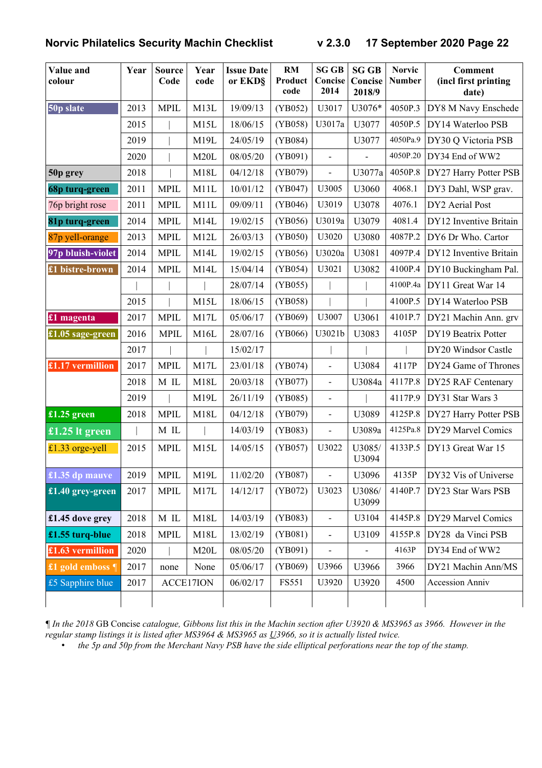# Norvic Philatelics Security Machin Checklist v 2.3.0 17 September 2020

| Value and colour | Year | Source Code | Year code | Issue Date or EKD§ | RM Product code | SG GB Concise 2014 | SG GB Concise 2018/9 | Norvic Number | Comment (incl first printing date) |
|---|---|---|---|---|---|---|---|---|---|
| 50p slate | 2013 | MPIL | M13L | 19/09/13 | (YB052) | U3017 | U3076* | 4050P.3 | DY8 M Navy Enschede |
| | 2015 | \| | M15L | 18/06/15 | (YB058) | U3017a | U3077 | 4050P.5 | DY14 Waterloo PSB |
| | 2019 | \| | M19L | 24/05/19 | (YB084) | | U3077 | 4050Pa.9 | DY30 Q Victoria PSB |
| | 2020 | \| | M20L | 08/05/20 | (YB091) | - | - | 4050P.20 | DY34 End of WW2 |
| 50p grey | 2018 | \| | M18L | 04/12/18 | (YB079) | - | U3077a | 4050P.8 | DY27 Harry Potter PSB |
| 68p turq-green | 2011 | MPIL | M11L | 10/01/12 | (YB047) | U3005 | U3060 | 4068.1 | DY3 Dahl, WSP grav. |
| 76p bright rose | 2011 | MPIL | M11L | 09/09/11 | (YB046) | U3019 | U3078 | 4076.1 | DY2 Aerial Post |
| 81p turq-green | 2014 | MPIL | M14L | 19/02/15 | (YB056) | U3019a | U3079 | 4081.4 | DY12 Inventive Britain |
| 87p yell-orange | 2013 | MPIL | M12L | 26/03/13 | (YB050) | U3020 | U3080 | 4087P.2 | DY6 Dr Who. Cartor |
| 97p bluish-violet | 2014 | MPIL | M14L | 19/02/15 | (YB056) | U3020a | U3081 | 4097P.4 | DY12 Inventive Britain |
| £1 bistre-brown | 2014 | MPIL | M14L | 15/04/14 | (YB054) | U3021 | U3082 | 4100P.4 | DY10 Buckingham Pal. |
| | \| | \| | \| | 28/07/14 | (YB055) | \| | \| | 4100P.4a | DY11 Great War 14 |
| | 2015 | \| | M15L | 18/06/15 | (YB058) | \| | \| | 4100P.5 | DY14 Waterloo PSB |
| £1 magenta | 2017 | MPIL | M17L | 05/06/17 | (YB069) | U3007 | U3061 | 4101P.7 | DY21 Machin Ann. grv |
| £1.05 sage-green | 2016 | MPIL | M16L | 28/07/16 | (YB066) | U3021b | U3083 | 4105P | DY19 Beatrix Potter |
| | 2017 | \| | \| | 15/02/17 | | \| | \| | \| | DY20 Windsor Castle |
| £1.17 vermillion | 2017 | MPIL | M17L | 23/01/18 | (YB074) | - | U3084 | 4117P | DY24 Game of Thrones |
| | 2018 | M IL | M18L | 20/03/18 | (YB077) | - | U3084a | 4117P.8 | DY25 RAF Centenary |
| | 2019 | \| | M19L | 26/11/19 | (YB085) | - | \| | 4117P.9 | DY31 Star Wars 3 |
| £1.25 green | 2018 | MPIL | M18L | 04/12/18 | (YB079) | - | U3089 | 4125P.8 | DY27 Harry Potter PSB |
| £1.25 lt green | \| | M IL | \| | 14/03/19 | (YB083) | - | U3089a | 4125Pa.8 | DY29 Marvel Comics |
| £1.33 orge-yell | 2015 | MPIL | M15L | 14/05/15 | (YB057) | U3022 | U3085/ U3094 | 4133P.5 | DY13 Great War 15 |
| £1.35 dp mauve | 2019 | MPIL | M19L | 11/02/20 | (YB087) | - | U3096 | 4135P | DY32 Vis of Universe |
| £1.40 grey-green | 2017 | MPIL | M17L | 14/12/17 | (YB072) | U3023 | U3086/ U3099 | 4140P.7 | DY23 Star Wars PSB |
| £1.45 dove grey | 2018 | M IL | M18L | 14/03/19 | (YB083) | - | U3104 | 4145P.8 | DY29 Marvel Comics |
| £1.55 turq-blue | 2018 | MPIL | M18L | 13/02/19 | (YB081) | - | U3109 | 4155P.8 | DY28 da Vinci PSB |
| £1.63 vermillion | 2020 | \| | M20L | 08/05/20 | (YB091) | - | - | 4163P | DY34 End of WW2 |
| £1 gold emboss ¶ | 2017 | none | None | 05/06/17 | (YB069) | U3966 | U3966 | 3966 | DY21 Machin Ann/MS |
| £5 Sapphire blue | 2017 | ACCE17ION | | 06/02/17 | FS551 | U3920 | U3920 | 4500 | Accession Anniv |
| | | | | | | | | | |

¶ *In the 2018* GB Concise *catalogue, Gibbons list this in the Machin section after U3920 & MS3965 as 3966. However in the regular stamp listings it is listed after MS3964 & MS3965 as* U*3966, so it is actually listed twice.*

- *the 5p and 50p from the Merchant Navy PSB have the side elliptical perforations near the top of the stamp.*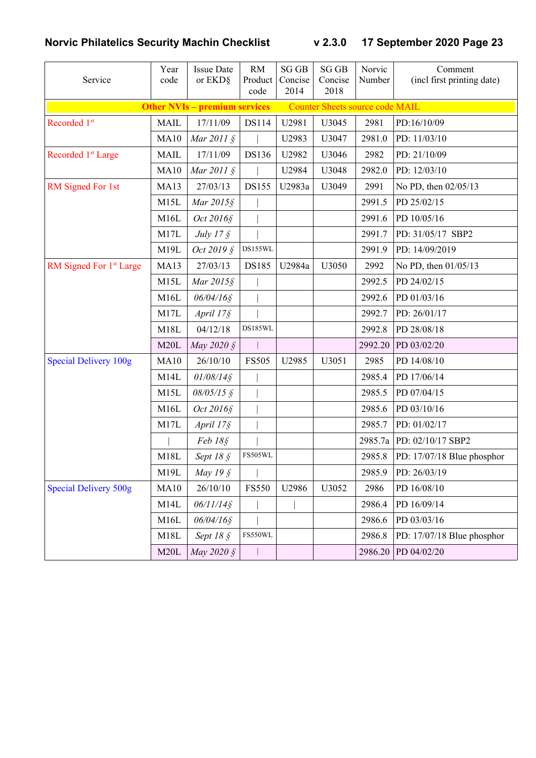| Service | Year code | Issue Date or EKD§ | RM Product code | SG GB Concise 2014 | SG GB Concise 2018 | Norvic Number | Comment (incl first printing date) |
|---|---|---|---|---|---|---|---|
| **Other NVIs – premium services** Counter Sheets source code MAIL | | | | | | | |
| Recorded 1st | MAIL | 17/11/09 | DS114 | U2981 | U3045 | 2981 | PD:16/10/09 |
| | MA10 | *Mar 2011 §* | \| | U2983 | U3047 | 2981.0 | PD: 11/03/10 |
| Recorded 1st Large | MAIL | 17/11/09 | DS136 | U2982 | U3046 | 2982 | PD: 21/10/09 |
| | MA10 | *Mar 2011 §* | \| | U2984 | U3048 | 2982.0 | PD: 12/03/10 |
| RM Signed For 1st | MA13 | 27/03/13 | DS155 | U2983a | U3049 | 2991 | No PD, then 02/05/13 |
| | M15L | *Mar 2015§* | \| | | | 2991.5 | PD 25/02/15 |
| | M16L | *Oct 2016§* | \| | | | 2991.6 | PD 10/05/16 |
| | M17L | *July 17 §* | \| | | | 2991.7 | PD: 31/05/17 SBP2 |
| | M19L | *Oct 2019 §* | DS155WL | | | 2991.9 | PD: 14/09/2019 |
| RM Signed For 1st Large | MA13 | 27/03/13 | DS185 | U2984a | U3050 | 2992 | No PD, then 01/05/13 |
| | M15L | *Mar 2015§* | \| | | | 2992.5 | PD 24/02/15 |
| | M16L | *06/04/16§* | \| | | | 2992.6 | PD 01/03/16 |
| | M17L | *April 17§* | \| | | | 2992.7 | PD: 26/01/17 |
| | M18L | 04/12/18 | DS185WL | | | 2992.8 | PD 28/08/18 |
| | M20L | *May 2020 §* | \| | | | 2992.20 | PD 03/02/20 |
| Special Delivery 100g | MA10 | 26/10/10 | FS505 | U2985 | U3051 | 2985 | PD 14/08/10 |
| | M14L | *01/08/14§* | \| | | | 2985.4 | PD 17/06/14 |
| | M15L | *08/05/15 §* | \| | | | 2985.5 | PD 07/04/15 |
| | M16L | *Oct 2016§* | \| | | | 2985.6 | PD 03/10/16 |
| | M17L | *April 17§* | \| | | | 2985.7 | PD: 01/02/17 |
| | \| | *Feb 18§* | \| | | | 2985.7a | PD: 02/10/17 SBP2 |
| | M18L | *Sept 18 §* | FS505WL | | | 2985.8 | PD: 17/07/18 Blue phosphor |
| | M19L | *May 19 §* | \| | | | 2985.9 | PD: 26/03/19 |
| Special Delivery 500g | MA10 | 26/10/10 | FS550 | U2986 | U3052 | 2986 | PD 16/08/10 |
| | M14L | *06/11/14§* | \| | \| | | 2986.4 | PD 16/09/14 |
| | M16L | *06/04/16§* | \| | | | 2986.6 | PD 03/03/16 |
| | M18L | *Sept 18 §* | FS550WL | | | 2986.8 | PD: 17/07/18 Blue phosphor |
| | M20L | *May 2020 §* | \| | | | 2986.20 | PD 04/02/20 |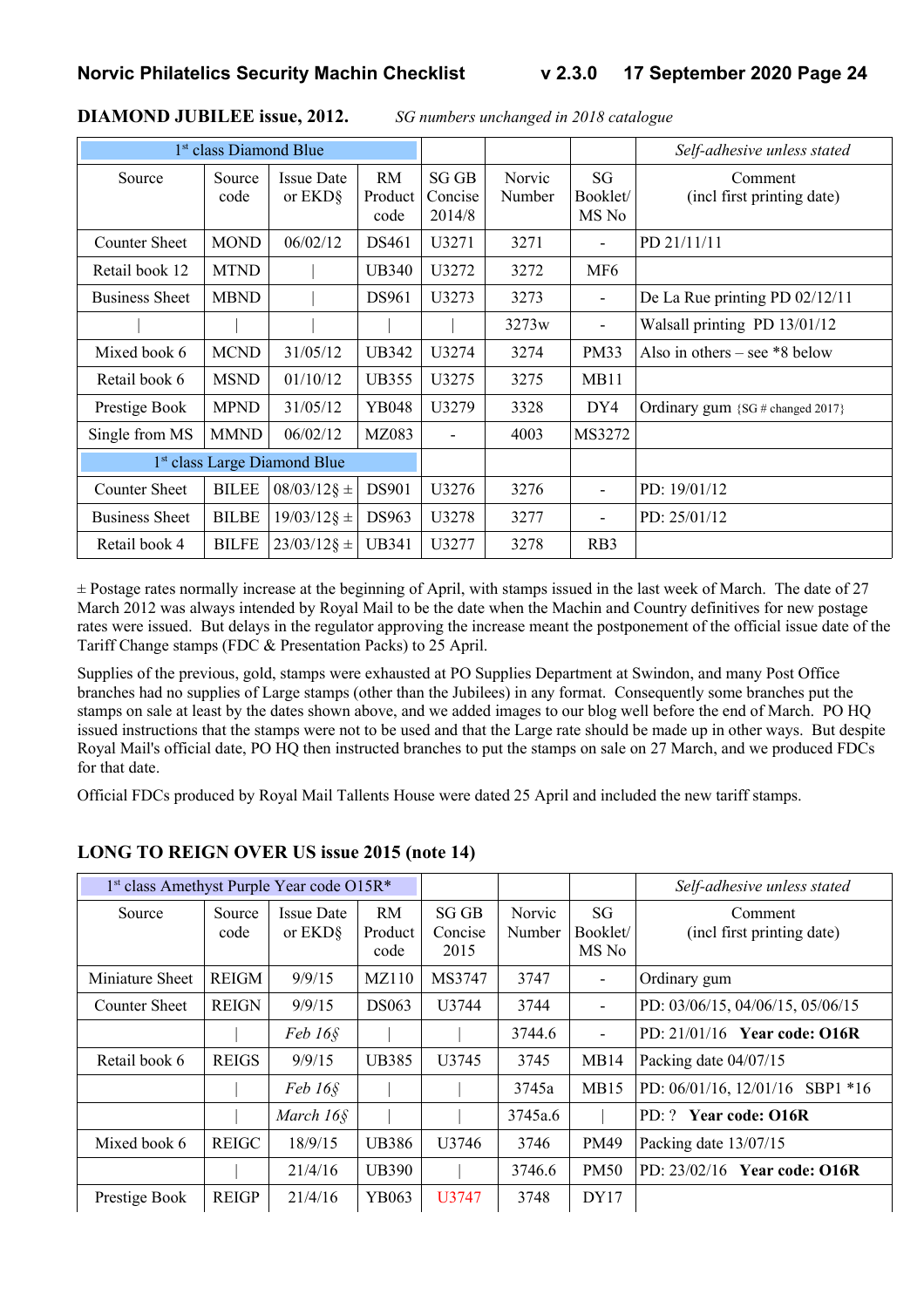## DIAMOND JUBILEE issue, 2012. *SG numbers unchanged in 2018 catalogue*

| 1st class Diamond Blue | | | | | | | *Self-adhesive unless stated* |
|---|---|---|---|---|---|---|---|
| Source | Source code | Issue Date or EKD§ | RM Product code | SG GB Concise 2014/8 | Norvic Number | SG Booklet/ MS No | Comment (incl first printing date) |
| Counter Sheet | MOND | 06/02/12 | DS461 | U3271 | 3271 | - | PD 21/11/11 |
| Retail book 12 | MTND | \| | UB340 | U3272 | 3272 | MF6 | |
| Business Sheet | MBND | \| | DS961 | U3273 | 3273 | - | De La Rue printing PD 02/12/11 |
| \| | \| | \| | \| | \| | 3273w | - | Walsall printing PD 13/01/12 |
| Mixed book 6 | MCND | 31/05/12 | UB342 | U3274 | 3274 | PM33 | Also in others – see *8 below |
| Retail book 6 | MSND | 01/10/12 | UB355 | U3275 | 3275 | MB11 | |
| Prestige Book | MPND | 31/05/12 | YB048 | U3279 | 3328 | DY4 | Ordinary gum {SG # changed 2017} |
| Single from MS | MMND | 06/02/12 | MZ083 | - | 4003 | MS3272 | |
| 1st class Large Diamond Blue | | | | | | | |
| Counter Sheet | BILEE | 08/03/12§ ± | DS901 | U3276 | 3276 | - | PD: 19/01/12 |
| Business Sheet | BILBE | 19/03/12§ ± | DS963 | U3278 | 3277 | - | PD: 25/01/12 |
| Retail book 4 | BILFE | 23/03/12§ ± | UB341 | U3277 | 3278 | RB3 | |

± Postage rates normally increase at the beginning of April, with stamps issued in the last week of March. The date of 27 March 2012 was always intended by Royal Mail to be the date when the Machin and Country definitives for new postage rates were issued. But delays in the regulator approving the increase meant the postponement of the official issue date of the Tariff Change stamps (FDC & Presentation Packs) to 25 April.

Supplies of the previous, gold, stamps were exhausted at PO Supplies Department at Swindon, and many Post Office branches had no supplies of Large stamps (other than the Jubilees) in any format. Consequently some branches put the stamps on sale at least by the dates shown above, and we added images to our blog well before the end of March. PO HQ issued instructions that the stamps were not to be used and that the Large rate should be made up in other ways. But despite Royal Mail's official date, PO HQ then instructed branches to put the stamps on sale on 27 March, and we produced FDCs for that date.

Official FDCs produced by Royal Mail Tallents House were dated 25 April and included the new tariff stamps.

## LONG TO REIGN OVER US issue 2015 (note 14)

| 1st class Amethyst Purple Year code O15R* | | | | | | | *Self-adhesive unless stated* |
|---|---|---|---|---|---|---|---|
| Source | Source code | Issue Date or EKD§ | RM Product code | SG GB Concise 2015 | Norvic Number | SG Booklet/ MS No | Comment (incl first printing date) |
| Miniature Sheet | REIGM | 9/9/15 | MZ110 | MS3747 | 3747 | - | Ordinary gum |
| Counter Sheet | REIGN | 9/9/15 | DS063 | U3744 | 3744 | - | PD: 03/06/15, 04/06/15, 05/06/15 |
| | \| | *Feb 16§* | \| | \| | 3744.6 | - | PD: 21/01/16 **Year code: O16R** |
| Retail book 6 | REIGS | 9/9/15 | UB385 | U3745 | 3745 | MB14 | Packing date 04/07/15 |
| | \| | *Feb 16§* | \| | \| | 3745a | MB15 | PD: 06/01/16, 12/01/16 SBP1 *16 |
| | \| | *March 16§* | \| | \| | 3745a.6 | \| | PD: ? **Year code: O16R** |
| Mixed book 6 | REIGC | 18/9/15 | UB386 | U3746 | 3746 | PM49 | Packing date 13/07/15 |
| | \| | 21/4/16 | UB390 | \| | 3746.6 | PM50 | PD: 23/02/16 **Year code: O16R** |
| Prestige Book | REIGP | 21/4/16 | YB063 | U3747 | 3748 | DY17 | |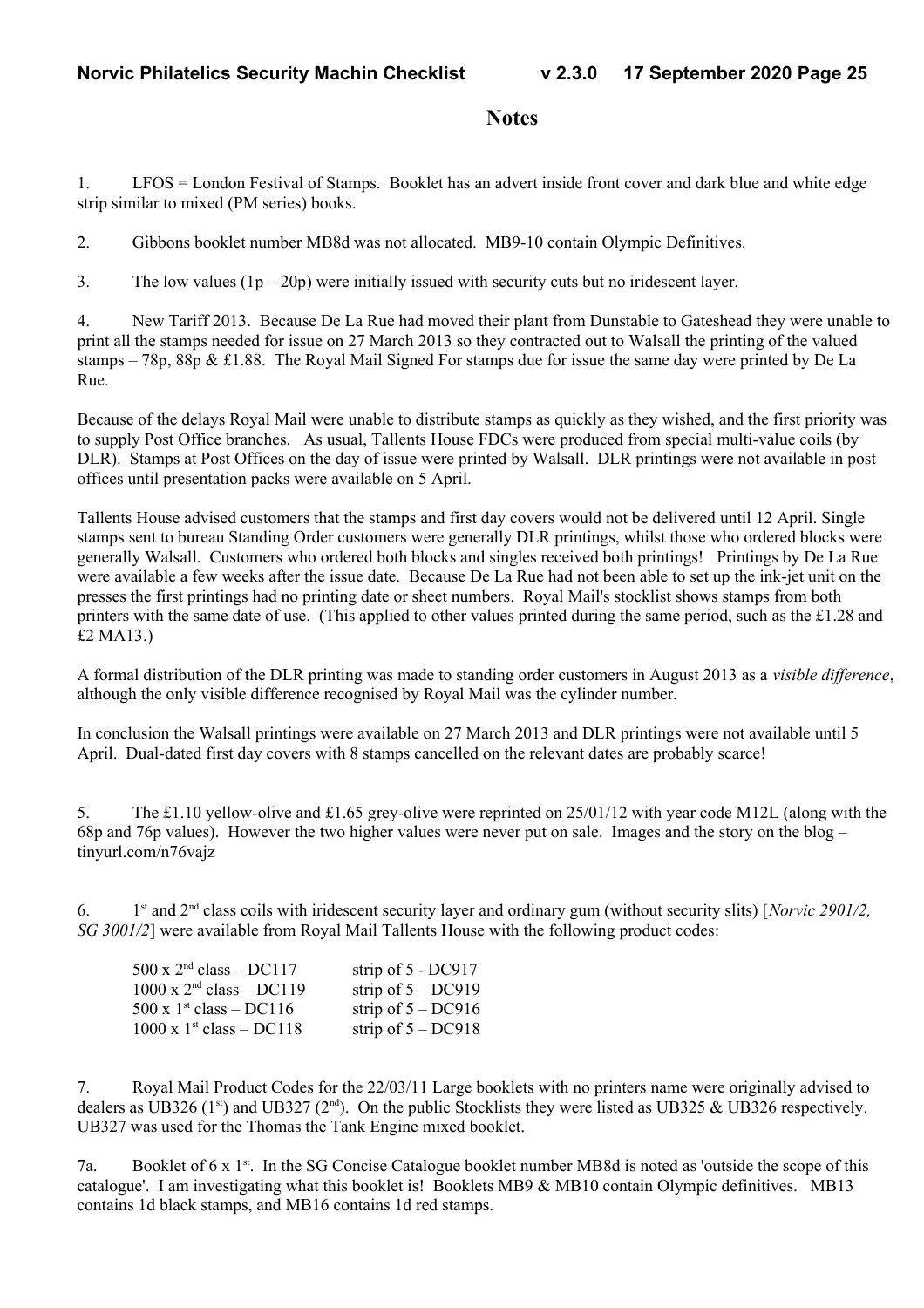# Notes

1. LFOS = London Festival of Stamps. Booklet has an advert inside front cover and dark blue and white edge strip similar to mixed (PM series) books.

2. Gibbons booklet number MB8d was not allocated. MB9-10 contain Olympic Definitives.

3. The low values (1p – 20p) were initially issued with security cuts but no iridescent layer.

4. New Tariff 2013. Because De La Rue had moved their plant from Dunstable to Gateshead they were unable to print all the stamps needed for issue on 27 March 2013 so they contracted out to Walsall the printing of the valued stamps – 78p, 88p & £1.88. The Royal Mail Signed For stamps due for issue the same day were printed by De La Rue.

Because of the delays Royal Mail were unable to distribute stamps as quickly as they wished, and the first priority was to supply Post Office branches. As usual, Tallents House FDCs were produced from special multi-value coils (by DLR). Stamps at Post Offices on the day of issue were printed by Walsall. DLR printings were not available in post offices until presentation packs were available on 5 April.

Tallents House advised customers that the stamps and first day covers would not be delivered until 12 April. Single stamps sent to bureau Standing Order customers were generally DLR printings, whilst those who ordered blocks were generally Walsall. Customers who ordered both blocks and singles received both printings! Printings by De La Rue were available a few weeks after the issue date. Because De La Rue had not been able to set up the ink-jet unit on the presses the first printings had no printing date or sheet numbers. Royal Mail's stocklist shows stamps from both printers with the same date of use. (This applied to other values printed during the same period, such as the £1.28 and £2 MA13.)

A formal distribution of the DLR printing was made to standing order customers in August 2013 as a *visible difference*, although the only visible difference recognised by Royal Mail was the cylinder number.

In conclusion the Walsall printings were available on 27 March 2013 and DLR printings were not available until 5 April. Dual-dated first day covers with 8 stamps cancelled on the relevant dates are probably scarce!

5. The £1.10 yellow-olive and £1.65 grey-olive were reprinted on 25/01/12 with year code M12L (along with the 68p and 76p values). However the two higher values were never put on sale. Images and the story on the blog – tinyurl.com/n76vajz

6. 1st and 2nd class coils with iridescent security layer and ordinary gum (without security slits) [*Norvic 2901/2, SG 3001/2*] were available from Royal Mail Tallents House with the following product codes:

| | |
|---|---|
| 500 x 2nd class – DC117 | strip of 5 - DC917 |
| 1000 x 2nd class – DC119 | strip of 5 – DC919 |
| 500 x 1st class – DC116 | strip of 5 – DC916 |
| 1000 x 1st class – DC118 | strip of 5 – DC918 |

7. Royal Mail Product Codes for the 22/03/11 Large booklets with no printers name were originally advised to dealers as UB326 (1st) and UB327 (2nd). On the public Stocklists they were listed as UB325 & UB326 respectively. UB327 was used for the Thomas the Tank Engine mixed booklet.

7a. Booklet of 6 x 1st. In the SG Concise Catalogue booklet number MB8d is noted as 'outside the scope of this catalogue'. I am investigating what this booklet is! Booklets MB9 & MB10 contain Olympic definitives. MB13 contains 1d black stamps, and MB16 contains 1d red stamps.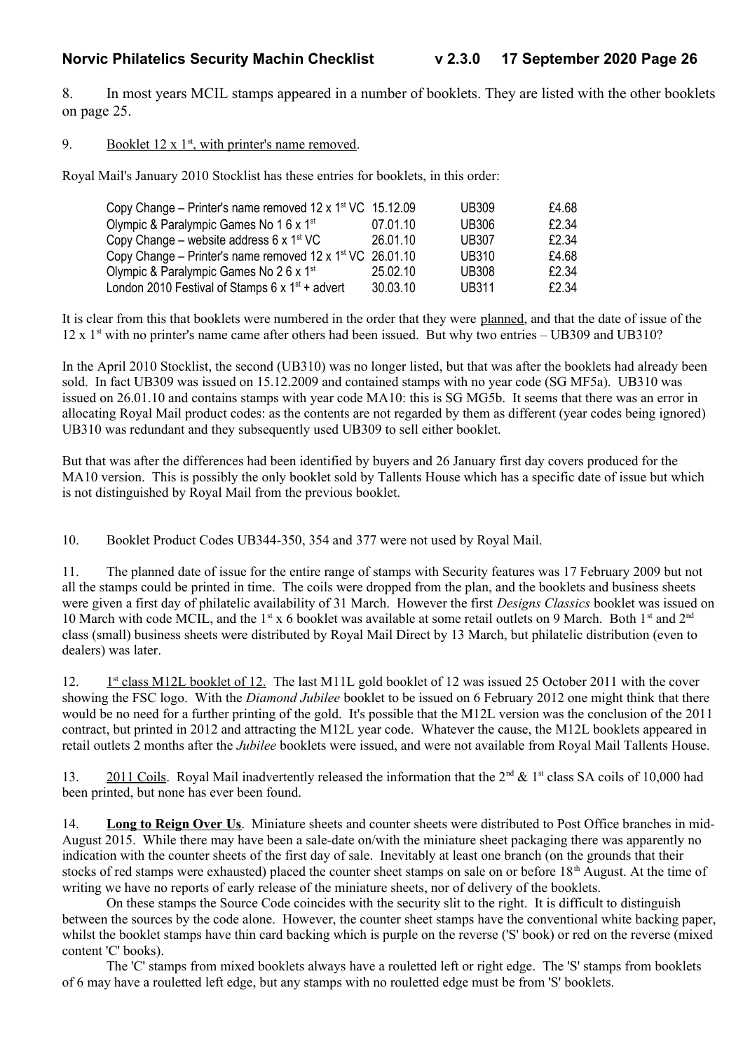8. In most years MCIL stamps appeared in a number of booklets. They are listed with the other booklets on page 25.

9. Booklet 12 x 1st, with printer's name removed.

Royal Mail's January 2010 Stocklist has these entries for booklets, in this order:

| | | | |
|---|---|---|---|
| Copy Change – Printer's name removed 12 x 1st VC | 15.12.09 | UB309 | £4.68 |
| Olympic & Paralympic Games No 1 6 x 1st | 07.01.10 | UB306 | £2.34 |
| Copy Change – website address 6 x 1st VC | 26.01.10 | UB307 | £2.34 |
| Copy Change – Printer's name removed 12 x 1st VC | 26.01.10 | UB310 | £4.68 |
| Olympic & Paralympic Games No 2 6 x 1st | 25.02.10 | UB308 | £2.34 |
| London 2010 Festival of Stamps 6 x 1st + advert | 30.03.10 | UB311 | £2.34 |

It is clear from this that booklets were numbered in the order that they were planned, and that the date of issue of the 12 x 1st with no printer's name came after others had been issued. But why two entries – UB309 and UB310?

In the April 2010 Stocklist, the second (UB310) was no longer listed, but that was after the booklets had already been sold. In fact UB309 was issued on 15.12.2009 and contained stamps with no year code (SG MF5a). UB310 was issued on 26.01.10 and contains stamps with year code MA10: this is SG MG5b. It seems that there was an error in allocating Royal Mail product codes: as the contents are not regarded by them as different (year codes being ignored) UB310 was redundant and they subsequently used UB309 to sell either booklet.

But that was after the differences had been identified by buyers and 26 January first day covers produced for the MA10 version. This is possibly the only booklet sold by Tallents House which has a specific date of issue but which is not distinguished by Royal Mail from the previous booklet.

10. Booklet Product Codes UB344-350, 354 and 377 were not used by Royal Mail.

11. The planned date of issue for the entire range of stamps with Security features was 17 February 2009 but not all the stamps could be printed in time. The coils were dropped from the plan, and the booklets and business sheets were given a first day of philatelic availability of 31 March. However the first *Designs Classics* booklet was issued on 10 March with code MCIL, and the 1st x 6 booklet was available at some retail outlets on 9 March. Both 1st and 2nd class (small) business sheets were distributed by Royal Mail Direct by 13 March, but philatelic distribution (even to dealers) was later.

12. 1st class M12L booklet of 12. The last M11L gold booklet of 12 was issued 25 October 2011 with the cover showing the FSC logo. With the *Diamond Jubilee* booklet to be issued on 6 February 2012 one might think that there would be no need for a further printing of the gold. It's possible that the M12L version was the conclusion of the 2011 contract, but printed in 2012 and attracting the M12L year code. Whatever the cause, the M12L booklets appeared in retail outlets 2 months after the *Jubilee* booklets were issued, and were not available from Royal Mail Tallents House.

13. 2011 Coils. Royal Mail inadvertently released the information that the 2nd & 1st class SA coils of 10,000 had been printed, but none has ever been found.

14. **Long to Reign Over Us**. Miniature sheets and counter sheets were distributed to Post Office branches in mid-August 2015. While there may have been a sale-date on/with the miniature sheet packaging there was apparently no indication with the counter sheets of the first day of sale. Inevitably at least one branch (on the grounds that their stocks of red stamps were exhausted) placed the counter sheet stamps on sale on or before 18th August. At the time of writing we have no reports of early release of the miniature sheets, nor of delivery of the booklets.

On these stamps the Source Code coincides with the security slit to the right. It is difficult to distinguish between the sources by the code alone. However, the counter sheet stamps have the conventional white backing paper, whilst the booklet stamps have thin card backing which is purple on the reverse ('S' book) or red on the reverse (mixed content 'C' books).

The 'C' stamps from mixed booklets always have a rouletted left or right edge. The 'S' stamps from booklets of 6 may have a rouletted left edge, but any stamps with no rouletted edge must be from 'S' booklets.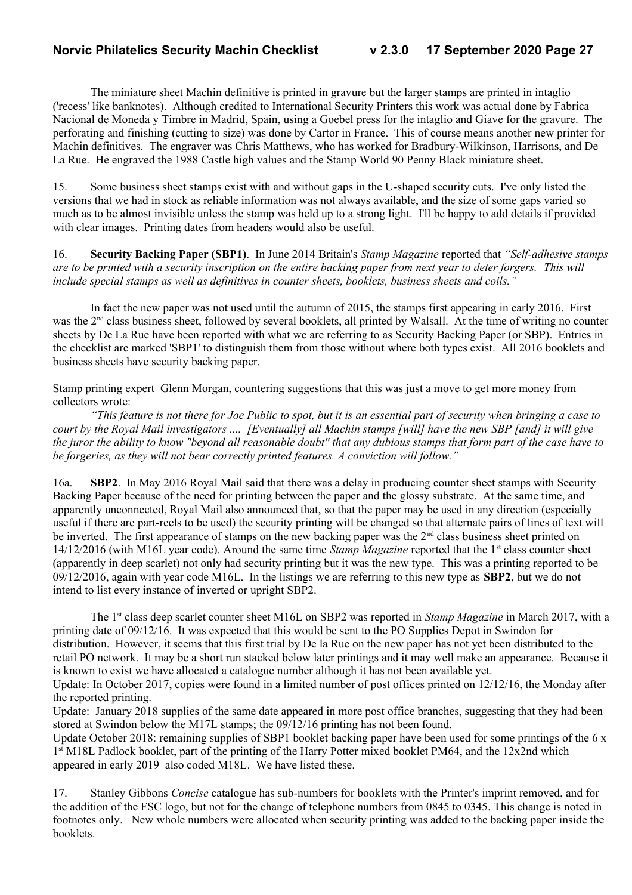The miniature sheet Machin definitive is printed in gravure but the larger stamps are printed in intaglio ('recess' like banknotes). Although credited to International Security Printers this work was actual done by Fabrica Nacional de Moneda y Timbre in Madrid, Spain, using a Goebel press for the intaglio and Giave for the gravure. The perforating and finishing (cutting to size) was done by Cartor in France. This of course means another new printer for Machin definitives. The engraver was Chris Matthews, who has worked for Bradbury-Wilkinson, Harrisons, and De La Rue. He engraved the 1988 Castle high values and the Stamp World 90 Penny Black miniature sheet.

15. Some business sheet stamps exist with and without gaps in the U-shaped security cuts. I've only listed the versions that we had in stock as reliable information was not always available, and the size of some gaps varied so much as to be almost invisible unless the stamp was held up to a strong light. I'll be happy to add details if provided with clear images. Printing dates from headers would also be useful.

16. **Security Backing Paper (SBP1)**. In June 2014 Britain's *Stamp Magazine* reported that *"Self-adhesive stamps are to be printed with a security inscription on the entire backing paper from next year to deter forgers. This will include special stamps as well as definitives in counter sheets, booklets, business sheets and coils."*

In fact the new paper was not used until the autumn of 2015, the stamps first appearing in early 2016. First was the 2nd class business sheet, followed by several booklets, all printed by Walsall. At the time of writing no counter sheets by De La Rue have been reported with what we are referring to as Security Backing Paper (or SBP). Entries in the checklist are marked 'SBP1' to distinguish them from those without where both types exist. All 2016 booklets and business sheets have security backing paper.

Stamp printing expert Glenn Morgan, countering suggestions that this was just a move to get more money from collectors wrote:

*"This feature is not there for Joe Public to spot, but it is an essential part of security when bringing a case to court by the Royal Mail investigators .... [Eventually] all Machin stamps [will] have the new SBP [and] it will give the juror the ability to know "beyond all reasonable doubt" that any dubious stamps that form part of the case have to be forgeries, as they will not bear correctly printed features. A conviction will follow."*

16a. **SBP2**. In May 2016 Royal Mail said that there was a delay in producing counter sheet stamps with Security Backing Paper because of the need for printing between the paper and the glossy substrate. At the same time, and apparently unconnected, Royal Mail also announced that, so that the paper may be used in any direction (especially useful if there are part-reels to be used) the security printing will be changed so that alternate pairs of lines of text will be inverted. The first appearance of stamps on the new backing paper was the 2nd class business sheet printed on 14/12/2016 (with M16L year code). Around the same time *Stamp Magazine* reported that the 1st class counter sheet (apparently in deep scarlet) not only had security printing but it was the new type. This was a printing reported to be 09/12/2016, again with year code M16L. In the listings we are referring to this new type as **SBP2**, but we do not intend to list every instance of inverted or upright SBP2.

The 1st class deep scarlet counter sheet M16L on SBP2 was reported in *Stamp Magazine* in March 2017, with a printing date of 09/12/16. It was expected that this would be sent to the PO Supplies Depot in Swindon for distribution. However, it seems that this first trial by De la Rue on the new paper has not yet been distributed to the retail PO network. It may be a short run stacked below later printings and it may well make an appearance. Because it is known to exist we have allocated a catalogue number although it has not been available yet.

Update: In October 2017, copies were found in a limited number of post offices printed on 12/12/16, the Monday after the reported printing.

Update: January 2018 supplies of the same date appeared in more post office branches, suggesting that they had been stored at Swindon below the M17L stamps; the 09/12/16 printing has not been found.

Update October 2018: remaining supplies of SBP1 booklet backing paper have been used for some printings of the 6 x 1st M18L Padlock booklet, part of the printing of the Harry Potter mixed booklet PM64, and the 12x2nd which appeared in early 2019 also coded M18L. We have listed these.

17. Stanley Gibbons *Concise* catalogue has sub-numbers for booklets with the Printer's imprint removed, and for the addition of the FSC logo, but not for the change of telephone numbers from 0845 to 0345. This change is noted in footnotes only. New whole numbers were allocated when security printing was added to the backing paper inside the booklets.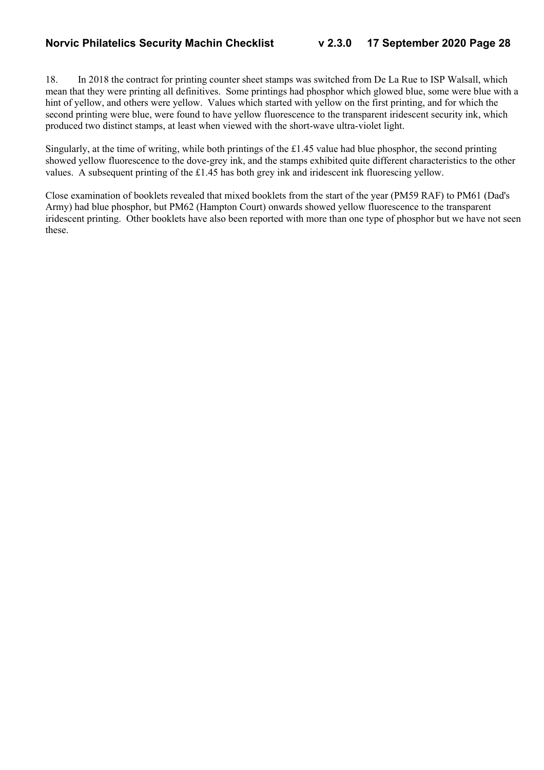18. In 2018 the contract for printing counter sheet stamps was switched from De La Rue to ISP Walsall, which mean that they were printing all definitives. Some printings had phosphor which glowed blue, some were blue with a hint of yellow, and others were yellow. Values which started with yellow on the first printing, and for which the second printing were blue, were found to have yellow fluorescence to the transparent iridescent security ink, which produced two distinct stamps, at least when viewed with the short-wave ultra-violet light.

Singularly, at the time of writing, while both printings of the £1.45 value had blue phosphor, the second printing showed yellow fluorescence to the dove-grey ink, and the stamps exhibited quite different characteristics to the other values. A subsequent printing of the £1.45 has both grey ink and iridescent ink fluorescing yellow.

Close examination of booklets revealed that mixed booklets from the start of the year (PM59 RAF) to PM61 (Dad's Army) had blue phosphor, but PM62 (Hampton Court) onwards showed yellow fluorescence to the transparent iridescent printing. Other booklets have also been reported with more than one type of phosphor but we have not seen these.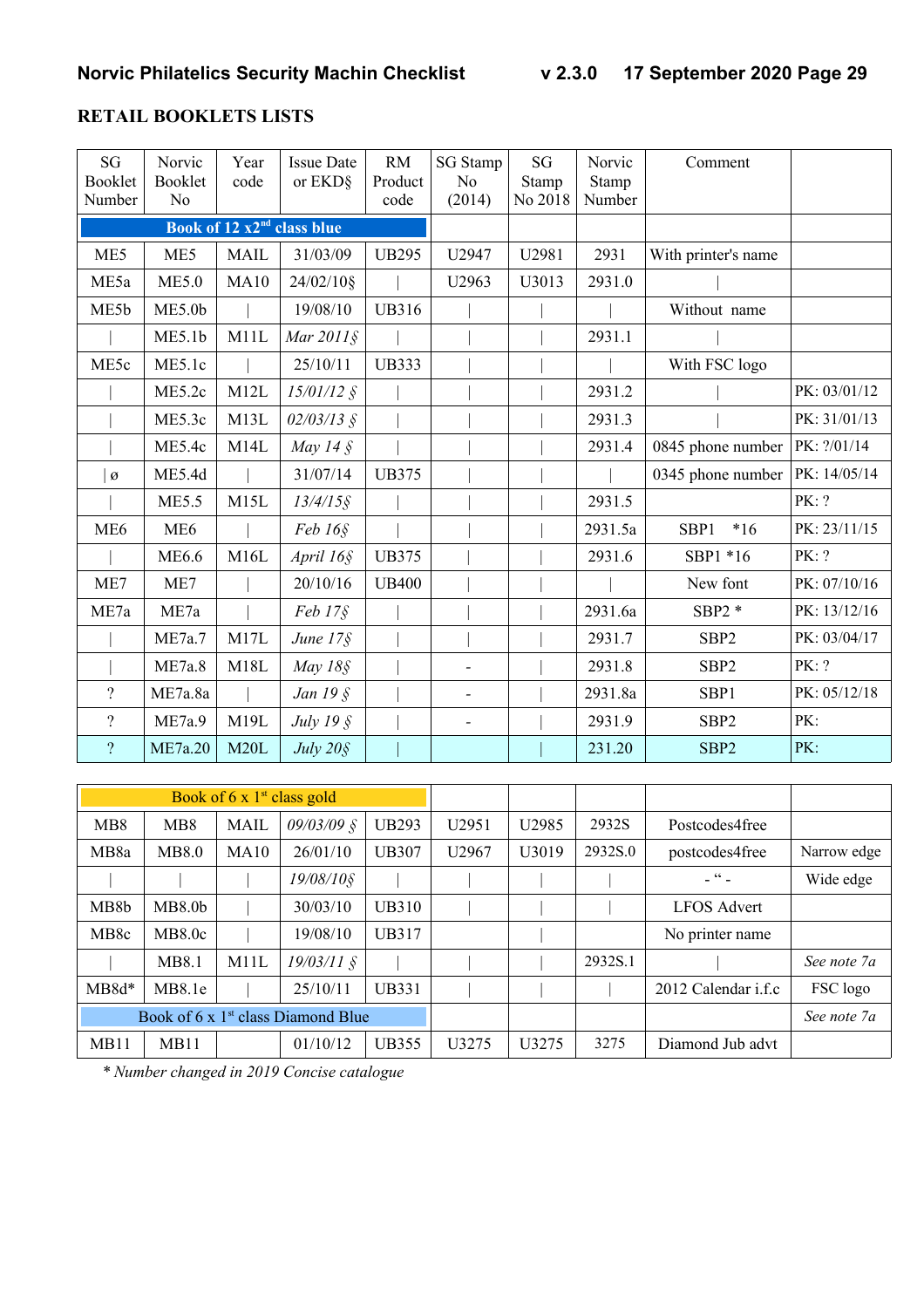## RETAIL BOOKLETS LISTS

| SG Booklet Number | Norvic Booklet No | Year code | Issue Date or EKD§ | RM Product code | SG Stamp No (2014) | SG Stamp No 2018 | Norvic Stamp Number | Comment | |
|---|---|---|---|---|---|---|---|---|---|
| **Book of 12 x2nd class blue** | | | | | | | | | |
| ME5 | ME5 | MAIL | 31/03/09 | UB295 | U2947 | U2981 | 2931 | With printer's name | |
| ME5a | ME5.0 | MA10 | 24/02/10§ | \| | U2963 | U3013 | 2931.0 | \| | |
| ME5b | ME5.0b | \| | 19/08/10 | UB316 | \| | \| | \| | Without name | |
| \| | ME5.1b | M11L | *Mar 2011§* | \| | \| | \| | 2931.1 | | |
| ME5c | ME5.1c | \| | 25/10/11 | UB333 | \| | \| | \| | With FSC logo | |
| \| | ME5.2c | M12L | *15/01/12 §* | \| | \| | \| | 2931.2 | \| | PK: 03/01/12 |
| \| | ME5.3c | M13L | *02/03/13 §* | \| | \| | \| | 2931.3 | \| | PK: 31/01/13 |
| \| | ME5.4c | M14L | *May 14 §* | \| | \| | \| | 2931.4 | 0845 phone number | PK: ?/01/14 |
| \| ø | ME5.4d | \| | 31/07/14 | UB375 | \| | \| | \| | 0345 phone number | PK: 14/05/14 |
| \| | ME5.5 | M15L | *13/4/15§* | \| | \| | \| | 2931.5 | | PK: ? |
| ME6 | ME6 | \| | *Feb 16§* | \| | \| | \| | 2931.5a | SBP1 *16 | PK: 23/11/15 |
| \| | ME6.6 | M16L | *April 16§* | UB375 | \| | \| | 2931.6 | SBP1 *16 | PK: ? |
| ME7 | ME7 | \| | 20/10/16 | UB400 | \| | \| | \| | New font | PK: 07/10/16 |
| ME7a | ME7a | \| | *Feb 17§* | \| | \| | \| | 2931.6a | SBP2 * | PK: 13/12/16 |
| \| | ME7a.7 | M17L | *June 17§* | \| | \| | \| | 2931.7 | SBP2 | PK: 03/04/17 |
| \| | ME7a.8 | M18L | *May 18§* | \| | - | \| | 2931.8 | SBP2 | PK: ? |
| ? | ME7a.8a | \| | *Jan 19 §* | \| | - | \| | 2931.8a | SBP1 | PK: 05/12/18 |
| ? | ME7a.9 | M19L | *July 19 §* | \| | - | \| | 2931.9 | SBP2 | PK: |
| ? | ME7a.20 | M20L | *July 20§* | \| | | \| | 231.20 | SBP2 | PK: |

| | | | | | | | | | |
|---|---|---|---|---|---|---|---|---|---|
| Book of 6 x 1st class gold | | | | | | | | | |
| MB8 | MB8 | MAIL | *09/03/09 §* | UB293 | U2951 | U2985 | 2932S | Postcodes4free | |
| MB8a | MB8.0 | MA10 | 26/01/10 | UB307 | U2967 | U3019 | 2932S.0 | postcodes4free | Narrow edge |
| \| | \| | \| | *19/08/10§* | \| | \| | \| | \| | - " - | Wide edge |
| MB8b | MB8.0b | \| | 30/03/10 | UB310 | \| | \| | \| | LFOS Advert | |
| MB8c | MB8.0c | \| | 19/08/10 | UB317 | | \| | | No printer name | |
| \| | MB8.1 | M11L | *19/03/11 §* | \| | \| | \| | 2932S.1 | \| | *See note 7a* |
| MB8d* | MB8.1e | \| | 25/10/11 | UB331 | \| | \| | \| | 2012 Calendar i.f.c | FSC logo |
| Book of 6 x 1st class Diamond Blue | | | | | | | | | *See note 7a* |
| MB11 | MB11 | | 01/10/12 | UB355 | U3275 | U3275 | 3275 | Diamond Jub advt | |

*\* Number changed in 2019 Concise catalogue*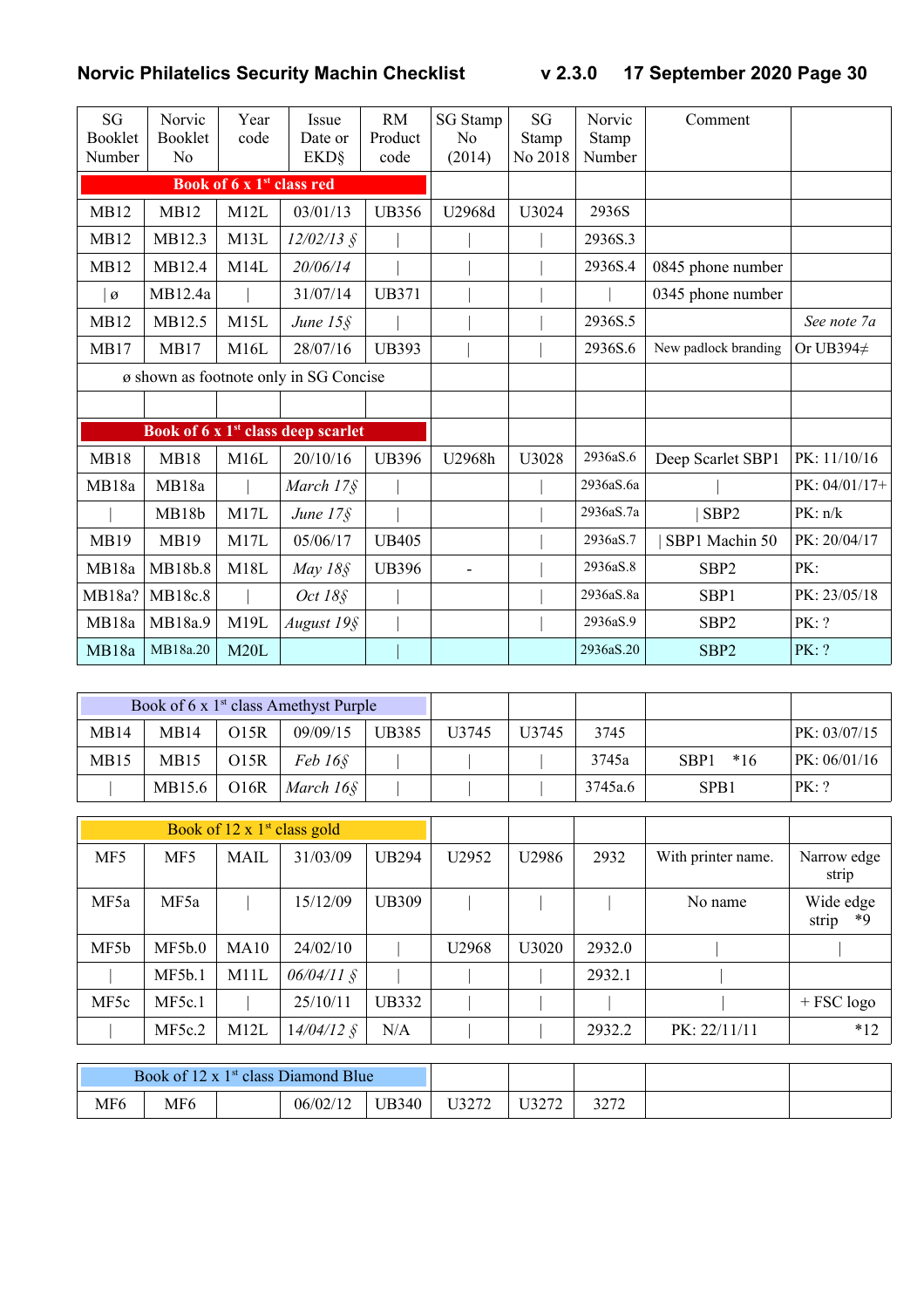| SG Booklet Number | Norvic Booklet No | Year code | Issue Date or EKD§ | RM Product code | SG Stamp No (2014) | SG Stamp No 2018 | Norvic Stamp Number | Comment | |
|---|---|---|---|---|---|---|---|---|---|
| **Book of 6 x 1st class red** | | | | | | | | | |
| MB12 | MB12 | M12L | 03/01/13 | UB356 | U2968d | U3024 | 2936S | | |
| MB12 | MB12.3 | M13L | *12/02/13 §* | \| | \| | \| | 2936S.3 | | |
| MB12 | MB12.4 | M14L | *20/06/14* | \| | \| | \| | 2936S.4 | 0845 phone number | |
| \| ø | MB12.4a | \| | 31/07/14 | UB371 | \| | \| | \| | 0345 phone number | |
| MB12 | MB12.5 | M15L | *June 15§* | \| | \| | \| | 2936S.5 | | *See note 7a* |
| MB17 | MB17 | M16L | 28/07/16 | UB393 | \| | \| | 2936S.6 | New padlock branding | Or UB394≠ |
| ø shown as footnote only in SG Concise | | | | | | | | | |
| | | | | | | | | | |
| **Book of 6 x 1st class deep scarlet** | | | | | | | | | |
| MB18 | MB18 | M16L | 20/10/16 | UB396 | U2968h | U3028 | 2936aS.6 | Deep Scarlet SBP1 | PK: 11/10/16 |
| MB18a | MB18a | \| | *March 17§* | \| | | \| | 2936aS.6a | \| | PK: 04/01/17+ |
| \| | MB18b | M17L | *June 17§* | \| | | \| | 2936aS.7a | \| SBP2 | PK: n/k |
| MB19 | MB19 | M17L | 05/06/17 | UB405 | | \| | 2936aS.7 | \| SBP1 Machin 50 | PK: 20/04/17 |
| MB18a | MB18b.8 | M18L | *May 18§* | UB396 | - | \| | 2936aS.8 | SBP2 | PK: |
| MB18a? | MB18c.8 | \| | *Oct 18§* | \| | | \| | 2936aS.8a | SBP1 | PK: 23/05/18 |
| MB18a | MB18a.9 | M19L | *August 19§* | \| | | \| | 2936aS.9 | SBP2 | PK: ? |
| MB18a | MB18a.20 | M20L | | \| | | | 2936aS.20 | SBP2 | PK: ? |

| | | | | | | | | | |
|---|---|---|---|---|---|---|---|---|---|
| Book of 6 x 1st class Amethyst Purple | | | | | | | | | |
| MB14 | MB14 | O15R | 09/09/15 | UB385 | U3745 | U3745 | 3745 | | PK: 03/07/15 |
| MB15 | MB15 | O15R | *Feb 16§* | \| | \| | \| | 3745a | SBP1 *16 | PK: 06/01/16 |
| \| | MB15.6 | O16R | *March 16§* | \| | \| | \| | 3745a.6 | SPB1 | PK: ? |

| | | | | | | | | | |
|---|---|---|---|---|---|---|---|---|---|
| Book of 12 x 1st class gold | | | | | | | | | |
| MF5 | MF5 | MAIL | 31/03/09 | UB294 | U2952 | U2986 | 2932 | With printer name. | Narrow edge strip |
| MF5a | MF5a | \| | 15/12/09 | UB309 | \| | \| | \| | No name | Wide edge strip *9 |
| MF5b | MF5b.0 | MA10 | 24/02/10 | \| | U2968 | U3020 | 2932.0 | \| | \| |
| \| | MF5b.1 | M11L | *06/04/11 §* | \| | \| | \| | 2932.1 | \| | |
| MF5c | MF5c.1 | \| | 25/10/11 | UB332 | \| | \| | \| | \| | + FSC logo |
| \| | MF5c.2 | M12L | *14/04/12 §* | N/A | \| | \| | 2932.2 | PK: 22/11/11 | *12 |

| | | | | | | | | | |
|---|---|---|---|---|---|---|---|---|---|
| Book of 12 x 1st class Diamond Blue | | | | | | | | | |
| MF6 | MF6 | | 06/02/12 | UB340 | U3272 | U3272 | 3272 | | |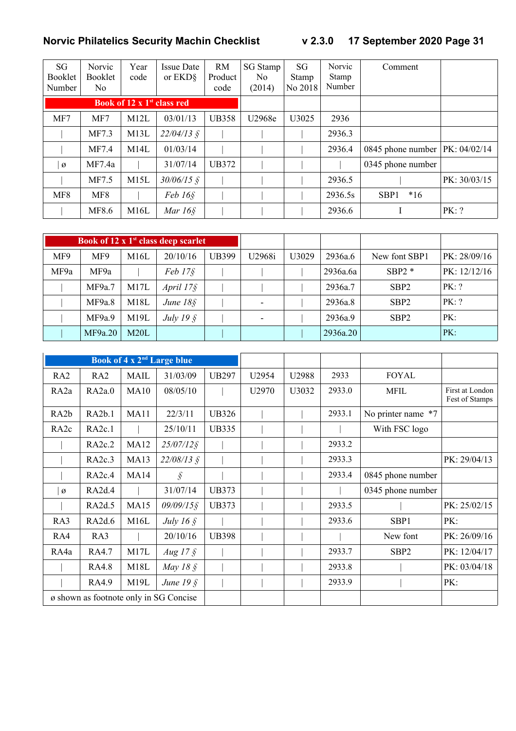| SG Booklet Number | Norvic Booklet No | Year code | Issue Date or EKD§ | RM Product code | SG Stamp No (2014) | SG Stamp No 2018 | Norvic Stamp Number | Comment | |
|---|---|---|---|---|---|---|---|---|---|
| **Book of 12 x 1st class red** | | | | | | | | | |
| MF7 | MF7 | M12L | 03/01/13 | UB358 | U2968e | U3025 | 2936 | | |
| \| | MF7.3 | M13L | *22/04/13 §* | \| | \| | \| | 2936.3 | | |
| \| | MF7.4 | M14L | 01/03/14 | \| | \| | \| | 2936.4 | 0845 phone number | PK: 04/02/14 |
| \| ø | MF7.4a | \| | 31/07/14 | UB372 | \| | \| | \| | 0345 phone number | |
| \| | MF7.5 | M15L | *30/06/15 §* | \| | \| | \| | 2936.5 | \| | PK: 30/03/15 |
| MF8 | MF8 | \| | *Feb 16§* | \| | \| | \| | 2936.5s | SBP1 *16 | |
| \| | MF8.6 | M16L | *Mar 16§* | \| | \| | \| | 2936.6 | I | PK: ? |

| SG Booklet Number | Norvic Booklet No | Year code | Issue Date or EKD§ | RM Product code | SG Stamp No (2014) | SG Stamp No 2018 | Norvic Stamp Number | Comment | |
|---|---|---|---|---|---|---|---|---|---|
| **Book of 12 x 1st class deep scarlet** | | | | | | | | | |
| MF9 | MF9 | M16L | 20/10/16 | UB399 | U2968i | U3029 | 2936a.6 | New font SBP1 | PK: 28/09/16 |
| MF9a | MF9a | \| | *Feb 17§* | \| | \| | \| | 2936a.6a | SBP2 * | PK: 12/12/16 |
| \| | MF9a.7 | M17L | *April 17§* | \| | \| | \| | 2936a.7 | SBP2 | PK: ? |
| \| | MF9a.8 | M18L | *June 18§* | \| | - | \| | 2936a.8 | SBP2 | PK: ? |
| \| | MF9a.9 | M19L | *July 19 §* | \| | - | \| | 2936a.9 | SBP2 | PK: |
| \| | MF9a.20 | M20L | | \| | | \| | 2936a.20 | | PK: |

| SG Booklet Number | Norvic Booklet No | Year code | Issue Date or EKD§ | RM Product code | SG Stamp No (2014) | SG Stamp No 2018 | Norvic Stamp Number | Comment | |
|---|---|---|---|---|---|---|---|---|---|
| **Book of 4 x 2nd Large blue** | | | | | | | | | |
| RA2 | RA2 | MAIL | 31/03/09 | UB297 | U2954 | U2988 | 2933 | FOYAL | |
| RA2a | RA2a.0 | MA10 | 08/05/10 | \| | U2970 | U3032 | 2933.0 | MFIL | First at London Fest of Stamps |
| RA2b | RA2b.1 | MA11 | 22/3/11 | UB326 | \| | \| | 2933.1 | No printer name *7 | |
| RA2c | RA2c.1 | \| | 25/10/11 | UB335 | \| | \| | \| | With FSC logo | |
| \| | RA2c.2 | MA12 | *25/07/12§* | \| | \| | \| | 2933.2 | | |
| \| | RA2c.3 | MA13 | *22/08/13 §* | \| | \| | \| | 2933.3 | | PK: 29/04/13 |
| \| | RA2c.4 | MA14 | *§* | \| | \| | \| | 2933.4 | 0845 phone number | |
| \| ø | RA2d.4 | \| | 31/07/14 | UB373 | \| | \| | \| | 0345 phone number | |
| \| | RA2d.5 | MA15 | *09/09/15§* | UB373 | \| | \| | 2933.5 | \| | PK: 25/02/15 |
| RA3 | RA2d.6 | M16L | *July 16 §* | \| | \| | \| | 2933.6 | SBP1 | PK: |
| RA4 | RA3 | \| | 20/10/16 | UB398 | \| | \| | \| | New font | PK: 26/09/16 |
| RA4a | RA4.7 | M17L | *Aug 17 §* | \| | \| | \| | 2933.7 | SBP2 | PK: 12/04/17 |
| \| | RA4.8 | M18L | *May 18 §* | \| | \| | \| | 2933.8 | \| | PK: 03/04/18 |
| \| | RA4.9 | M19L | *June 19 §* | \| | \| | \| | 2933.9 | \| | PK: |
| ø shown as footnote only in SG Concise | | | | | | | | | |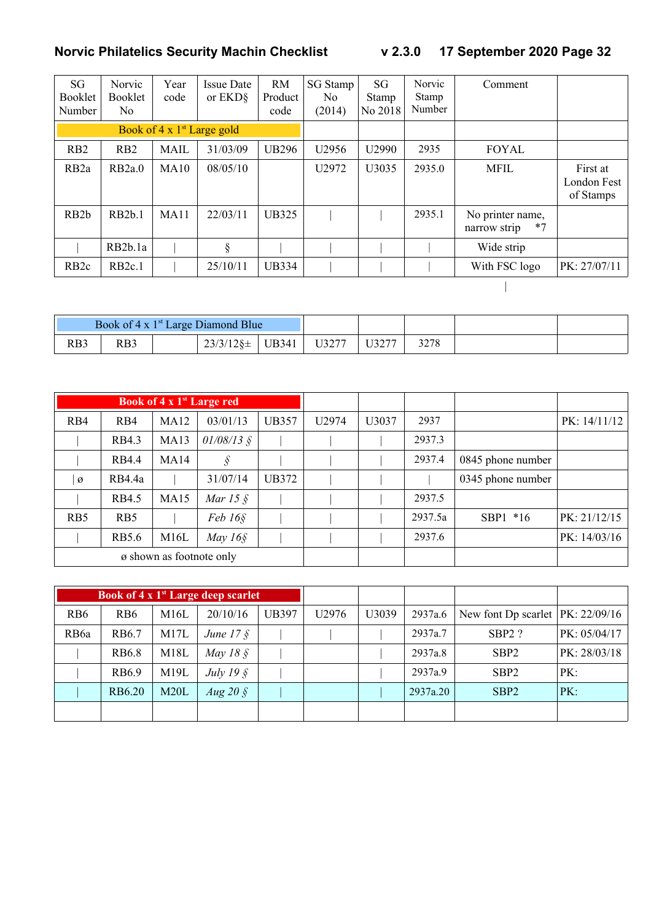| SG Booklet Number | Norvic Booklet No | Year code | Issue Date or EKD§ | RM Product code | SG Stamp No (2014) | SG Stamp No 2018 | Norvic Stamp Number | Comment | |
|---|---|---|---|---|---|---|---|---|---|
| Book of 4 x 1st Large gold | | | | | | | | | |
| RB2 | RB2 | MAIL | 31/03/09 | UB296 | U2956 | U2990 | 2935 | FOYAL | |
| RB2a | RB2a.0 | MA10 | 08/05/10 | | U2972 | U3035 | 2935.0 | MFIL | First at London Fest of Stamps |
| RB2b | RB2b.1 | MA11 | 22/03/11 | UB325 | \| | \| | 2935.1 | No printer name, narrow strip *7 | |
| \| | RB2b.1a | \| | § | \| | \| | \| | \| | Wide strip | |
| RB2c | RB2c.1 | \| | 25/10/11 | UB334 | \| | \| | \| | With FSC logo | PK: 27/07/11 |

| Book of 4 x 1st Large Diamond Blue | | | | | | | | | |
|---|---|---|---|---|---|---|---|---|---|
| RB3 | RB3 | | 23/3/12§± | UB341 | U3277 | U3277 | 3278 | | |

| Book of 4 x 1st Large red | | | | | | | | | |
|---|---|---|---|---|---|---|---|---|---|
| RB4 | RB4 | MA12 | 03/01/13 | UB357 | U2974 | U3037 | 2937 | | PK: 14/11/12 |
| \| | RB4.3 | MA13 | *01/08/13 §* | \| | \| | \| | 2937.3 | | |
| \| | RB4.4 | MA14 | *§* | \| | \| | \| | 2937.4 | 0845 phone number | |
| \| ø | RB4.4a | \| | 31/07/14 | UB372 | \| | \| | \| | 0345 phone number | |
| \| | RB4.5 | MA15 | *Mar 15 §* | \| | \| | \| | 2937.5 | | |
| RB5 | RB5 | \| | *Feb 16§* | \| | \| | \| | 2937.5a | SBP1 *16 | PK: 21/12/15 |
| \| | RB5.6 | M16L | *May 16§* | \| | \| | \| | 2937.6 | | PK: 14/03/16 |
| ø shown as footnote only | | | | | | | | | |

| Book of 4 x 1st Large deep scarlet | | | | | | | | | |
|---|---|---|---|---|---|---|---|---|---|
| RB6 | RB6 | M16L | 20/10/16 | UB397 | U2976 | U3039 | 2937a.6 | New font Dp scarlet | PK: 22/09/16 |
| RB6a | RB6.7 | M17L | *June 17 §* | \| | \| | \| | 2937a.7 | SBP2 ? | PK: 05/04/17 |
| \| | RB6.8 | M18L | *May 18 §* | \| | | \| | 2937a.8 | SBP2 | PK: 28/03/18 |
| \| | RB6.9 | M19L | *July 19 §* | \| | | \| | 2937a.9 | SBP2 | PK: |
| \| | RB6.20 | M20L | *Aug 20 §* | \| | | \| | 2937a.20 | SBP2 | PK: |
| | | | | | | | | | |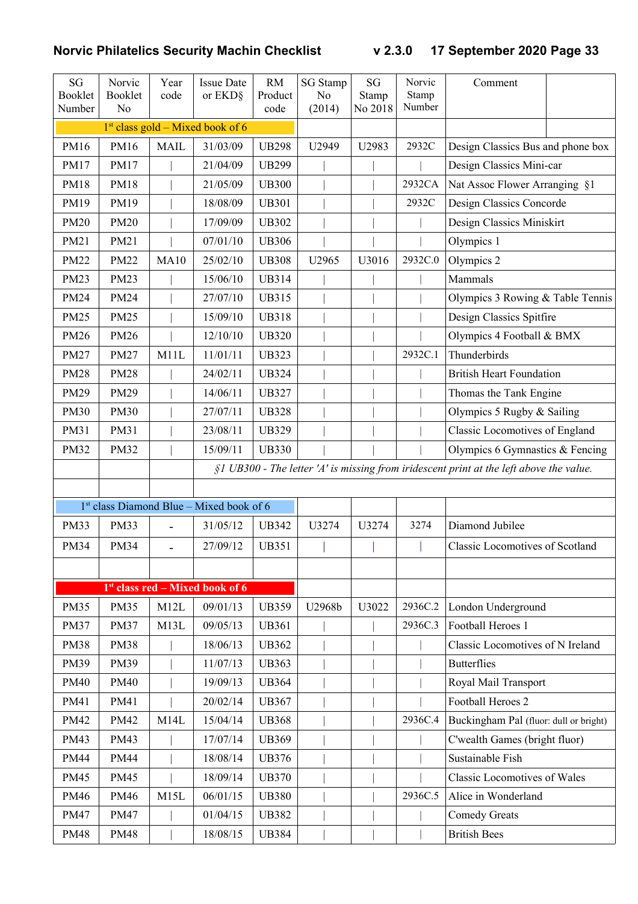| SG Booklet Number | Norvic Booklet No | Year code | Issue Date or EKD§ | RM Product code | SG Stamp No (2014) | SG Stamp No 2018 | Norvic Stamp Number | Comment |
|---|---|---|---|---|---|---|---|---|
| 1st class gold – Mixed book of 6 | | | | | | | | |
| PM16 | PM16 | MAIL | 31/03/09 | UB298 | U2949 | U2983 | 2932C | Design Classics Bus and phone box |
| PM17 | PM17 | \| | 21/04/09 | UB299 | \| | \| | \| | Design Classics Mini-car |
| PM18 | PM18 | \| | 21/05/09 | UB300 | \| | \| | 2932CA | Nat Assoc Flower Arranging §1 |
| PM19 | PM19 | \| | 18/08/09 | UB301 | \| | \| | 2932C | Design Classics Concorde |
| PM20 | PM20 | \| | 17/09/09 | UB302 | \| | \| | \| | Design Classics Miniskirt |
| PM21 | PM21 | \| | 07/01/10 | UB306 | \| | \| | \| | Olympics 1 |
| PM22 | PM22 | MA10 | 25/02/10 | UB308 | U2965 | U3016 | 2932C.0 | Olympics 2 |
| PM23 | PM23 | \| | 15/06/10 | UB314 | \| | \| | \| | Mammals |
| PM24 | PM24 | \| | 27/07/10 | UB315 | \| | \| | \| | Olympics 3 Rowing & Table Tennis |
| PM25 | PM25 | \| | 15/09/10 | UB318 | \| | \| | \| | Design Classics Spitfire |
| PM26 | PM26 | \| | 12/10/10 | UB320 | \| | \| | \| | Olympics 4 Football & BMX |
| PM27 | PM27 | M11L | 11/01/11 | UB323 | \| | \| | 2932C.1 | Thunderbirds |
| PM28 | PM28 | \| | 24/02/11 | UB324 | \| | \| | \| | British Heart Foundation |
| PM29 | PM29 | \| | 14/06/11 | UB327 | \| | \| | \| | Thomas the Tank Engine |
| PM30 | PM30 | \| | 27/07/11 | UB328 | \| | \| | \| | Olympics 5 Rugby & Sailing |
| PM31 | PM31 | \| | 23/08/11 | UB329 | \| | \| | \| | Classic Locomotives of England |
| PM32 | PM32 | \| | 15/09/11 | UB330 | \| | \| | \| | Olympics 6 Gymnastics & Fencing |
| | | | *§1 UB300 - The letter 'A' is missing from iridescent print at the left above the value.* | | | | | |
| | | | | | | | | |
| 1st class Diamond Blue – Mixed book of 6 | | | | | | | | |
| PM33 | PM33 | - | 31/05/12 | UB342 | U3274 | U3274 | 3274 | Diamond Jubilee |
| PM34 | PM34 | - | 27/09/12 | UB351 | \| | \| | \| | Classic Locomotives of Scotland |
| | | | | | | | | |
| **1st class red – Mixed book of 6** | | | | | | | | |
| PM35 | PM35 | M12L | 09/01/13 | UB359 | U2968b | U3022 | 2936C.2 | London Underground |
| PM37 | PM37 | M13L | 09/05/13 | UB361 | \| | \| | 2936C.3 | Football Heroes 1 |
| PM38 | PM38 | \| | 18/06/13 | UB362 | \| | \| | \| | Classic Locomotives of N Ireland |
| PM39 | PM39 | \| | 11/07/13 | UB363 | \| | \| | \| | Butterflies |
| PM40 | PM40 | \| | 19/09/13 | UB364 | \| | \| | \| | Royal Mail Transport |
| PM41 | PM41 | \| | 20/02/14 | UB367 | \| | \| | \| | Football Heroes 2 |
| PM42 | PM42 | M14L | 15/04/14 | UB368 | \| | \| | 2936C.4 | Buckingham Pal (fluor: dull or bright) |
| PM43 | PM43 | \| | 17/07/14 | UB369 | \| | \| | \| | C'wealth Games (bright fluor) |
| PM44 | PM44 | \| | 18/08/14 | UB376 | \| | \| | \| | Sustainable Fish |
| PM45 | PM45 | \| | 18/09/14 | UB370 | \| | \| | \| | Classic Locomotives of Wales |
| PM46 | PM46 | M15L | 06/01/15 | UB380 | \| | \| | 2936C.5 | Alice in Wonderland |
| PM47 | PM47 | \| | 01/04/15 | UB382 | \| | \| | \| | Comedy Greats |
| PM48 | PM48 | \| | 18/08/15 | UB384 | \| | \| | \| | British Bees |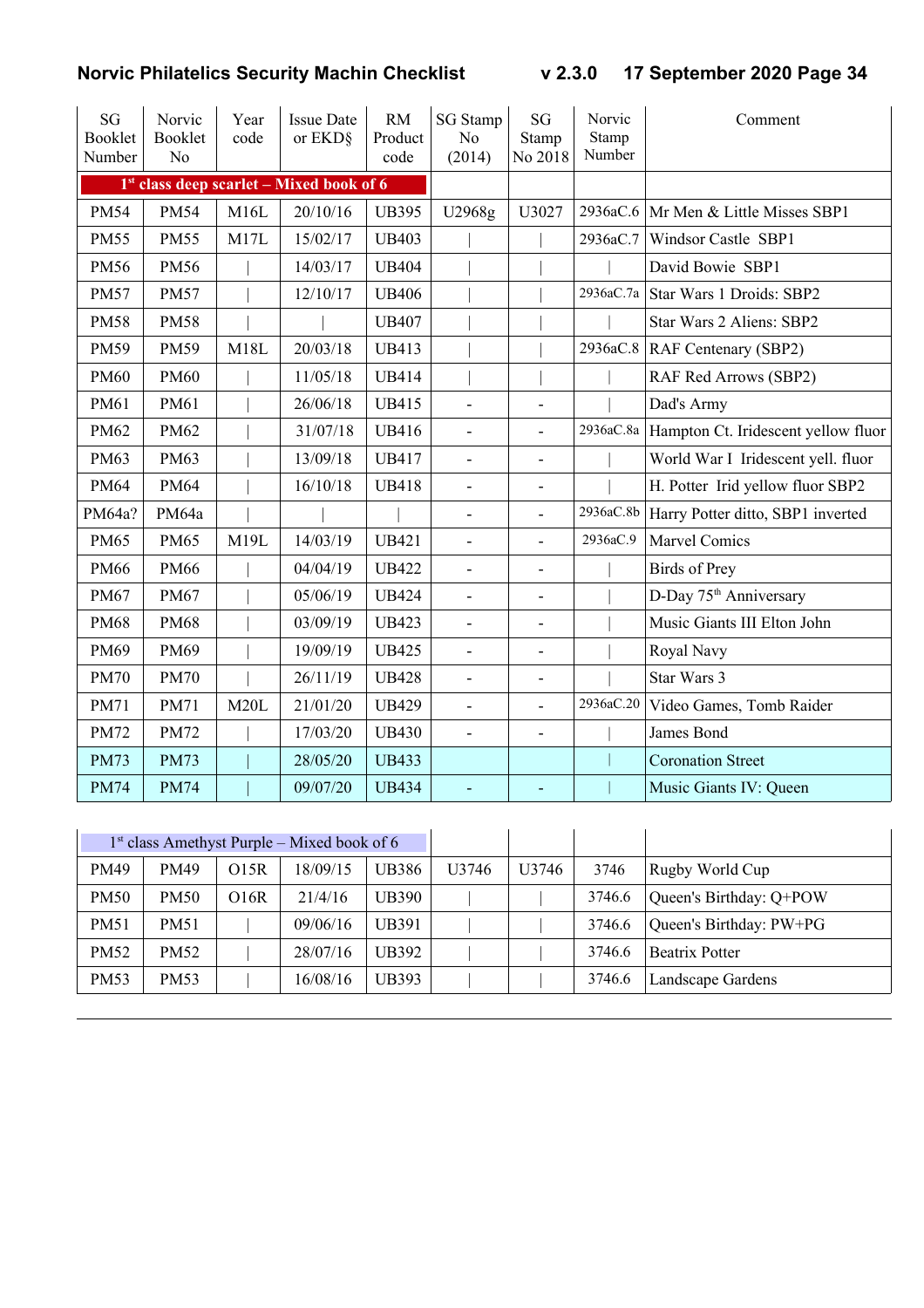| SG Booklet Number | Norvic Booklet No | Year code | Issue Date or EKD§ | RM Product code | SG Stamp No (2014) | SG Stamp No 2018 | Norvic Stamp Number | Comment |
|---|---|---|---|---|---|---|---|---|
| 1st class deep scarlet – Mixed book of 6 | | | | | | | | |
| PM54 | PM54 | M16L | 20/10/16 | UB395 | U2968g | U3027 | 2936aC.6 | Mr Men & Little Misses SBP1 |
| PM55 | PM55 | M17L | 15/02/17 | UB403 | \| | \| | 2936aC.7 | Windsor Castle SBP1 |
| PM56 | PM56 | \| | 14/03/17 | UB404 | \| | \| | \| | David Bowie SBP1 |
| PM57 | PM57 | \| | 12/10/17 | UB406 | \| | \| | 2936aC.7a | Star Wars 1 Droids: SBP2 |
| PM58 | PM58 | \| | \| | UB407 | \| | \| | \| | Star Wars 2 Aliens: SBP2 |
| PM59 | PM59 | M18L | 20/03/18 | UB413 | \| | \| | 2936aC.8 | RAF Centenary (SBP2) |
| PM60 | PM60 | \| | 11/05/18 | UB414 | \| | \| | \| | RAF Red Arrows (SBP2) |
| PM61 | PM61 | \| | 26/06/18 | UB415 | - | - | \| | Dad's Army |
| PM62 | PM62 | \| | 31/07/18 | UB416 | - | - | 2936aC.8a | Hampton Ct. Iridescent yellow fluor |
| PM63 | PM63 | \| | 13/09/18 | UB417 | - | - | \| | World War I Iridescent yell. fluor |
| PM64 | PM64 | \| | 16/10/18 | UB418 | - | - | \| | H. Potter Irid yellow fluor SBP2 |
| PM64a? | PM64a | \| | \| | \| | - | - | 2936aC.8b | Harry Potter ditto, SBP1 inverted |
| PM65 | PM65 | M19L | 14/03/19 | UB421 | - | - | 2936aC.9 | Marvel Comics |
| PM66 | PM66 | \| | 04/04/19 | UB422 | - | - | \| | Birds of Prey |
| PM67 | PM67 | \| | 05/06/19 | UB424 | - | - | \| | D-Day 75th Anniversary |
| PM68 | PM68 | \| | 03/09/19 | UB423 | - | - | \| | Music Giants III Elton John |
| PM69 | PM69 | \| | 19/09/19 | UB425 | - | - | \| | Royal Navy |
| PM70 | PM70 | \| | 26/11/19 | UB428 | - | - | \| | Star Wars 3 |
| PM71 | PM71 | M20L | 21/01/20 | UB429 | - | - | 2936aC.20 | Video Games, Tomb Raider |
| PM72 | PM72 | \| | 17/03/20 | UB430 | - | - | \| | James Bond |
| PM73 | PM73 | \| | 28/05/20 | UB433 | | | \| | Coronation Street |
| PM74 | PM74 | \| | 09/07/20 | UB434 | - | - | \| | Music Giants IV: Queen |

| 1st class Amethyst Purple – Mixed book of 6 | | | | | | | | |
|---|---|---|---|---|---|---|---|---|
| PM49 | PM49 | O15R | 18/09/15 | UB386 | U3746 | U3746 | 3746 | Rugby World Cup |
| PM50 | PM50 | O16R | 21/4/16 | UB390 | \| | \| | 3746.6 | Queen's Birthday: Q+POW |
| PM51 | PM51 | \| | 09/06/16 | UB391 | \| | \| | 3746.6 | Queen's Birthday: PW+PG |
| PM52 | PM52 | \| | 28/07/16 | UB392 | \| | \| | 3746.6 | Beatrix Potter |
| PM53 | PM53 | \| | 16/08/16 | UB393 | \| | \| | 3746.6 | Landscape Gardens |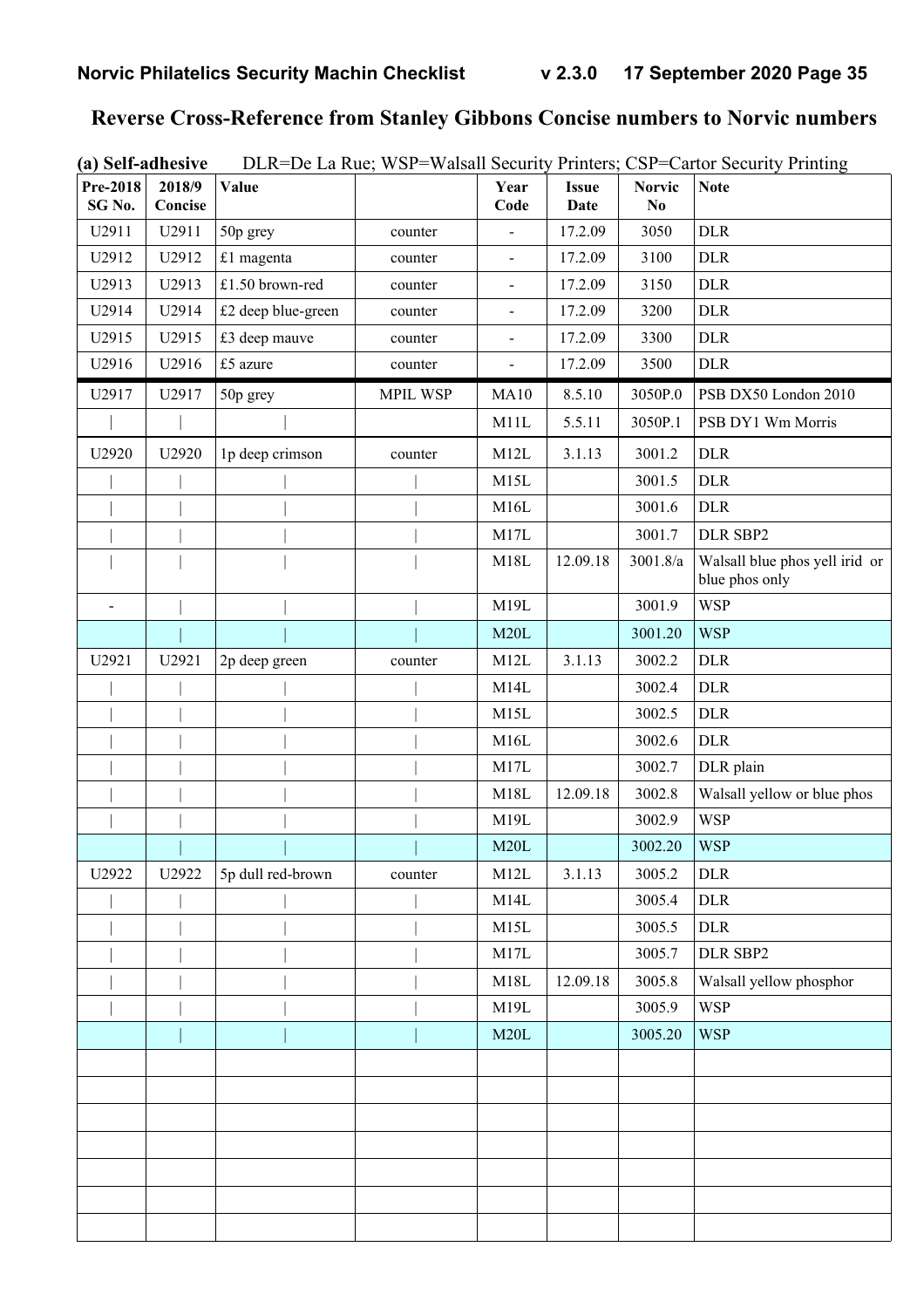## Reverse Cross-Reference from Stanley Gibbons Concise numbers to Norvic numbers

**(a) Self-adhesive** DLR=De La Rue; WSP=Walsall Security Printers; CSP=Cartor Security Printing

| Pre-2018 SG No. | 2018/9 Concise | Value | | Year Code | Issue Date | Norvic No | Note |
|---|---|---|---|---|---|---|---|
| U2911 | U2911 | 50p grey | counter | - | 17.2.09 | 3050 | DLR |
| U2912 | U2912 | £1 magenta | counter | - | 17.2.09 | 3100 | DLR |
| U2913 | U2913 | £1.50 brown-red | counter | - | 17.2.09 | 3150 | DLR |
| U2914 | U2914 | £2 deep blue-green | counter | - | 17.2.09 | 3200 | DLR |
| U2915 | U2915 | £3 deep mauve | counter | - | 17.2.09 | 3300 | DLR |
| U2916 | U2916 | £5 azure | counter | - | 17.2.09 | 3500 | DLR |
| U2917 | U2917 | 50p grey | MPIL WSP | MA10 | 8.5.10 | 3050P.0 | PSB DX50 London 2010 |
| \| | \| | \| | | M11L | 5.5.11 | 3050P.1 | PSB DY1 Wm Morris |
| U2920 | U2920 | 1p deep crimson | counter | M12L | 3.1.13 | 3001.2 | DLR |
| \| | \| | \| | \| | M15L | | 3001.5 | DLR |
| \| | \| | \| | \| | M16L | | 3001.6 | DLR |
| \| | \| | \| | \| | M17L | | 3001.7 | DLR SBP2 |
| \| | \| | \| | \| | M18L | 12.09.18 | 3001.8/a | Walsall blue phos yell irid or blue phos only |
| - | \| | \| | \| | M19L | | 3001.9 | WSP |
| | \| | \| | \| | M20L | | 3001.20 | WSP |
| U2921 | U2921 | 2p deep green | counter | M12L | 3.1.13 | 3002.2 | DLR |
| \| | \| | \| | \| | M14L | | 3002.4 | DLR |
| \| | \| | \| | \| | M15L | | 3002.5 | DLR |
| \| | \| | \| | \| | M16L | | 3002.6 | DLR |
| \| | \| | \| | \| | M17L | | 3002.7 | DLR plain |
| \| | \| | \| | \| | M18L | 12.09.18 | 3002.8 | Walsall yellow or blue phos |
| \| | \| | \| | \| | M19L | | 3002.9 | WSP |
| | \| | \| | \| | M20L | | 3002.20 | WSP |
| U2922 | U2922 | 5p dull red-brown | counter | M12L | 3.1.13 | 3005.2 | DLR |
| \| | \| | \| | \| | M14L | | 3005.4 | DLR |
| \| | \| | \| | \| | M15L | | 3005.5 | DLR |
| \| | \| | \| | \| | M17L | | 3005.7 | DLR SBP2 |
| \| | \| | \| | \| | M18L | 12.09.18 | 3005.8 | Walsall yellow phosphor |
| \| | \| | \| | \| | M19L | | 3005.9 | WSP |
| | \| | \| | \| | M20L | | 3005.20 | WSP |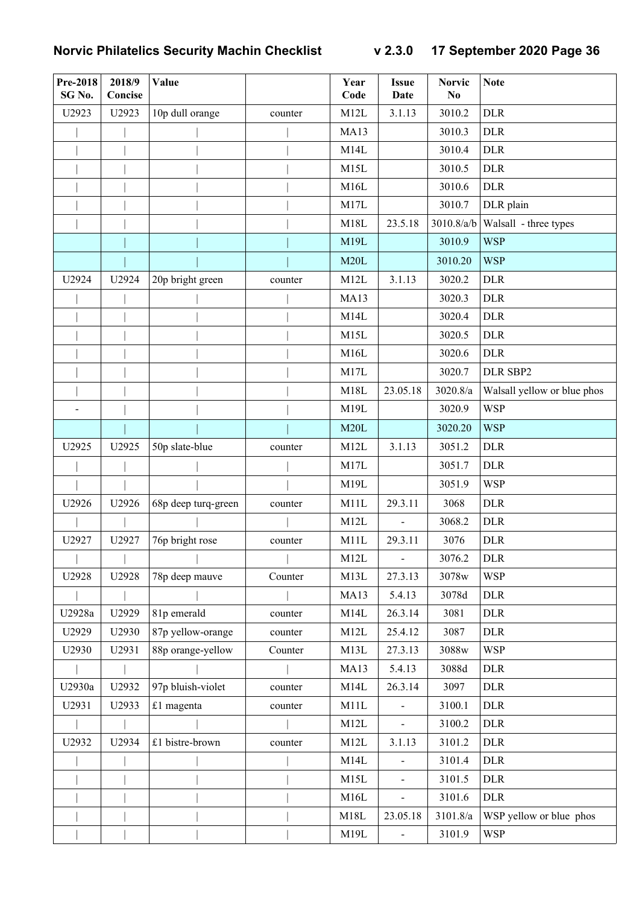| Pre-2018 SG No. | 2018/9 Concise | Value | | Year Code | Issue Date | Norvic No | Note |
|---|---|---|---|---|---|---|---|
| U2923 | U2923 | 10p dull orange | counter | M12L | 3.1.13 | 3010.2 | DLR |
| \| | \| | \| | \| | MA13 | | 3010.3 | DLR |
| \| | \| | \| | \| | M14L | | 3010.4 | DLR |
| \| | \| | \| | \| | M15L | | 3010.5 | DLR |
| \| | \| | \| | \| | M16L | | 3010.6 | DLR |
| \| | \| | \| | \| | M17L | | 3010.7 | DLR plain |
| \| | \| | \| | \| | M18L | 23.5.18 | 3010.8/a/b | Walsall - three types |
| | \| | \| | \| | M19L | | 3010.9 | WSP |
| | \| | \| | \| | M20L | | 3010.20 | WSP |
| U2924 | U2924 | 20p bright green | counter | M12L | 3.1.13 | 3020.2 | DLR |
| \| | \| | \| | \| | MA13 | | 3020.3 | DLR |
| \| | \| | \| | \| | M14L | | 3020.4 | DLR |
| \| | \| | \| | \| | M15L | | 3020.5 | DLR |
| \| | \| | \| | \| | M16L | | 3020.6 | DLR |
| \| | \| | \| | \| | M17L | | 3020.7 | DLR SBP2 |
| \| | \| | \| | \| | M18L | 23.05.18 | 3020.8/a | Walsall yellow or blue phos |
| - | \| | \| | \| | M19L | | 3020.9 | WSP |
| | \| | \| | \| | M20L | | 3020.20 | WSP |
| U2925 | U2925 | 50p slate-blue | counter | M12L | 3.1.13 | 3051.2 | DLR |
| \| | \| | \| | \| | M17L | | 3051.7 | DLR |
| \| | \| | \| | \| | M19L | | 3051.9 | WSP |
| U2926 | U2926 | 68p deep turq-green | counter | M11L | 29.3.11 | 3068 | DLR |
| \| | \| | | \| | M12L | - | 3068.2 | DLR |
| U2927 | U2927 | 76p bright rose | counter | M11L | 29.3.11 | 3076 | DLR |
| \| | \| | \| | \| | M12L | - | 3076.2 | DLR |
| U2928 | U2928 | 78p deep mauve | Counter | M13L | 27.3.13 | 3078w | WSP |
| \| | \| | \| | \| | MA13 | 5.4.13 | 3078d | DLR |
| U2928a | U2929 | 81p emerald | counter | M14L | 26.3.14 | 3081 | DLR |
| U2929 | U2930 | 87p yellow-orange | counter | M12L | 25.4.12 | 3087 | DLR |
| U2930 | U2931 | 88p orange-yellow | Counter | M13L | 27.3.13 | 3088w | WSP |
| \| | \| | | \| | MA13 | 5.4.13 | 3088d | DLR |
| U2930a | U2932 | 97p bluish-violet | counter | M14L | 26.3.14 | 3097 | DLR |
| U2931 | U2933 | £1 magenta | counter | M11L | - | 3100.1 | DLR |
| \| | \| | \| | \| | M12L | - | 3100.2 | DLR |
| U2932 | U2934 | £1 bistre-brown | counter | M12L | 3.1.13 | 3101.2 | DLR |
| \| | \| | \| | \| | M14L | - | 3101.4 | DLR |
| \| | \| | \| | \| | M15L | - | 3101.5 | DLR |
| \| | \| | \| | \| | M16L | - | 3101.6 | DLR |
| \| | \| | \| | \| | M18L | 23.05.18 | 3101.8/a | WSP yellow or blue phos |
| \| | \| | \| | \| | M19L | - | 3101.9 | WSP |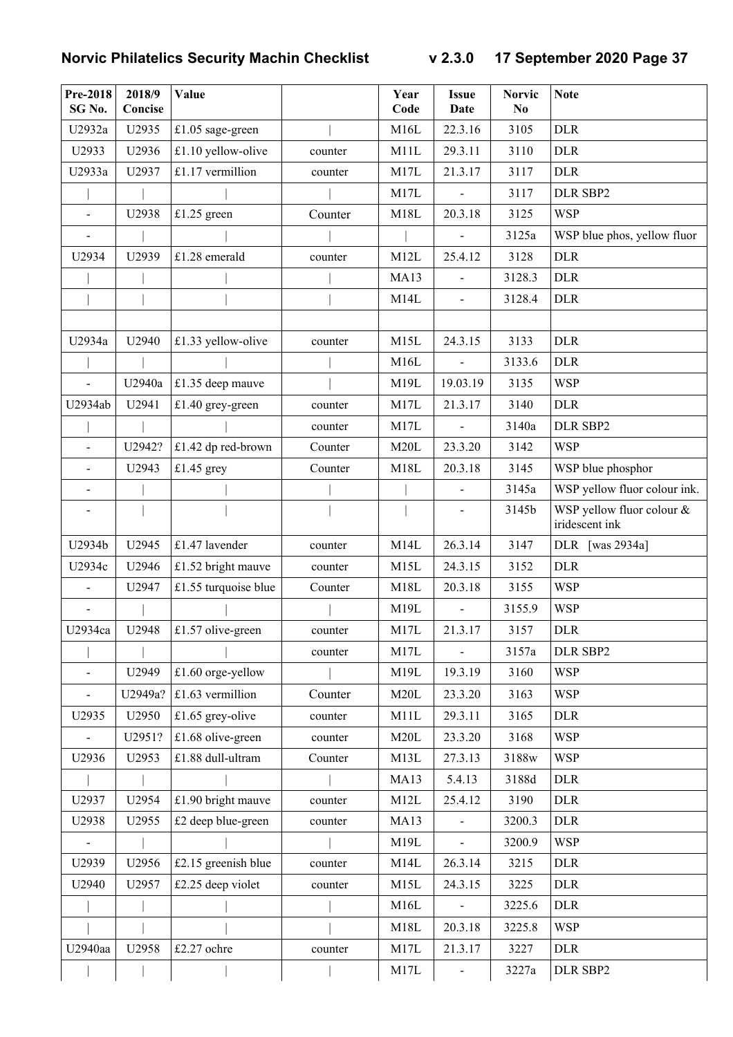| Pre-2018 SG No. | 2018/9 Concise | Value | | Year Code | Issue Date | Norvic No | Note |
|---|---|---|---|---|---|---|---|
| U2932a | U2935 | £1.05 sage-green | \| | M16L | 22.3.16 | 3105 | DLR |
| U2933 | U2936 | £1.10 yellow-olive | counter | M11L | 29.3.11 | 3110 | DLR |
| U2933a | U2937 | £1.17 vermillion | counter | M17L | 21.3.17 | 3117 | DLR |
| \| | \| | \| | \| | M17L | - | 3117 | DLR SBP2 |
| - | U2938 | £1.25 green | Counter | M18L | 20.3.18 | 3125 | WSP |
| - | \| | \| | \| | \| | - | 3125a | WSP blue phos, yellow fluor |
| U2934 | U2939 | £1.28 emerald | counter | M12L | 25.4.12 | 3128 | DLR |
| \| | \| | \| | \| | MA13 | - | 3128.3 | DLR |
| \| | \| | \| | \| | M14L | - | 3128.4 | DLR |
| | | | | | | | |
| U2934a | U2940 | £1.33 yellow-olive | counter | M15L | 24.3.15 | 3133 | DLR |
| \| | \| | \| | \| | M16L | - | 3133.6 | DLR |
| - | U2940a | £1.35 deep mauve | \| | M19L | 19.03.19 | 3135 | WSP |
| U2934ab | U2941 | £1.40 grey-green | counter | M17L | 21.3.17 | 3140 | DLR |
| \| | \| | \| | counter | M17L | - | 3140a | DLR SBP2 |
| - | U2942? | £1.42 dp red-brown | Counter | M20L | 23.3.20 | 3142 | WSP |
| - | U2943 | £1.45 grey | Counter | M18L | 20.3.18 | 3145 | WSP blue phosphor |
| - | \| | \| | \| | \| | - | 3145a | WSP yellow fluor colour ink. |
| - | \| | \| | \| | \| | - | 3145b | WSP yellow fluor colour & iridescent ink |
| U2934b | U2945 | £1.47 lavender | counter | M14L | 26.3.14 | 3147 | DLR [was 2934a] |
| U2934c | U2946 | £1.52 bright mauve | counter | M15L | 24.3.15 | 3152 | DLR |
| - | U2947 | £1.55 turquoise blue | Counter | M18L | 20.3.18 | 3155 | WSP |
| - | \| | \| | \| | M19L | - | 3155.9 | WSP |
| U2934ca | U2948 | £1.57 olive-green | counter | M17L | 21.3.17 | 3157 | DLR |
| \| | \| | \| | counter | M17L | - | 3157a | DLR SBP2 |
| - | U2949 | £1.60 orge-yellow | \| | M19L | 19.3.19 | 3160 | WSP |
| - | U2949a? | £1.63 vermillion | Counter | M20L | 23.3.20 | 3163 | WSP |
| U2935 | U2950 | £1.65 grey-olive | counter | M11L | 29.3.11 | 3165 | DLR |
| - | U2951? | £1.68 olive-green | counter | M20L | 23.3.20 | 3168 | WSP |
| U2936 | U2953 | £1.88 dull-ultram | Counter | M13L | 27.3.13 | 3188w | WSP |
| \| | \| | \| | \| | MA13 | 5.4.13 | 3188d | DLR |
| U2937 | U2954 | £1.90 bright mauve | counter | M12L | 25.4.12 | 3190 | DLR |
| U2938 | U2955 | £2 deep blue-green | counter | MA13 | - | 3200.3 | DLR |
| - | \| | \| | \| | M19L | - | 3200.9 | WSP |
| U2939 | U2956 | £2.15 greenish blue | counter | M14L | 26.3.14 | 3215 | DLR |
| U2940 | U2957 | £2.25 deep violet | counter | M15L | 24.3.15 | 3225 | DLR |
| \| | \| | \| | \| | M16L | - | 3225.6 | DLR |
| \| | \| | \| | \| | M18L | 20.3.18 | 3225.8 | WSP |
| U2940aa | U2958 | £2.27 ochre | counter | M17L | 21.3.17 | 3227 | DLR |
| \| | \| | \| | \| | M17L | - | 3227a | DLR SBP2 |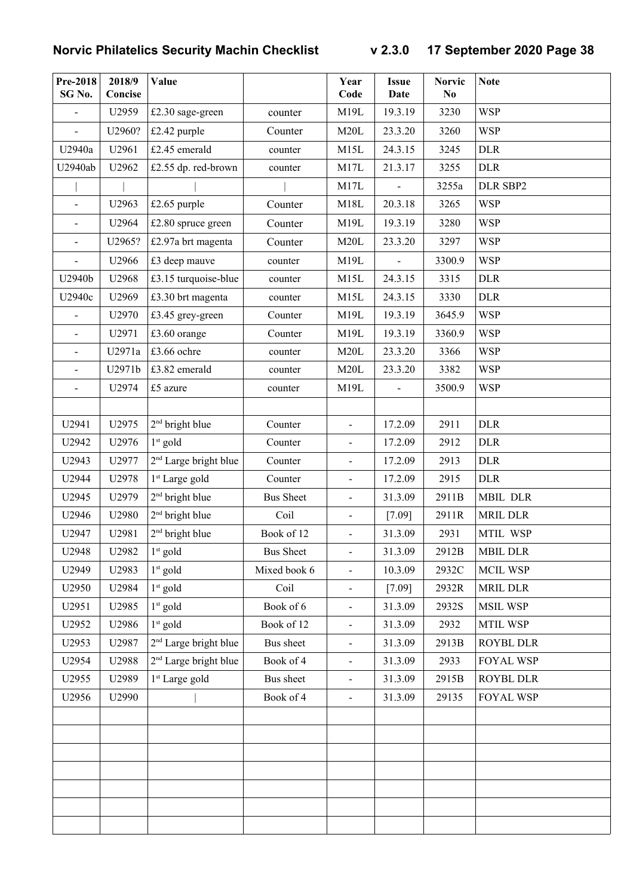| Pre-2018 SG No. | 2018/9 Concise | Value | | Year Code | Issue Date | Norvic No | Note |
|---|---|---|---|---|---|---|---|
| - | U2959 | £2.30 sage-green | counter | M19L | 19.3.19 | 3230 | WSP |
| - | U2960? | £2.42 purple | Counter | M20L | 23.3.20 | 3260 | WSP |
| U2940a | U2961 | £2.45 emerald | counter | M15L | 24.3.15 | 3245 | DLR |
| U2940ab | U2962 | £2.55 dp. red-brown | counter | M17L | 21.3.17 | 3255 | DLR |
| \| | \| | \| | \| | M17L | - | 3255a | DLR SBP2 |
| - | U2963 | £2.65 purple | Counter | M18L | 20.3.18 | 3265 | WSP |
| - | U2964 | £2.80 spruce green | Counter | M19L | 19.3.19 | 3280 | WSP |
| - | U2965? | £2.97a brt magenta | Counter | M20L | 23.3.20 | 3297 | WSP |
| - | U2966 | £3 deep mauve | counter | M19L | - | 3300.9 | WSP |
| U2940b | U2968 | £3.15 turquoise-blue | counter | M15L | 24.3.15 | 3315 | DLR |
| U2940c | U2969 | £3.30 brt magenta | counter | M15L | 24.3.15 | 3330 | DLR |
| - | U2970 | £3.45 grey-green | Counter | M19L | 19.3.19 | 3645.9 | WSP |
| - | U2971 | £3.60 orange | Counter | M19L | 19.3.19 | 3360.9 | WSP |
| - | U2971a | £3.66 ochre | counter | M20L | 23.3.20 | 3366 | WSP |
| - | U2971b | £3.82 emerald | counter | M20L | 23.3.20 | 3382 | WSP |
| - | U2974 | £5 azure | counter | M19L | - | 3500.9 | WSP |
| | | | | | | | |
| U2941 | U2975 | 2nd bright blue | Counter | - | 17.2.09 | 2911 | DLR |
| U2942 | U2976 | 1st gold | Counter | - | 17.2.09 | 2912 | DLR |
| U2943 | U2977 | 2nd Large bright blue | Counter | - | 17.2.09 | 2913 | DLR |
| U2944 | U2978 | 1st Large gold | Counter | - | 17.2.09 | 2915 | DLR |
| U2945 | U2979 | 2nd bright blue | Bus Sheet | - | 31.3.09 | 2911B | MBIL DLR |
| U2946 | U2980 | 2nd bright blue | Coil | - | [7.09] | 2911R | MRIL DLR |
| U2947 | U2981 | 2nd bright blue | Book of 12 | - | 31.3.09 | 2931 | MTIL WSP |
| U2948 | U2982 | 1st gold | Bus Sheet | - | 31.3.09 | 2912B | MBIL DLR |
| U2949 | U2983 | 1st gold | Mixed book 6 | - | 10.3.09 | 2932C | MCIL WSP |
| U2950 | U2984 | 1st gold | Coil | - | [7.09] | 2932R | MRIL DLR |
| U2951 | U2985 | 1st gold | Book of 6 | - | 31.3.09 | 2932S | MSIL WSP |
| U2952 | U2986 | 1st gold | Book of 12 | - | 31.3.09 | 2932 | MTIL WSP |
| U2953 | U2987 | 2nd Large bright blue | Bus sheet | - | 31.3.09 | 2913B | ROYBL DLR |
| U2954 | U2988 | 2nd Large bright blue | Book of 4 | - | 31.3.09 | 2933 | FOYAL WSP |
| U2955 | U2989 | 1st Large gold | Bus sheet | - | 31.3.09 | 2915B | ROYBL DLR |
| U2956 | U2990 | \| | Book of 4 | - | 31.3.09 | 29135 | FOYAL WSP |
| | | | | | | | |
| | | | | | | | |
| | | | | | | | |
| | | | | | | | |
| | | | | | | | |
| | | | | | | | |
| | | | | | | | |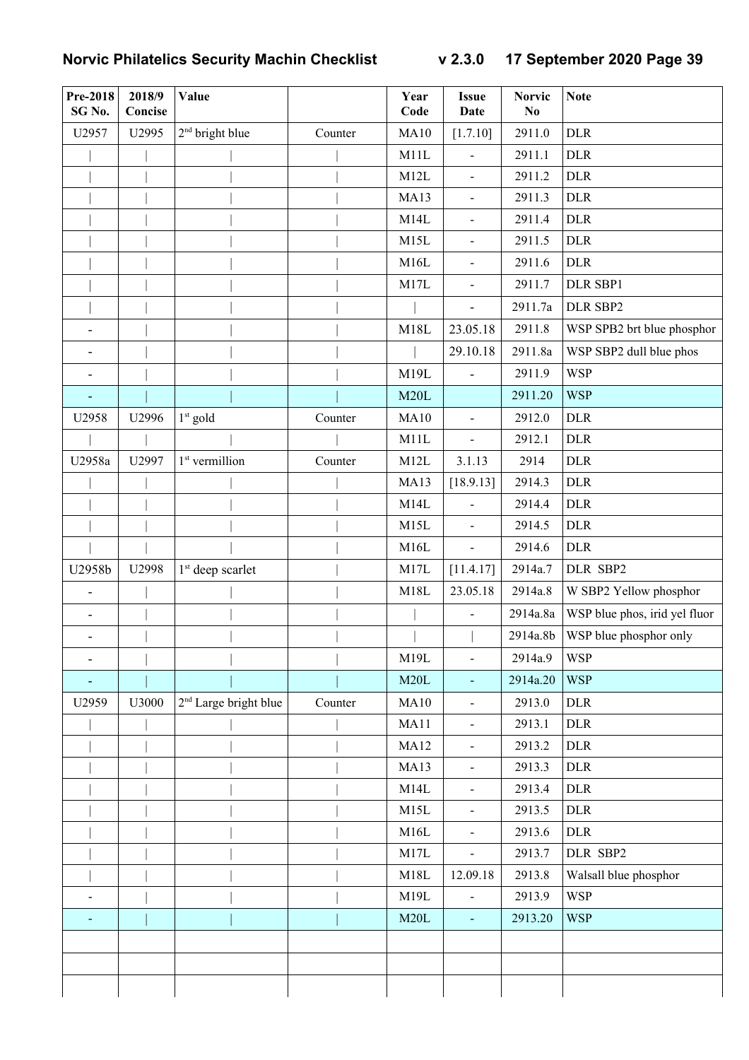| Pre-2018 SG No. | 2018/9 Concise | Value | | Year Code | Issue Date | Norvic No | Note |
|---|---|---|---|---|---|---|---|
| U2957 | U2995 | 2nd bright blue | Counter | MA10 | [1.7.10] | 2911.0 | DLR |
| \| | \| | \| | \| | M11L | - | 2911.1 | DLR |
| \| | \| | \| | \| | M12L | - | 2911.2 | DLR |
| \| | \| | \| | \| | MA13 | - | 2911.3 | DLR |
| \| | \| | \| | \| | M14L | - | 2911.4 | DLR |
| \| | \| | \| | \| | M15L | - | 2911.5 | DLR |
| \| | \| | \| | \| | M16L | - | 2911.6 | DLR |
| \| | \| | \| | \| | M17L | - | 2911.7 | DLR SBP1 |
| \| | \| | \| | \| | \| | - | 2911.7a | DLR SBP2 |
| - | \| | \| | \| | M18L | 23.05.18 | 2911.8 | WSP SPB2 brt blue phosphor |
| - | \| | \| | \| | \| | 29.10.18 | 2911.8a | WSP SBP2 dull blue phos |
| - | \| | \| | \| | M19L | - | 2911.9 | WSP |
| - | \| | \| | \| | M20L | | 2911.20 | WSP |
| U2958 | U2996 | 1st gold | Counter | MA10 | - | 2912.0 | DLR |
| \| | \| | \| | \| | M11L | - | 2912.1 | DLR |
| U2958a | U2997 | 1st vermillion | Counter | M12L | 3.1.13 | 2914 | DLR |
| \| | \| | \| | \| | MA13 | [18.9.13] | 2914.3 | DLR |
| \| | \| | \| | \| | M14L | - | 2914.4 | DLR |
| \| | \| | \| | \| | M15L | - | 2914.5 | DLR |
| \| | \| | \| | \| | M16L | - | 2914.6 | DLR |
| U2958b | U2998 | 1st deep scarlet | \| | M17L | [11.4.17] | 2914a.7 | DLR SBP2 |
| - | \| | \| | \| | M18L | 23.05.18 | 2914a.8 | W SBP2 Yellow phosphor |
| - | \| | \| | \| | \| | - | 2914a.8a | WSP blue phos, irid yel fluor |
| - | \| | \| | \| | \| | \| | 2914a.8b | WSP blue phosphor only |
| - | \| | \| | \| | M19L | - | 2914a.9 | WSP |
| - | \| | \| | \| | M20L | - | 2914a.20 | WSP |
| U2959 | U3000 | 2nd Large bright blue | Counter | MA10 | - | 2913.0 | DLR |
| \| | \| | \| | \| | MA11 | - | 2913.1 | DLR |
| \| | \| | \| | \| | MA12 | - | 2913.2 | DLR |
| \| | \| | \| | \| | MA13 | - | 2913.3 | DLR |
| \| | \| | \| | \| | M14L | - | 2913.4 | DLR |
| \| | \| | \| | \| | M15L | - | 2913.5 | DLR |
| \| | \| | \| | \| | M16L | - | 2913.6 | DLR |
| \| | \| | \| | \| | M17L | - | 2913.7 | DLR SBP2 |
| \| | \| | \| | \| | M18L | 12.09.18 | 2913.8 | Walsall blue phosphor |
| - | \| | \| | \| | M19L | - | 2913.9 | WSP |
| - | \| | \| | \| | M20L | - | 2913.20 | WSP |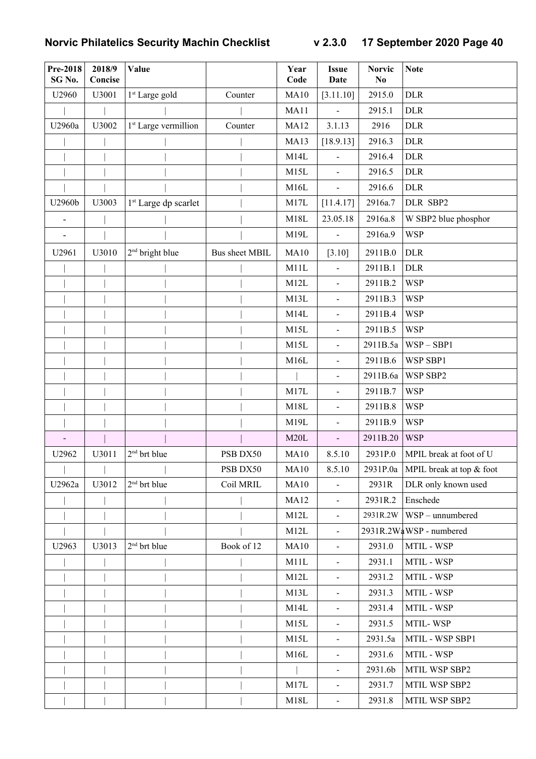| Pre-2018 SG No. | 2018/9 Concise | Value | | Year Code | Issue Date | Norvic No | Note |
|---|---|---|---|---|---|---|---|
| U2960 | U3001 | 1st Large gold | Counter | MA10 | [3.11.10] | 2915.0 | DLR |
| \| | \| | \| | \| | MA11 | - | 2915.1 | DLR |
| U2960a | U3002 | 1st Large vermillion | Counter | MA12 | 3.1.13 | 2916 | DLR |
| \| | \| | \| | \| | MA13 | [18.9.13] | 2916.3 | DLR |
| \| | \| | \| | \| | M14L | - | 2916.4 | DLR |
| \| | \| | \| | \| | M15L | - | 2916.5 | DLR |
| \| | \| | \| | \| | M16L | - | 2916.6 | DLR |
| U2960b | U3003 | 1st Large dp scarlet | \| | M17L | [11.4.17] | 2916a.7 | DLR SBP2 |
| - | \| | \| | \| | M18L | 23.05.18 | 2916a.8 | W SBP2 blue phosphor |
| - | \| | \| | \| | M19L | - | 2916a.9 | WSP |
| U2961 | U3010 | 2nd bright blue | Bus sheet MBIL | MA10 | [3.10] | 2911B.0 | DLR |
| \| | \| | \| | \| | M11L | - | 2911B.1 | DLR |
| \| | \| | \| | \| | M12L | - | 2911B.2 | WSP |
| \| | \| | \| | \| | M13L | - | 2911B.3 | WSP |
| \| | \| | \| | \| | M14L | - | 2911B.4 | WSP |
| \| | \| | \| | \| | M15L | - | 2911B.5 | WSP |
| \| | \| | \| | \| | M15L | - | 2911B.5a | WSP – SBP1 |
| \| | \| | \| | \| | M16L | - | 2911B.6 | WSP SBP1 |
| \| | \| | \| | \| | \| | - | 2911B.6a | WSP SBP2 |
| \| | \| | \| | \| | M17L | - | 2911B.7 | WSP |
| \| | \| | \| | \| | M18L | - | 2911B.8 | WSP |
| \| | \| | \| | \| | M19L | - | 2911B.9 | WSP |
| - | \| | \| | \| | M20L | - | 2911B.20 | WSP |
| U2962 | U3011 | 2nd brt blue | PSB DX50 | MA10 | 8.5.10 | 2931P.0 | MPIL break at foot of U |
| \| | \| | \| | PSB DX50 | MA10 | 8.5.10 | 2931P.0a | MPIL break at top & foot |
| U2962a | U3012 | 2nd brt blue | Coil MRIL | MA10 | - | 2931R | DLR only known used |
| \| | \| | \| | \| | MA12 | - | 2931R.2 | Enschede |
| \| | \| | \| | \| | M12L | - | 2931R.2W | WSP – unnumbered |
| \| | \| | \| | \| | M12L | - | 2931R.2Wa | WSP - numbered |
| U2963 | U3013 | 2nd brt blue | Book of 12 | MA10 | - | 2931.0 | MTIL - WSP |
| \| | \| | \| | \| | M11L | - | 2931.1 | MTIL - WSP |
| \| | \| | \| | \| | M12L | - | 2931.2 | MTIL - WSP |
| \| | \| | \| | \| | M13L | - | 2931.3 | MTIL - WSP |
| \| | \| | \| | \| | M14L | - | 2931.4 | MTIL - WSP |
| \| | \| | \| | \| | M15L | - | 2931.5 | MTIL- WSP |
| \| | \| | \| | \| | M15L | - | 2931.5a | MTIL - WSP SBP1 |
| \| | \| | \| | \| | M16L | - | 2931.6 | MTIL - WSP |
| \| | \| | \| | \| | \| | - | 2931.6b | MTIL WSP SBP2 |
| \| | \| | \| | \| | M17L | - | 2931.7 | MTIL WSP SBP2 |
| \| | \| | \| | \| | M18L | - | 2931.8 | MTIL WSP SBP2 |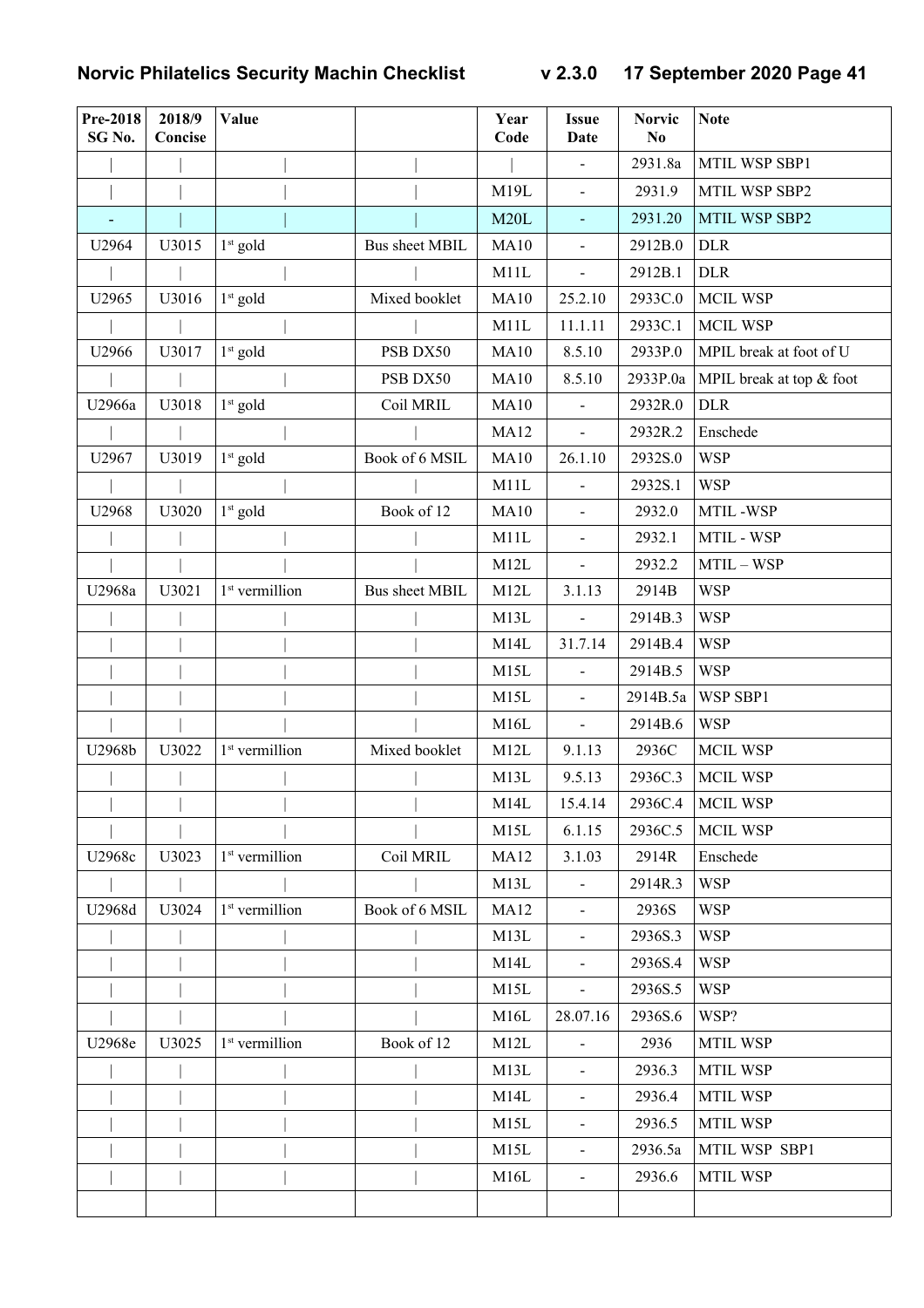| Pre-2018 SG No. | 2018/9 Concise | Value | | Year Code | Issue Date | Norvic No | Note |
|---|---|---|---|---|---|---|---|
| \| | \| | \| | \| | \| | - | 2931.8a | MTIL WSP SBP1 |
| \| | \| | \| | \| | M19L | - | 2931.9 | MTIL WSP SBP2 |
| - | \| | \| | \| | M20L | - | 2931.20 | MTIL WSP SBP2 |
| U2964 | U3015 | 1st gold | Bus sheet MBIL | MA10 | - | 2912B.0 | DLR |
| \| | \| | \| | \| | M11L | - | 2912B.1 | DLR |
| U2965 | U3016 | 1st gold | Mixed booklet | MA10 | 25.2.10 | 2933C.0 | MCIL WSP |
| \| | \| | \| | \| | M11L | 11.1.11 | 2933C.1 | MCIL WSP |
| U2966 | U3017 | 1st gold | PSB DX50 | MA10 | 8.5.10 | 2933P.0 | MPIL break at foot of U |
| \| | \| | \| | PSB DX50 | MA10 | 8.5.10 | 2933P.0a | MPIL break at top & foot |
| U2966a | U3018 | 1st gold | Coil MRIL | MA10 | - | 2932R.0 | DLR |
| \| | \| | \| | \| | MA12 | - | 2932R.2 | Enschede |
| U2967 | U3019 | 1st gold | Book of 6 MSIL | MA10 | 26.1.10 | 2932S.0 | WSP |
| \| | \| | \| | \| | M11L | - | 2932S.1 | WSP |
| U2968 | U3020 | 1st gold | Book of 12 | MA10 | - | 2932.0 | MTIL -WSP |
| \| | \| | \| | \| | M11L | - | 2932.1 | MTIL - WSP |
| \| | \| | \| | \| | M12L | - | 2932.2 | MTIL – WSP |
| U2968a | U3021 | 1st vermillion | Bus sheet MBIL | M12L | 3.1.13 | 2914B | WSP |
| \| | \| | \| | \| | M13L | - | 2914B.3 | WSP |
| \| | \| | \| | \| | M14L | 31.7.14 | 2914B.4 | WSP |
| \| | \| | \| | \| | M15L | - | 2914B.5 | WSP |
| \| | \| | \| | \| | M15L | - | 2914B.5a | WSP SBP1 |
| \| | \| | \| | \| | M16L | - | 2914B.6 | WSP |
| U2968b | U3022 | 1st vermillion | Mixed booklet | M12L | 9.1.13 | 2936C | MCIL WSP |
| \| | \| | \| | \| | M13L | 9.5.13 | 2936C.3 | MCIL WSP |
| \| | \| | \| | \| | M14L | 15.4.14 | 2936C.4 | MCIL WSP |
| \| | \| | \| | \| | M15L | 6.1.15 | 2936C.5 | MCIL WSP |
| U2968c | U3023 | 1st vermillion | Coil MRIL | MA12 | 3.1.03 | 2914R | Enschede |
| \| | \| | \| | \| | M13L | - | 2914R.3 | WSP |
| U2968d | U3024 | 1st vermillion | Book of 6 MSIL | MA12 | - | 2936S | WSP |
| \| | \| | \| | \| | M13L | - | 2936S.3 | WSP |
| \| | \| | \| | \| | M14L | - | 2936S.4 | WSP |
| \| | \| | \| | \| | M15L | - | 2936S.5 | WSP |
| \| | \| | \| | \| | M16L | 28.07.16 | 2936S.6 | WSP? |
| U2968e | U3025 | 1st vermillion | Book of 12 | M12L | - | 2936 | MTIL WSP |
| \| | \| | \| | \| | M13L | - | 2936.3 | MTIL WSP |
| \| | \| | \| | \| | M14L | - | 2936.4 | MTIL WSP |
| \| | \| | \| | \| | M15L | - | 2936.5 | MTIL WSP |
| \| | \| | \| | \| | M15L | - | 2936.5a | MTIL WSP SBP1 |
| \| | \| | \| | \| | M16L | - | 2936.6 | MTIL WSP |
| | | | | | | | |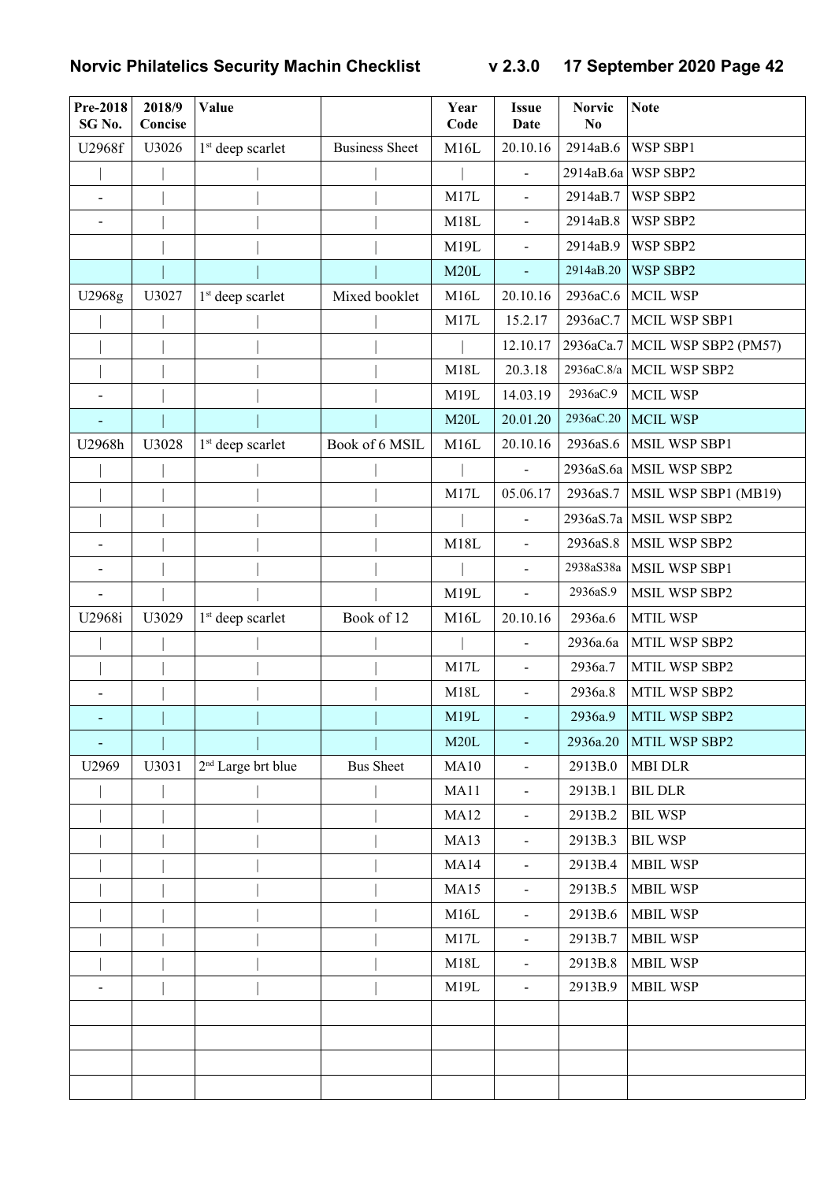| Pre-2018 SG No. | 2018/9 Concise | Value | | Year Code | Issue Date | Norvic No | Note |
|---|---|---|---|---|---|---|---|
| U2968f | U3026 | 1st deep scarlet | Business Sheet | M16L | 20.10.16 | 2914aB.6 | WSP SBP1 |
| \| | \| | \| | \| | \| | - | 2914aB.6a | WSP SBP2 |
| - | \| | \| | \| | M17L | - | 2914aB.7 | WSP SBP2 |
| - | \| | \| | \| | M18L | - | 2914aB.8 | WSP SBP2 |
| | \| | \| | \| | M19L | - | 2914aB.9 | WSP SBP2 |
| | \| | \| | \| | M20L | - | 2914aB.20 | WSP SBP2 |
| U2968g | U3027 | 1st deep scarlet | Mixed booklet | M16L | 20.10.16 | 2936aC.6 | MCIL WSP |
| \| | \| | \| | \| | M17L | 15.2.17 | 2936aC.7 | MCIL WSP SBP1 |
| \| | \| | \| | \| | \| | 12.10.17 | 2936aCa.7 | MCIL WSP SBP2 (PM57) |
| \| | \| | \| | \| | M18L | 20.3.18 | 2936aC.8/a | MCIL WSP SBP2 |
| - | \| | \| | \| | M19L | 14.03.19 | 2936aC.9 | MCIL WSP |
| - | \| | \| | \| | M20L | 20.01.20 | 2936aC.20 | MCIL WSP |
| U2968h | U3028 | 1st deep scarlet | Book of 6 MSIL | M16L | 20.10.16 | 2936aS.6 | MSIL WSP SBP1 |
| \| | \| | \| | \| | \| | - | 2936aS.6a | MSIL WSP SBP2 |
| \| | \| | \| | \| | M17L | 05.06.17 | 2936aS.7 | MSIL WSP SBP1 (MB19) |
| \| | \| | \| | \| | \| | - | 2936aS.7a | MSIL WSP SBP2 |
| - | \| | \| | \| | M18L | - | 2936aS.8 | MSIL WSP SBP2 |
| - | \| | \| | \| | \| | - | 2938aS38a | MSIL WSP SBP1 |
| - | \| | \| | \| | M19L | - | 2936aS.9 | MSIL WSP SBP2 |
| U2968i | U3029 | 1st deep scarlet | Book of 12 | M16L | 20.10.16 | 2936a.6 | MTIL WSP |
| \| | \| | \| | \| | \| | - | 2936a.6a | MTIL WSP SBP2 |
| \| | \| | \| | \| | M17L | - | 2936a.7 | MTIL WSP SBP2 |
| - | \| | \| | \| | M18L | - | 2936a.8 | MTIL WSP SBP2 |
| - | \| | \| | \| | M19L | - | 2936a.9 | MTIL WSP SBP2 |
| - | \| | \| | \| | M20L | - | 2936a.20 | MTIL WSP SBP2 |
| U2969 | U3031 | 2nd Large brt blue | Bus Sheet | MA10 | - | 2913B.0 | MBI DLR |
| \| | \| | \| | \| | MA11 | - | 2913B.1 | BIL DLR |
| \| | \| | \| | \| | MA12 | - | 2913B.2 | BIL WSP |
| \| | \| | \| | \| | MA13 | - | 2913B.3 | BIL WSP |
| \| | \| | \| | \| | MA14 | - | 2913B.4 | MBIL WSP |
| \| | \| | \| | \| | MA15 | - | 2913B.5 | MBIL WSP |
| \| | \| | \| | \| | M16L | - | 2913B.6 | MBIL WSP |
| \| | \| | \| | \| | M17L | - | 2913B.7 | MBIL WSP |
| \| | \| | \| | \| | M18L | - | 2913B.8 | MBIL WSP |
| - | \| | \| | \| | M19L | - | 2913B.9 | MBIL WSP |
| | | | | | | | |
| | | | | | | | |
| | | | | | | | |
| | | | | | | | |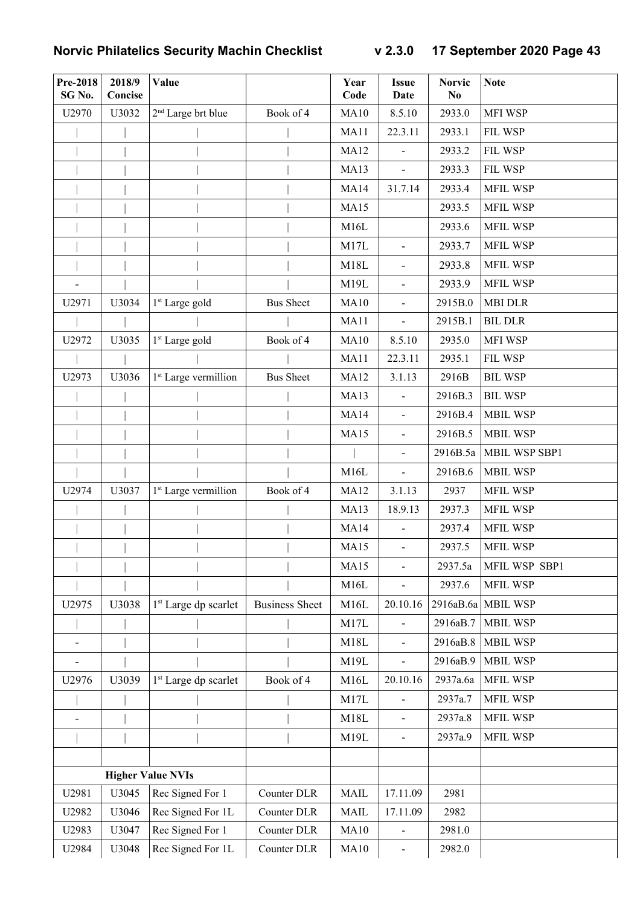| Pre-2018 SG No. | 2018/9 Concise | Value | | Year Code | Issue Date | Norvic No | Note |
|---|---|---|---|---|---|---|---|
| U2970 | U3032 | 2nd Large brt blue | Book of 4 | MA10 | 8.5.10 | 2933.0 | MFI WSP |
| \| | \| | \| | \| | MA11 | 22.3.11 | 2933.1 | FIL WSP |
| \| | \| | \| | \| | MA12 | - | 2933.2 | FIL WSP |
| \| | \| | \| | \| | MA13 | - | 2933.3 | FIL WSP |
| \| | \| | \| | \| | MA14 | 31.7.14 | 2933.4 | MFIL WSP |
| \| | \| | \| | \| | MA15 | | 2933.5 | MFIL WSP |
| \| | \| | \| | \| | M16L | | 2933.6 | MFIL WSP |
| \| | \| | \| | \| | M17L | - | 2933.7 | MFIL WSP |
| \| | \| | \| | \| | M18L | - | 2933.8 | MFIL WSP |
| - | \| | \| | \| | M19L | - | 2933.9 | MFIL WSP |
| U2971 | U3034 | 1st Large gold | Bus Sheet | MA10 | - | 2915B.0 | MBI DLR |
| \| | \| | \| | \| | MA11 | - | 2915B.1 | BIL DLR |
| U2972 | U3035 | 1st Large gold | Book of 4 | MA10 | 8.5.10 | 2935.0 | MFI WSP |
| \| | \| | \| | \| | MA11 | 22.3.11 | 2935.1 | FIL WSP |
| U2973 | U3036 | 1st Large vermillion | Bus Sheet | MA12 | 3.1.13 | 2916B | BIL WSP |
| \| | \| | \| | \| | MA13 | - | 2916B.3 | BIL WSP |
| \| | \| | \| | \| | MA14 | - | 2916B.4 | MBIL WSP |
| \| | \| | \| | \| | MA15 | - | 2916B.5 | MBIL WSP |
| \| | \| | \| | \| | \| | - | 2916B.5a | MBIL WSP SBP1 |
| \| | \| | \| | \| | M16L | - | 2916B.6 | MBIL WSP |
| U2974 | U3037 | 1st Large vermillion | Book of 4 | MA12 | 3.1.13 | 2937 | MFIL WSP |
| \| | \| | \| | \| | MA13 | 18.9.13 | 2937.3 | MFIL WSP |
| \| | \| | \| | \| | MA14 | - | 2937.4 | MFIL WSP |
| \| | \| | \| | \| | MA15 | - | 2937.5 | MFIL WSP |
| \| | \| | \| | \| | MA15 | - | 2937.5a | MFIL WSP SBP1 |
| \| | \| | \| | \| | M16L | - | 2937.6 | MFIL WSP |
| U2975 | U3038 | 1st Large dp scarlet | Business Sheet | M16L | 20.10.16 | 2916aB.6a | MBIL WSP |
| \| | \| | \| | \| | M17L | - | 2916aB.7 | MBIL WSP |
| - | \| | \| | \| | M18L | - | 2916aB.8 | MBIL WSP |
| - | \| | \| | \| | M19L | - | 2916aB.9 | MBIL WSP |
| U2976 | U3039 | 1st Large dp scarlet | Book of 4 | M16L | 20.10.16 | 2937a.6a | MFIL WSP |
| \| | \| | \| | \| | M17L | - | 2937a.7 | MFIL WSP |
| - | \| | \| | \| | M18L | - | 2937a.8 | MFIL WSP |
| \| | \| | \| | \| | M19L | - | 2937a.9 | MFIL WSP |
| | | | | | | | |
| | **Higher Value NVIs** | | | | | | |
| U2981 | U3045 | Rec Signed For 1 | Counter DLR | MAIL | 17.11.09 | 2981 | |
| U2982 | U3046 | Rec Signed For 1L | Counter DLR | MAIL | 17.11.09 | 2982 | |
| U2983 | U3047 | Rec Signed For 1 | Counter DLR | MA10 | - | 2981.0 | |
| U2984 | U3048 | Rec Signed For 1L | Counter DLR | MA10 | - | 2982.0 | |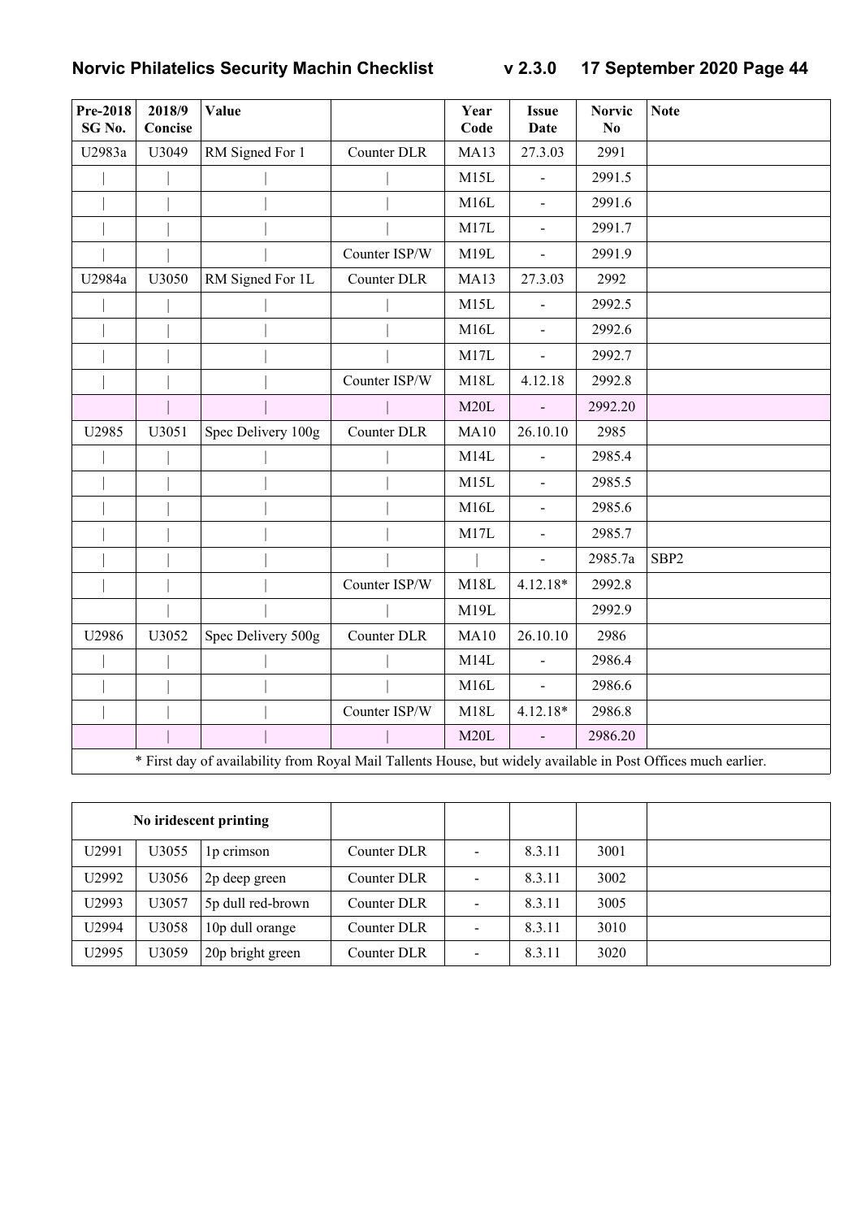| Pre-2018 SG No. | 2018/9 Concise | Value | | Year Code | Issue Date | Norvic No | Note |
|---|---|---|---|---|---|---|---|
| U2983a | U3049 | RM Signed For 1 | Counter DLR | MA13 | 27.3.03 | 2991 | |
| \| | \| | \| | \| | M15L | - | 2991.5 | |
| \| | \| | \| | \| | M16L | - | 2991.6 | |
| \| | \| | \| | \| | M17L | - | 2991.7 | |
| \| | \| | \| | Counter ISP/W | M19L | - | 2991.9 | |
| U2984a | U3050 | RM Signed For 1L | Counter DLR | MA13 | 27.3.03 | 2992 | |
| \| | \| | \| | \| | M15L | - | 2992.5 | |
| \| | \| | \| | \| | M16L | - | 2992.6 | |
| \| | \| | \| | \| | M17L | - | 2992.7 | |
| \| | \| | \| | Counter ISP/W | M18L | 4.12.18 | 2992.8 | |
| | \| | \| | \| | M20L | - | 2992.20 | |
| U2985 | U3051 | Spec Delivery 100g | Counter DLR | MA10 | 26.10.10 | 2985 | |
| \| | \| | \| | \| | M14L | - | 2985.4 | |
| \| | \| | \| | \| | M15L | - | 2985.5 | |
| \| | \| | \| | \| | M16L | - | 2985.6 | |
| \| | \| | \| | \| | M17L | - | 2985.7 | |
| \| | \| | \| | \| | \| | - | 2985.7a | SBP2 |
| \| | \| | \| | Counter ISP/W | M18L | 4.12.18* | 2992.8 | |
| | \| | \| | \| | M19L | | 2992.9 | |
| U2986 | U3052 | Spec Delivery 500g | Counter DLR | MA10 | 26.10.10 | 2986 | |
| \| | \| | \| | \| | M14L | - | 2986.4 | |
| \| | \| | \| | \| | M16L | - | 2986.6 | |
| \| | \| | \| | Counter ISP/W | M18L | 4.12.18* | 2986.8 | |
| | \| | \| | \| | M20L | - | 2986.20 | |

\* First day of availability from Royal Mail Tallents House, but widely available in Post Offices much earlier.

| No iridescent printing | | | | | | | |
|---|---|---|---|---|---|---|---|
| U2991 | U3055 | 1p crimson | Counter DLR | - | 8.3.11 | 3001 | |
| U2992 | U3056 | 2p deep green | Counter DLR | - | 8.3.11 | 3002 | |
| U2993 | U3057 | 5p dull red-brown | Counter DLR | - | 8.3.11 | 3005 | |
| U2994 | U3058 | 10p dull orange | Counter DLR | - | 8.3.11 | 3010 | |
| U2995 | U3059 | 20p bright green | Counter DLR | - | 8.3.11 | 3020 | |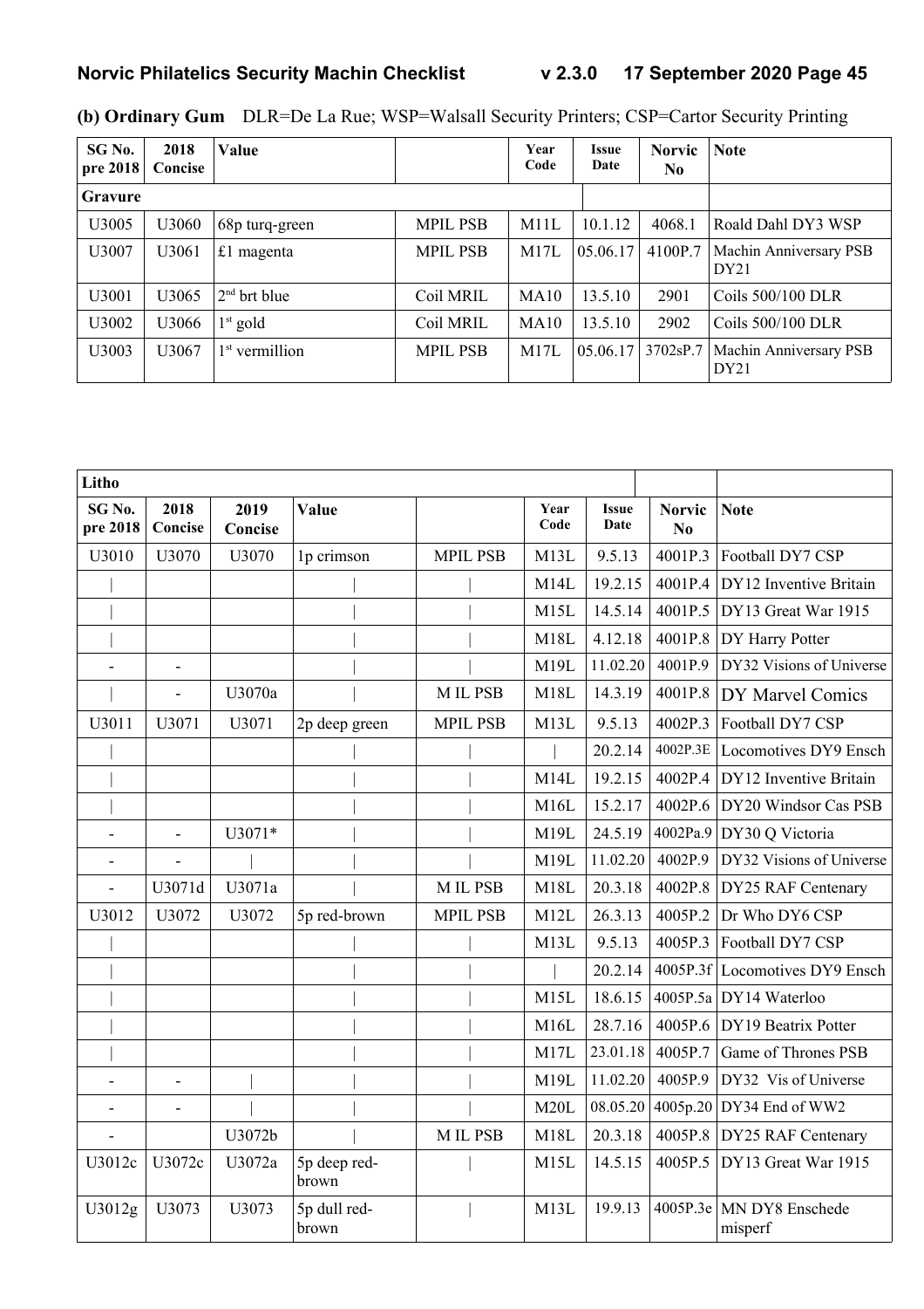**(b) Ordinary Gum** DLR=De La Rue; WSP=Walsall Security Printers; CSP=Cartor Security Printing

| SG No. pre 2018 | 2018 Concise | Value | | Year Code | Issue Date | Norvic No | Note |
|---|---|---|---|---|---|---|---|
| **Gravure** | | | | | | | |
| U3005 | U3060 | 68p turq-green | MPIL PSB | M11L | 10.1.12 | 4068.1 | Roald Dahl DY3 WSP |
| U3007 | U3061 | £1 magenta | MPIL PSB | M17L | 05.06.17 | 4100P.7 | Machin Anniversary PSB DY21 |
| U3001 | U3065 | 2nd brt blue | Coil MRIL | MA10 | 13.5.10 | 2901 | Coils 500/100 DLR |
| U3002 | U3066 | 1st gold | Coil MRIL | MA10 | 13.5.10 | 2902 | Coils 500/100 DLR |
| U3003 | U3067 | 1st vermillion | MPIL PSB | M17L | 05.06.17 | 3702sP.7 | Machin Anniversary PSB DY21 |

| **Litho** | | | | | | | | | |
|---|---|---|---|---|---|---|---|---|---|
| **SG No. pre 2018** | **2018 Concise** | **2019 Concise** | **Value** | | **Year Code** | **Issue Date** | **Norvic No** | **Note** |
| U3010 | U3070 | U3070 | 1p crimson | MPIL PSB | M13L | 9.5.13 | 4001P.3 | Football DY7 CSP |
| \| | | | \| | \| | M14L | 19.2.15 | 4001P.4 | DY12 Inventive Britain |
| \| | | | \| | \| | M15L | 14.5.14 | 4001P.5 | DY13 Great War 1915 |
| \| | | | \| | \| | M18L | 4.12.18 | 4001P.8 | DY Harry Potter |
| - | - | | \| | \| | M19L | 11.02.20 | 4001P.9 | DY32 Visions of Universe |
| \| | - | U3070a | \| | M IL PSB | M18L | 14.3.19 | 4001P.8 | DY Marvel Comics |
| U3011 | U3071 | U3071 | 2p deep green | MPIL PSB | M13L | 9.5.13 | 4002P.3 | Football DY7 CSP |
| \| | | | \| | \| | \| | 20.2.14 | 4002P.3E | Locomotives DY9 Ensch |
| \| | | | \| | \| | M14L | 19.2.15 | 4002P.4 | DY12 Inventive Britain |
| \| | | | \| | \| | M16L | 15.2.17 | 4002P.6 | DY20 Windsor Cas PSB |
| - | - | U3071* | \| | \| | M19L | 24.5.19 | 4002Pa.9 | DY30 Q Victoria |
| - | - | \| | \| | \| | M19L | 11.02.20 | 4002P.9 | DY32 Visions of Universe |
| - | U3071d | U3071a | \| | M IL PSB | M18L | 20.3.18 | 4002P.8 | DY25 RAF Centenary |
| U3012 | U3072 | U3072 | 5p red-brown | MPIL PSB | M12L | 26.3.13 | 4005P.2 | Dr Who DY6 CSP |
| \| | | | \| | \| | M13L | 9.5.13 | 4005P.3 | Football DY7 CSP |
| \| | | | \| | \| | \| | 20.2.14 | 4005P.3f | Locomotives DY9 Ensch |
| \| | | | \| | \| | M15L | 18.6.15 | 4005P.5a | DY14 Waterloo |
| \| | | | \| | \| | M16L | 28.7.16 | 4005P.6 | DY19 Beatrix Potter |
| \| | | | \| | \| | M17L | 23.01.18 | 4005P.7 | Game of Thrones PSB |
| - | - | \| | \| | \| | M19L | 11.02.20 | 4005P.9 | DY32 Vis of Universe |
| - | - | \| | \| | \| | M20L | 08.05.20 | 4005p.20 | DY34 End of WW2 |
| - | | U3072b | \| | M IL PSB | M18L | 20.3.18 | 4005P.8 | DY25 RAF Centenary |
| U3012c | U3072c | U3072a | 5p deep red-brown | \| | M15L | 14.5.15 | 4005P.5 | DY13 Great War 1915 |
| U3012g | U3073 | U3073 | 5p dull red-brown | \| | M13L | 19.9.13 | 4005P.3e | MN DY8 Enschede misperf |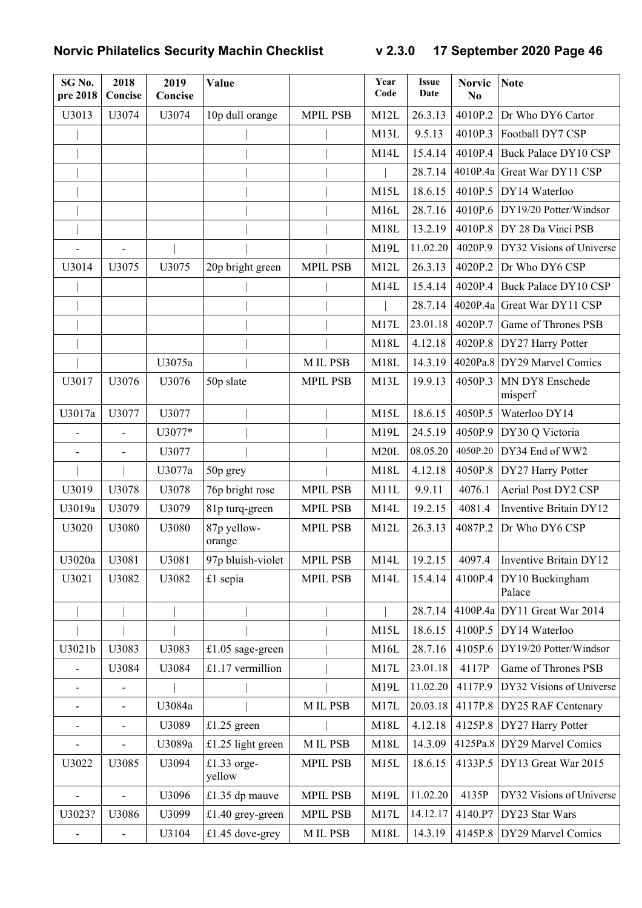| SG No. pre 2018 | 2018 Concise | 2019 Concise | Value | | Year Code | Issue Date | Norvic No | Note |
|---|---|---|---|---|---|---|---|---|
| U3013 | U3074 | U3074 | 10p dull orange | MPIL PSB | M12L | 26.3.13 | 4010P.2 | Dr Who DY6 Cartor |
| \| | | | \| | \| | M13L | 9.5.13 | 4010P.3 | Football DY7 CSP |
| \| | | | \| | \| | M14L | 15.4.14 | 4010P.4 | Buck Palace DY10 CSP |
| \| | | | \| | \| | \| | 28.7.14 | 4010P.4a | Great War DY11 CSP |
| \| | | | \| | \| | M15L | 18.6.15 | 4010P.5 | DY14 Waterloo |
| \| | | | \| | \| | M16L | 28.7.16 | 4010P.6 | DY19/20 Potter/Windsor |
| \| | | | \| | \| | M18L | 13.2.19 | 4010P.8 | DY 28 Da Vinci PSB |
| - | - | \| | \| | \| | M19L | 11.02.20 | 4020P.9 | DY32 Visions of Universe |
| U3014 | U3075 | U3075 | 20p bright green | MPIL PSB | M12L | 26.3.13 | 4020P.2 | Dr Who DY6 CSP |
| \| | | | \| | \| | M14L | 15.4.14 | 4020P.4 | Buck Palace DY10 CSP |
| \| | | | \| | \| | \| | 28.7.14 | 4020P.4a | Great War DY11 CSP |
| \| | | | \| | \| | M17L | 23.01.18 | 4020P.7 | Game of Thrones PSB |
| \| | | | \| | \| | M18L | 4.12.18 | 4020P.8 | DY27 Harry Potter |
| \| | | U3075a | \| | M IL PSB | M18L | 14.3.19 | 4020Pa.8 | DY29 Marvel Comics |
| U3017 | U3076 | U3076 | 50p slate | MPIL PSB | M13L | 19.9.13 | 4050P.3 | MN DY8 Enschede misperf |
| U3017a | U3077 | U3077 | \| | \| | M15L | 18.6.15 | 4050P.5 | Waterloo DY14 |
| - | - | U3077* | \| | \| | M19L | 24.5.19 | 4050P.9 | DY30 Q Victoria |
| - | - | U3077 | \| | \| | M20L | 08.05.20 | 4050P.20 | DY34 End of WW2 |
| \| | \| | U3077a | 50p grey | \| | M18L | 4.12.18 | 4050P.8 | DY27 Harry Potter |
| U3019 | U3078 | U3078 | 76p bright rose | MPIL PSB | M11L | 9.9.11 | 4076.1 | Aerial Post DY2 CSP |
| U3019a | U3079 | U3079 | 81p turq-green | MPIL PSB | M14L | 19.2.15 | 4081.4 | Inventive Britain DY12 |
| U3020 | U3080 | U3080 | 87p yellow-orange | MPIL PSB | M12L | 26.3.13 | 4087P.2 | Dr Who DY6 CSP |
| U3020a | U3081 | U3081 | 97p bluish-violet | MPIL PSB | M14L | 19.2.15 | 4097.4 | Inventive Britain DY12 |
| U3021 | U3082 | U3082 | £1 sepia | MPIL PSB | M14L | 15.4.14 | 4100P.4 | DY10 Buckingham Palace |
| \| | \| | \| | \| | \| | \| | 28.7.14 | 4100P.4a | DY11 Great War 2014 |
| \| | \| | \| | \| | \| | M15L | 18.6.15 | 4100P.5 | DY14 Waterloo |
| U3021b | U3083 | U3083 | £1.05 sage-green | \| | M16L | 28.7.16 | 4105P.6 | DY19/20 Potter/Windsor |
| - | U3084 | U3084 | £1.17 vermillion | \| | M17L | 23.01.18 | 4117P | Game of Thrones PSB |
| - | - | \| | \| | \| | M19L | 11.02.20 | 4117P.9 | DY32 Visions of Universe |
| - | - | U3084a | \| | M IL PSB | M17L | 20.03.18 | 4117P.8 | DY25 RAF Centenary |
| - | - | U3089 | £1.25 green | \| | M18L | 4.12.18 | 4125P.8 | DY27 Harry Potter |
| - | - | U3089a | £1.25 light green | M IL PSB | M18L | 14.3.09 | 4125Pa.8 | DY29 Marvel Comics |
| U3022 | U3085 | U3094 | £1.33 orge-yellow | MPIL PSB | M15L | 18.6.15 | 4133P.5 | DY13 Great War 2015 |
| - | - | U3096 | £1.35 dp mauve | MPIL PSB | M19L | 11.02.20 | 4135P | DY32 Visions of Universe |
| U3023? | U3086 | U3099 | £1.40 grey-green | MPIL PSB | M17L | 14.12.17 | 4140.P7 | DY23 Star Wars |
| - | - | U3104 | £1.45 dove-grey | M IL PSB | M18L | 14.3.19 | 4145P.8 | DY29 Marvel Comics |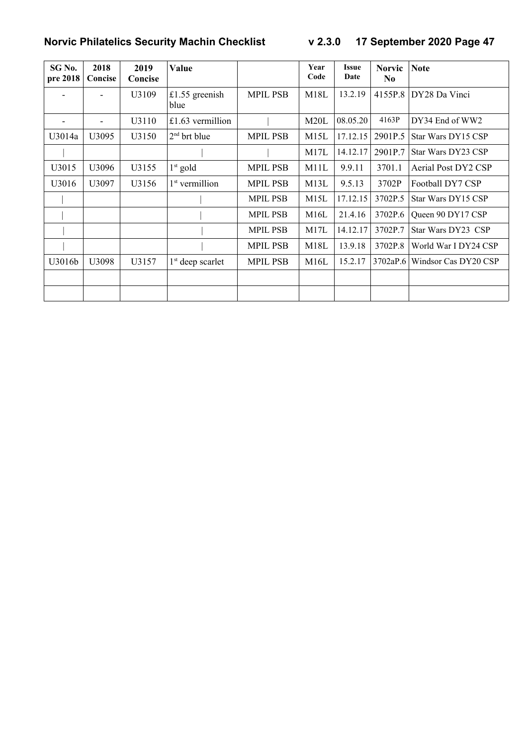| SG No. pre 2018 | 2018 Concise | 2019 Concise | Value | | Year Code | Issue Date | Norvic No | Note |
|---|---|---|---|---|---|---|---|---|
| - | - | U3109 | £1.55 greenish blue | MPIL PSB | M18L | 13.2.19 | 4155P.8 | DY28 Da Vinci |
| - | - | U3110 | £1.63 vermillion | \| | M20L | 08.05.20 | 4163P | DY34 End of WW2 |
| U3014a | U3095 | U3150 | 2nd brt blue | MPIL PSB | M15L | 17.12.15 | 2901P.5 | Star Wars DY15 CSP |
| \| | | | \| | \| | M17L | 14.12.17 | 2901P.7 | Star Wars DY23 CSP |
| U3015 | U3096 | U3155 | 1st gold | MPIL PSB | M11L | 9.9.11 | 3701.1 | Aerial Post DY2 CSP |
| U3016 | U3097 | U3156 | 1st vermillion | MPIL PSB | M13L | 9.5.13 | 3702P | Football DY7 CSP |
| \| | | | \| | MPIL PSB | M15L | 17.12.15 | 3702P.5 | Star Wars DY15 CSP |
| \| | | | \| | MPIL PSB | M16L | 21.4.16 | 3702P.6 | Queen 90 DY17 CSP |
| \| | | | \| | MPIL PSB | M17L | 14.12.17 | 3702P.7 | Star Wars DY23 CSP |
| \| | | | \| | MPIL PSB | M18L | 13.9.18 | 3702P.8 | World War I DY24 CSP |
| U3016b | U3098 | U3157 | 1st deep scarlet | MPIL PSB | M16L | 15.2.17 | 3702aP.6 | Windsor Cas DY20 CSP |
| | | | | | | | | |
| | | | | | | | | |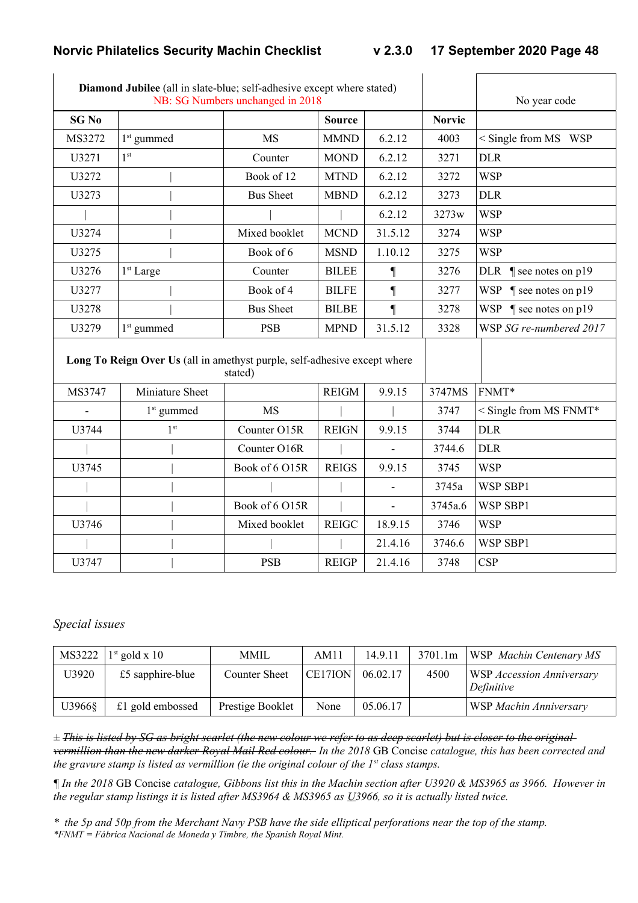| **Diamond Jubilee** (all in slate-blue; self-adhesive except where stated) NB: SG Numbers unchanged in 2018 | | | | | | No year code |
|---|---|---|---|---|---|---|
| **SG No** | | **Source** | | | **Norvic** | |
| MS3272 | 1st gummed | MS | MMND | 6.2.12 | 4003 | < Single from MS WSP |
| U3271 | 1st | Counter | MOND | 6.2.12 | 3271 | DLR |
| U3272 | \| | Book of 12 | MTND | 6.2.12 | 3272 | WSP |
| U3273 | \| | Bus Sheet | MBND | 6.2.12 | 3273 | DLR |
| \| | \| | \| | \| | 6.2.12 | 3273w | WSP |
| U3274 | \| | Mixed booklet | MCND | 31.5.12 | 3274 | WSP |
| U3275 | \| | Book of 6 | MSND | 1.10.12 | 3275 | WSP |
| U3276 | 1st Large | Counter | BILEE | ¶ | 3276 | DLR ¶ see notes on p19 |
| U3277 | \| | Book of 4 | BILFE | ¶ | 3277 | WSP ¶ see notes on p19 |
| U3278 | \| | Bus Sheet | BILBE | ¶ | 3278 | WSP ¶ see notes on p19 |
| U3279 | 1st gummed | PSB | MPND | 31.5.12 | 3328 | WSP *SG re-numbered 2017* |
| **Long To Reign Over Us** (all in amethyst purple, self-adhesive except where stated) | | | | | | |
| MS3747 | Miniature Sheet | | REIGM | 9.9.15 | 3747MS | FNMT* |
| - | 1st gummed | MS | \| | \| | 3747 | < Single from MS FNMT* |
| U3744 | 1st | Counter O15R | REIGN | 9.9.15 | 3744 | DLR |
| \| | \| | Counter O16R | \| | - | 3744.6 | DLR |
| U3745 | \| | Book of 6 O15R | REIGS | 9.9.15 | 3745 | WSP |
| \| | \| | \| | \| | - | 3745a | WSP SBP1 |
| \| | \| | Book of 6 O15R | \| | - | 3745a.6 | WSP SBP1 |
| U3746 | \| | Mixed booklet | REIGC | 18.9.15 | 3746 | WSP |
| \| | \| | \| | \| | 21.4.16 | 3746.6 | WSP SBP1 |
| U3747 | \| | PSB | REIGP | 21.4.16 | 3748 | CSP |

*Special issues*

| | | | | | | |
|---|---|---|---|---|---|---|
| MS3222 | 1st gold x 10 | MMIL | AM11 | 14.9.11 | 3701.1m | WSP *Machin Centenary MS* |
| U3920 | £5 sapphire-blue | Counter Sheet | CE17ION | 06.02.17 | 4500 | WSP *Accession Anniversary Definitive* |
| U3966§ | £1 gold embossed | Prestige Booklet | None | 05.06.17 | | WSP *Machin Anniversary* |

± ~~*This is listed by SG as bright scarlet (the new colour we refer to as deep scarlet) but is closer to the original vermillion than the new darker Royal Mail Red colour.*~~ *In the 2018* GB Concise *catalogue, this has been corrected and the gravure stamp is listed as vermillion (ie the original colour of the 1st class stamps.*

*¶ In the 2018* GB Concise *catalogue, Gibbons list this in the Machin section after U3920 & MS3965 as 3966. However in the regular stamp listings it is listed after MS3964 & MS3965 as* U*3966, so it is actually listed twice.*

*\* the 5p and 50p from the Merchant Navy PSB have the side elliptical perforations near the top of the stamp.*
*\*FNMT = Fábrica Nacional de Moneda y Timbre, the Spanish Royal Mint.*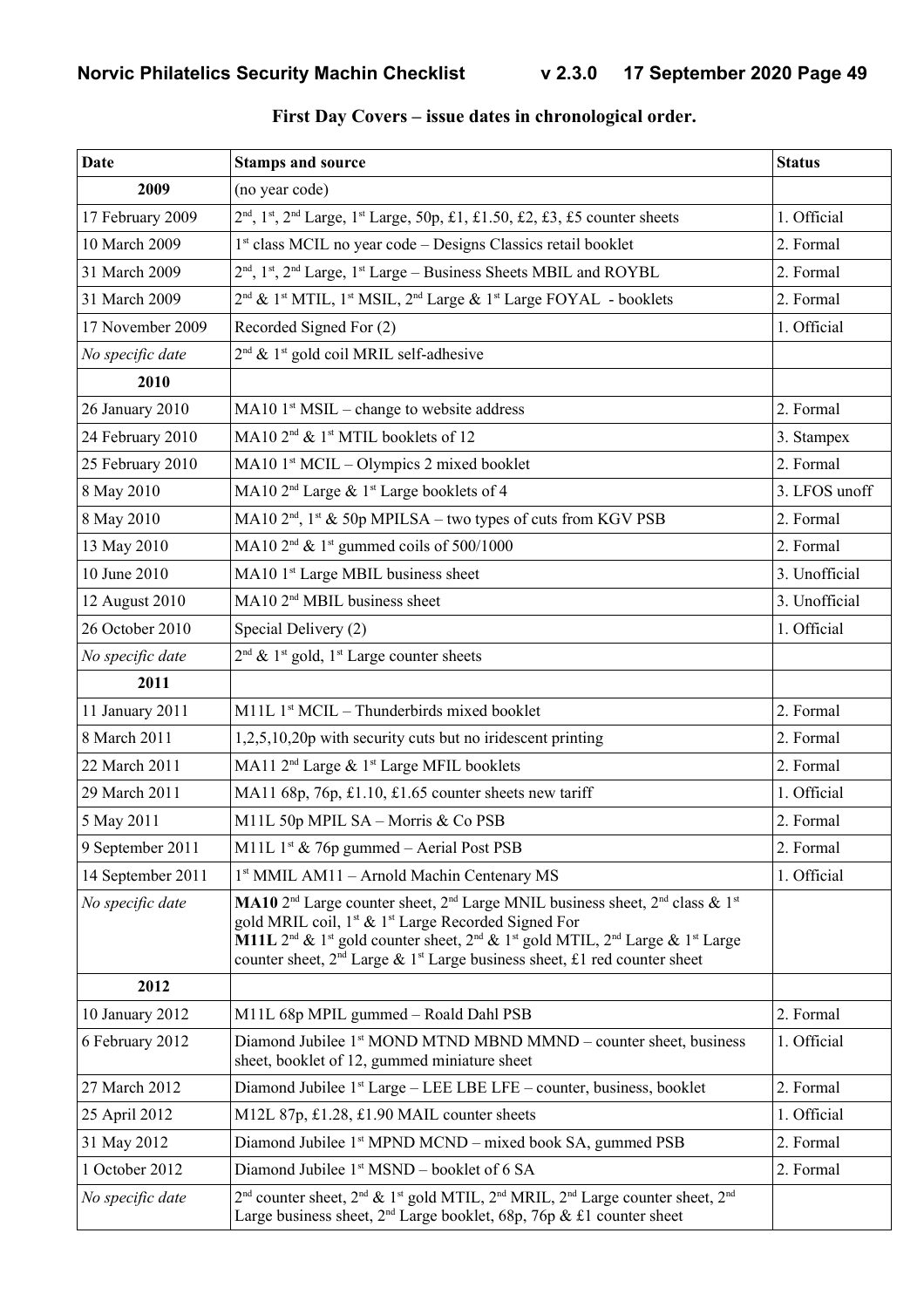**First Day Covers – issue dates in chronological order.**

| Date | Stamps and source | Status |
|---|---|---|
| **2009** | (no year code) | |
| 17 February 2009 | 2nd, 1st, 2nd Large, 1st Large, 50p, £1, £1.50, £2, £3, £5 counter sheets | 1. Official |
| 10 March 2009 | 1st class MCIL no year code – Designs Classics retail booklet | 2. Formal |
| 31 March 2009 | 2nd, 1st, 2nd Large, 1st Large – Business Sheets MBIL and ROYBL | 2. Formal |
| 31 March 2009 | 2nd & 1st MTIL, 1st MSIL, 2nd Large & 1st Large FOYAL - booklets | 2. Formal |
| 17 November 2009 | Recorded Signed For (2) | 1. Official |
| *No specific date* | 2nd & 1st gold coil MRIL self-adhesive | |
| **2010** | | |
| 26 January 2010 | MA10 1st MSIL – change to website address | 2. Formal |
| 24 February 2010 | MA10 2nd & 1st MTIL booklets of 12 | 3. Stampex |
| 25 February 2010 | MA10 1st MCIL – Olympics 2 mixed booklet | 2. Formal |
| 8 May 2010 | MA10 2nd Large & 1st Large booklets of 4 | 3. LFOS unoff |
| 8 May 2010 | MA10 2nd, 1st & 50p MPILSA – two types of cuts from KGV PSB | 2. Formal |
| 13 May 2010 | MA10 2nd & 1st gummed coils of 500/1000 | 2. Formal |
| 10 June 2010 | MA10 1st Large MBIL business sheet | 3. Unofficial |
| 12 August 2010 | MA10 2nd MBIL business sheet | 3. Unofficial |
| 26 October 2010 | Special Delivery (2) | 1. Official |
| *No specific date* | 2nd & 1st gold, 1st Large counter sheets | |
| **2011** | | |
| 11 January 2011 | M11L 1st MCIL – Thunderbirds mixed booklet | 2. Formal |
| 8 March 2011 | 1,2,5,10,20p with security cuts but no iridescent printing | 2. Formal |
| 22 March 2011 | MA11 2nd Large & 1st Large MFIL booklets | 2. Formal |
| 29 March 2011 | MA11 68p, 76p, £1.10, £1.65 counter sheets new tariff | 1. Official |
| 5 May 2011 | M11L 50p MPIL SA – Morris & Co PSB | 2. Formal |
| 9 September 2011 | M11L 1st & 76p gummed – Aerial Post PSB | 2. Formal |
| 14 September 2011 | 1st MMIL AM11 – Arnold Machin Centenary MS | 1. Official |
| *No specific date* | **MA10** 2nd Large counter sheet, 2nd Large MNIL business sheet, 2nd class & 1st gold MRIL coil, 1st & 1st Large Recorded Signed For **M11L** 2nd & 1st gold counter sheet, 2nd & 1st gold MTIL, 2nd Large & 1st Large counter sheet, 2nd Large & 1st Large business sheet, £1 red counter sheet | |
| **2012** | | |
| 10 January 2012 | M11L 68p MPIL gummed – Roald Dahl PSB | 2. Formal |
| 6 February 2012 | Diamond Jubilee 1st MOND MTND MBND MMND – counter sheet, business sheet, booklet of 12, gummed miniature sheet | 1. Official |
| 27 March 2012 | Diamond Jubilee 1st Large – LEE LBE LFE – counter, business, booklet | 2. Formal |
| 25 April 2012 | M12L 87p, £1.28, £1.90 MAIL counter sheets | 1. Official |
| 31 May 2012 | Diamond Jubilee 1st MPND MCND – mixed book SA, gummed PSB | 2. Formal |
| 1 October 2012 | Diamond Jubilee 1st MSND – booklet of 6 SA | 2. Formal |
| *No specific date* | 2nd counter sheet, 2nd & 1st gold MTIL, 2nd MRIL, 2nd Large counter sheet, 2nd Large business sheet, 2nd Large booklet, 68p, 76p & £1 counter sheet | |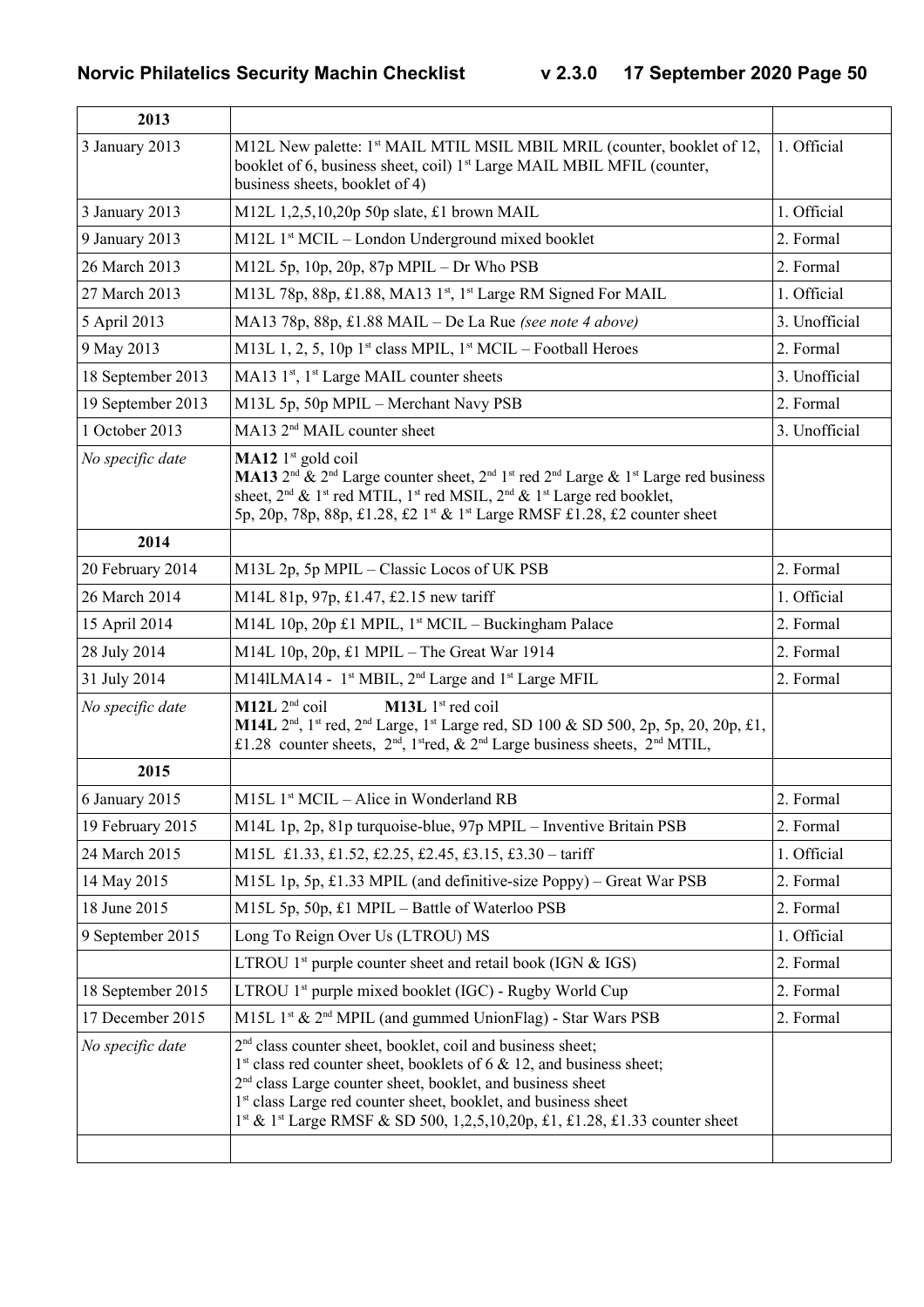| 2013 | | |
|---|---|---|
| 3 January 2013 | M12L New palette: 1st MAIL MTIL MSIL MBIL MRIL (counter, booklet of 12, booklet of 6, business sheet, coil) 1st Large MAIL MBIL MFIL (counter, business sheets, booklet of 4) | 1. Official |
| 3 January 2013 | M12L 1,2,5,10,20p 50p slate, £1 brown MAIL | 1. Official |
| 9 January 2013 | M12L 1st MCIL – London Underground mixed booklet | 2. Formal |
| 26 March 2013 | M12L 5p, 10p, 20p, 87p MPIL – Dr Who PSB | 2. Formal |
| 27 March 2013 | M13L 78p, 88p, £1.88, MA13 1st, 1st Large RM Signed For MAIL | 1. Official |
| 5 April 2013 | MA13 78p, 88p, £1.88 MAIL – De La Rue *(see note 4 above)* | 3. Unofficial |
| 9 May 2013 | M13L 1, 2, 5, 10p 1st class MPIL, 1st MCIL – Football Heroes | 2. Formal |
| 18 September 2013 | MA13 1st, 1st Large MAIL counter sheets | 3. Unofficial |
| 19 September 2013 | M13L 5p, 50p MPIL – Merchant Navy PSB | 2. Formal |
| 1 October 2013 | MA13 2nd MAIL counter sheet | 3. Unofficial |
| *No specific date* | **MA12** 1st gold coil<br>**MA13** 2nd & 2nd Large counter sheet, 2nd 1st red 2nd Large & 1st Large red business sheet, 2nd & 1st red MTIL, 1st red MSIL, 2nd & 1st Large red booklet, 5p, 20p, 78p, 88p, £1.28, £2 1st & 1st Large RMSF £1.28, £2 counter sheet | |
| **2014** | | |
| 20 February 2014 | M13L 2p, 5p MPIL – Classic Locos of UK PSB | 2. Formal |
| 26 March 2014 | M14L 81p, 97p, £1.47, £2.15 new tariff | 1. Official |
| 15 April 2014 | M14L 10p, 20p £1 MPIL, 1st MCIL – Buckingham Palace | 2. Formal |
| 28 July 2014 | M14L 10p, 20p, £1 MPIL – The Great War 1914 | 2. Formal |
| 31 July 2014 | M14lLMA14 - 1st MBIL, 2nd Large and 1st Large MFIL | 2. Formal |
| *No specific date* | **M12L** 2nd coil **M13L** 1st red coil<br>**M14L** 2nd, 1st red, 2nd Large, 1st Large red, SD 100 & SD 500, 2p, 5p, 20, 20p, £1, £1.28 counter sheets, 2nd, 1st red, & 2nd Large business sheets, 2nd MTIL, | |
| **2015** | | |
| 6 January 2015 | M15L 1st MCIL – Alice in Wonderland RB | 2. Formal |
| 19 February 2015 | M14L 1p, 2p, 81p turquoise-blue, 97p MPIL – Inventive Britain PSB | 2. Formal |
| 24 March 2015 | M15L £1.33, £1.52, £2.25, £2.45, £3.15, £3.30 – tariff | 1. Official |
| 14 May 2015 | M15L 1p, 5p, £1.33 MPIL (and definitive-size Poppy) – Great War PSB | 2. Formal |
| 18 June 2015 | M15L 5p, 50p, £1 MPIL – Battle of Waterloo PSB | 2. Formal |
| 9 September 2015 | Long To Reign Over Us (LTROU) MS | 1. Official |
| | LTROU 1st purple counter sheet and retail book (IGN & IGS) | 2. Formal |
| 18 September 2015 | LTROU 1st purple mixed booklet (IGC) - Rugby World Cup | 2. Formal |
| 17 December 2015 | M15L 1st & 2nd MPIL (and gummed UnionFlag) - Star Wars PSB | 2. Formal |
| *No specific date* | 2nd class counter sheet, booklet, coil and business sheet;<br>1st class red counter sheet, booklets of 6 & 12, and business sheet;<br>2nd class Large counter sheet, booklet, and business sheet<br>1st class Large red counter sheet, booklet, and business sheet<br>1st & 1st Large RMSF & SD 500, 1,2,5,10,20p, £1, £1.28, £1.33 counter sheet | |
| | | |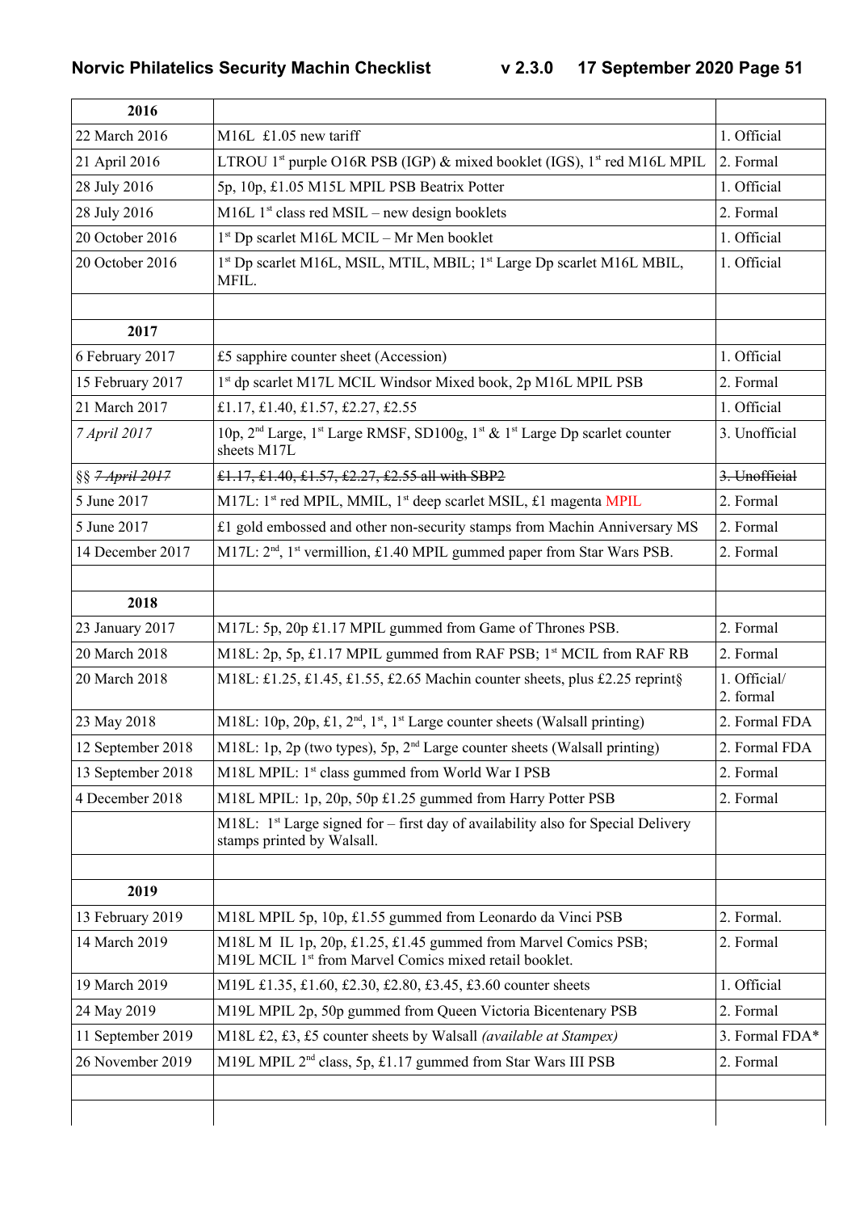| 2016 | | |
|---|---|---|
| 22 March 2016 | M16L £1.05 new tariff | 1. Official |
| 21 April 2016 | LTROU 1st purple O16R PSB (IGP) & mixed booklet (IGS), 1st red M16L MPIL | 2. Formal |
| 28 July 2016 | 5p, 10p, £1.05 M15L MPIL PSB Beatrix Potter | 1. Official |
| 28 July 2016 | M16L 1st class red MSIL – new design booklets | 2. Formal |
| 20 October 2016 | 1st Dp scarlet M16L MCIL – Mr Men booklet | 1. Official |
| 20 October 2016 | 1st Dp scarlet M16L, MSIL, MTIL, MBIL; 1st Large Dp scarlet M16L MBIL, MFIL. | 1. Official |
| | | |
| **2017** | | |
| 6 February 2017 | £5 sapphire counter sheet (Accession) | 1. Official |
| 15 February 2017 | 1st dp scarlet M17L MCIL Windsor Mixed book, 2p M16L MPIL PSB | 2. Formal |
| 21 March 2017 | £1.17, £1.40, £1.57, £2.27, £2.55 | 1. Official |
| *7 April 2017* | 10p, 2nd Large, 1st Large RMSF, SD100g, 1st & 1st Large Dp scarlet counter sheets M17L | 3. Unofficial |
| §§ ~~*7 April 2017*~~ | ~~£1.17, £1.40, £1.57, £2.27, £2.55 all with SBP2~~ | ~~3. Unofficial~~ |
| 5 June 2017 | M17L: 1st red MPIL, MMIL, 1st deep scarlet MSIL, £1 magenta MPIL | 2. Formal |
| 5 June 2017 | £1 gold embossed and other non-security stamps from Machin Anniversary MS | 2. Formal |
| 14 December 2017 | M17L: 2nd, 1st vermillion, £1.40 MPIL gummed paper from Star Wars PSB. | 2. Formal |
| | | |
| **2018** | | |
| 23 January 2017 | M17L: 5p, 20p £1.17 MPIL gummed from Game of Thrones PSB. | 2. Formal |
| 20 March 2018 | M18L: 2p, 5p, £1.17 MPIL gummed from RAF PSB; 1st MCIL from RAF RB | 2. Formal |
| 20 March 2018 | M18L: £1.25, £1.45, £1.55, £2.65 Machin counter sheets, plus £2.25 reprint§ | 1. Official/ 2. formal |
| 23 May 2018 | M18L: 10p, 20p, £1, 2nd, 1st, 1st Large counter sheets (Walsall printing) | 2. Formal FDA |
| 12 September 2018 | M18L: 1p, 2p (two types), 5p, 2nd Large counter sheets (Walsall printing) | 2. Formal FDA |
| 13 September 2018 | M18L MPIL: 1st class gummed from World War I PSB | 2. Formal |
| 4 December 2018 | M18L MPIL: 1p, 20p, 50p £1.25 gummed from Harry Potter PSB | 2. Formal |
| | M18L: 1st Large signed for – first day of availability also for Special Delivery stamps printed by Walsall. | |
| | | |
| **2019** | | |
| 13 February 2019 | M18L MPIL 5p, 10p, £1.55 gummed from Leonardo da Vinci PSB | 2. Formal. |
| 14 March 2019 | M18L M IL 1p, 20p, £1.25, £1.45 gummed from Marvel Comics PSB; M19L MCIL 1st from Marvel Comics mixed retail booklet. | 2. Formal |
| 19 March 2019 | M19L £1.35, £1.60, £2.30, £2.80, £3.45, £3.60 counter sheets | 1. Official |
| 24 May 2019 | M19L MPIL 2p, 50p gummed from Queen Victoria Bicentenary PSB | 2. Formal |
| 11 September 2019 | M18L £2, £3, £5 counter sheets by Walsall *(available at Stampex)* | 3. Formal FDA* |
| 26 November 2019 | M19L MPIL 2nd class, 5p, £1.17 gummed from Star Wars III PSB | 2. Formal |
| | | |
| | | |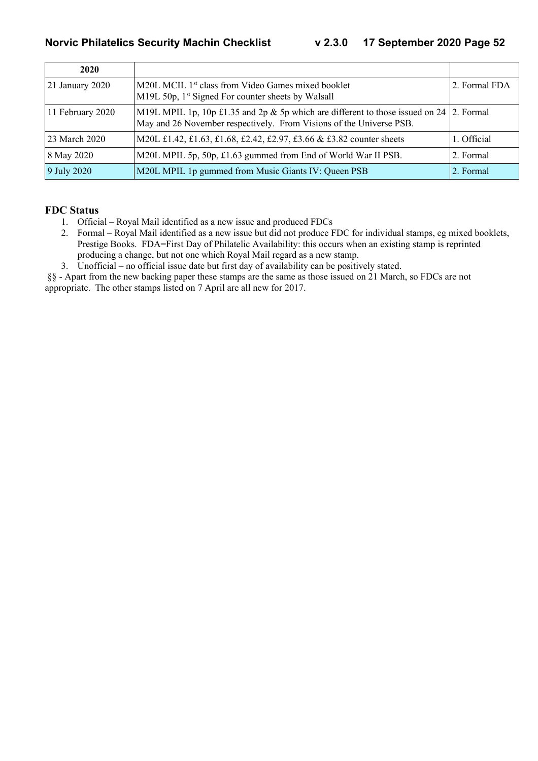| 2020 | | |
|---|---|---|
| 21 January 2020 | M20L MCIL 1st class from Video Games mixed booklet<br>M19L 50p, 1st Signed For counter sheets by Walsall | 2. Formal FDA |
| 11 February 2020 | M19L MPIL 1p, 10p £1.35 and 2p & 5p which are different to those issued on 24 May and 26 November respectively. From Visions of the Universe PSB. | 2. Formal |
| 23 March 2020 | M20L £1.42, £1.63, £1.68, £2.42, £2.97, £3.66 & £3.82 counter sheets | 1. Official |
| 8 May 2020 | M20L MPIL 5p, 50p, £1.63 gummed from End of World War II PSB. | 2. Formal |
| 9 July 2020 | M20L MPIL 1p gummed from Music Giants IV: Queen PSB | 2. Formal |

### FDC Status

1. Official – Royal Mail identified as a new issue and produced FDCs
2. Formal – Royal Mail identified as a new issue but did not produce FDC for individual stamps, eg mixed booklets, Prestige Books. FDA=First Day of Philatelic Availability: this occurs when an existing stamp is reprinted producing a change, but not one which Royal Mail regard as a new stamp.
3. Unofficial – no official issue date but first day of availability can be positively stated.

§§ - Apart from the new backing paper these stamps are the same as those issued on 21 March, so FDCs are not appropriate. The other stamps listed on 7 April are all new for 2017.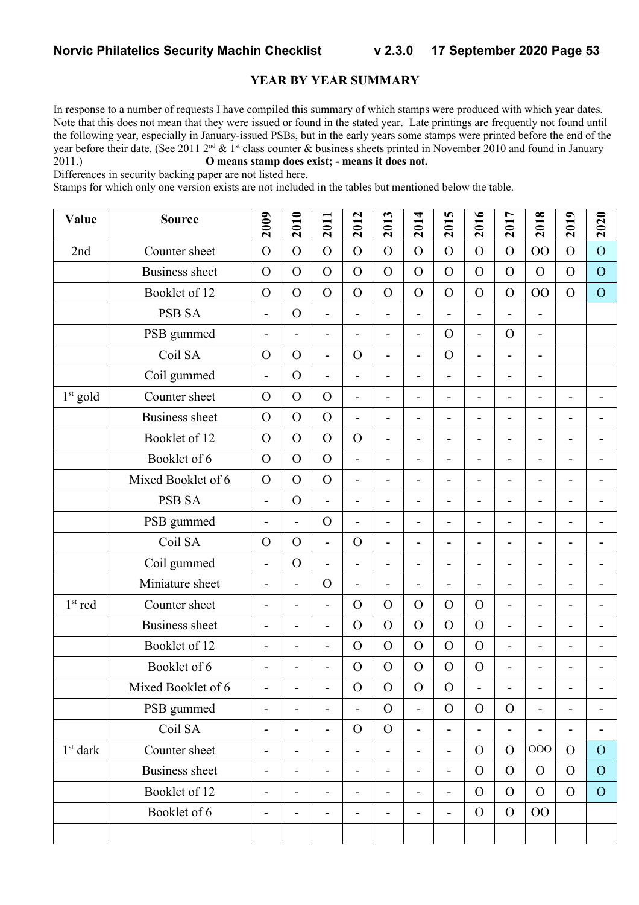## YEAR BY YEAR SUMMARY

In response to a number of requests I have compiled this summary of which stamps were produced with which year dates. Note that this does not mean that they were issued or found in the stated year. Late printings are frequently not found until the following year, especially in January-issued PSBs, but in the early years some stamps were printed before the end of the year before their date. (See 2011 2[nd] & 1[st] class counter & business sheets printed in November 2010 and found in January 2011.) **O means stamp does exist; - means it does not.**

Differences in security backing paper are not listed here.

Stamps for which only one version exists are not included in the tables but mentioned below the table.

| Value | Source | 2009 | 2010 | 2011 | 2012 | 2013 | 2014 | 2015 | 2016 | 2017 | 2018 | 2019 | 2020 |
|---|---|---|---|---|---|---|---|---|---|---|---|---|---|
| 2nd | Counter sheet | O | O | O | O | O | O | O | O | O | OO | O | O |
| | Business sheet | O | O | O | O | O | O | O | O | O | O | O | O |
| | Booklet of 12 | O | O | O | O | O | O | O | O | O | OO | O | O |
| | PSB SA | - | O | - | - | - | - | - | - | - | - | | |
| | PSB gummed | - | - | - | - | - | - | O | - | O | - | | |
| | Coil SA | O | O | - | O | - | - | O | - | - | - | | |
| | Coil gummed | - | O | - | - | - | - | - | - | - | - | | |
| 1st gold | Counter sheet | O | O | O | - | - | - | - | - | - | - | - | - |
| | Business sheet | O | O | O | - | - | - | - | - | - | - | - | - |
| | Booklet of 12 | O | O | O | O | - | - | - | - | - | - | - | - |
| | Booklet of 6 | O | O | O | - | - | - | - | - | - | - | - | - |
| | Mixed Booklet of 6 | O | O | O | - | - | - | - | - | - | - | - | - |
| | PSB SA | - | O | - | - | - | - | - | - | - | - | - | - |
| | PSB gummed | - | - | O | - | - | - | - | - | - | - | - | - |
| | Coil SA | O | O | - | O | - | - | - | - | - | - | - | - |
| | Coil gummed | - | O | - | - | - | - | - | - | - | - | - | - |
| | Miniature sheet | - | - | O | - | - | - | - | - | - | - | - | - |
| 1st red | Counter sheet | - | - | - | O | O | O | O | O | - | - | - | - |
| | Business sheet | - | - | - | O | O | O | O | O | - | - | - | - |
| | Booklet of 12 | - | - | - | O | O | O | O | O | - | - | - | - |
| | Booklet of 6 | - | - | - | O | O | O | O | O | - | - | - | - |
| | Mixed Booklet of 6 | - | - | - | O | O | O | O | - | - | - | - | - |
| | PSB gummed | - | - | - | - | O | - | O | O | O | - | - | - |
| | Coil SA | - | - | - | O | O | - | - | - | - | - | - | - |
| 1st dark | Counter sheet | - | - | - | - | - | - | - | O | O | OOO | O | O |
| | Business sheet | - | - | - | - | - | - | - | O | O | O | O | O |
| | Booklet of 12 | - | - | - | - | - | - | - | O | O | O | O | O |
| | Booklet of 6 | - | - | - | - | - | - | - | O | O | OO | | |
| | | | | | | | | | | | | | |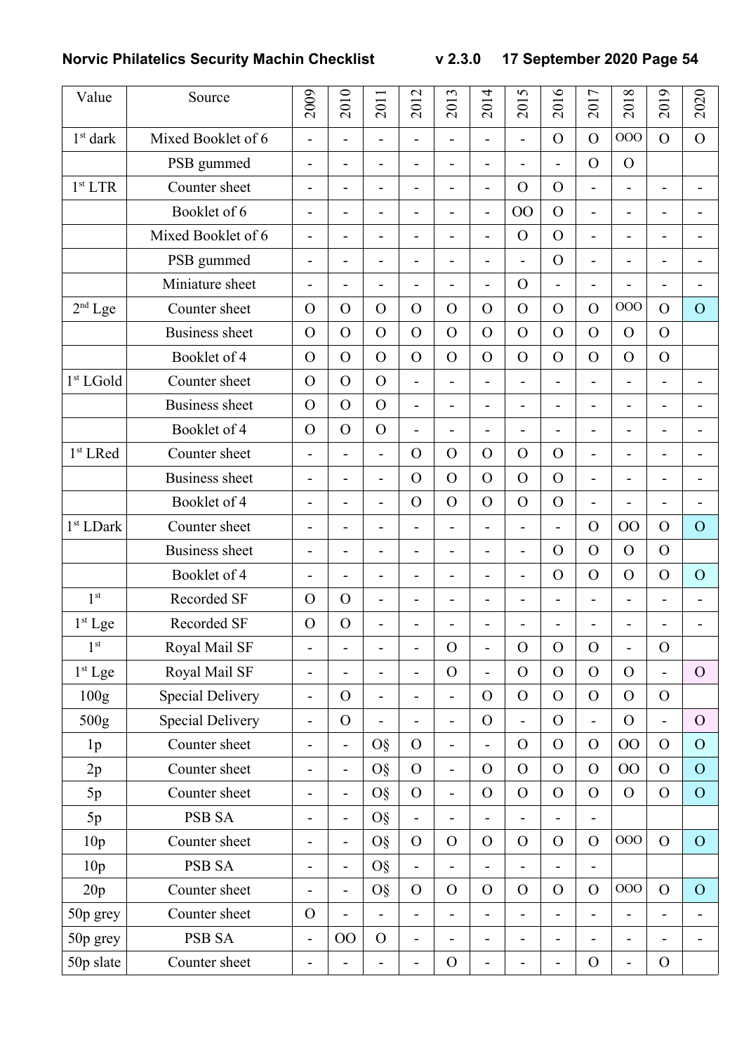| Value | Source | 2009 | 2010 | 2011 | 2012 | 2013 | 2014 | 2015 | 2016 | 2017 | 2018 | 2019 | 2020 |
|---|---|---|---|---|---|---|---|---|---|---|---|---|---|
| 1st dark | Mixed Booklet of 6 | - | - | - | - | - | - | - | O | O | OOO | O | O |
| | PSB gummed | - | - | - | - | - | - | - | - | O | O | | |
| 1st LTR | Counter sheet | - | - | - | - | - | - | O | O | - | - | - | - |
| | Booklet of 6 | - | - | - | - | - | - | OO | O | - | - | - | - |
| | Mixed Booklet of 6 | - | - | - | - | - | - | O | O | - | - | - | - |
| | PSB gummed | - | - | - | - | - | - | - | O | - | - | - | - |
| | Miniature sheet | - | - | - | - | - | - | O | - | - | - | - | - |
| 2nd Lge | Counter sheet | O | O | O | O | O | O | O | O | O | OOO | O | O |
| | Business sheet | O | O | O | O | O | O | O | O | O | O | O | |
| | Booklet of 4 | O | O | O | O | O | O | O | O | O | O | O | |
| 1st LGold | Counter sheet | O | O | O | - | - | - | - | - | - | - | - | - |
| | Business sheet | O | O | O | - | - | - | - | - | - | - | - | - |
| | Booklet of 4 | O | O | O | - | - | - | - | - | - | - | - | - |
| 1st LRed | Counter sheet | - | - | - | O | O | O | O | O | - | - | - | - |
| | Business sheet | - | - | - | O | O | O | O | O | - | - | - | - |
| | Booklet of 4 | - | - | - | O | O | O | O | O | - | - | - | - |
| 1st LDark | Counter sheet | - | - | - | - | - | - | - | - | O | OO | O | O |
| | Business sheet | - | - | - | - | - | - | - | O | O | O | O | |
| | Booklet of 4 | - | - | - | - | - | - | - | O | O | O | O | O |
| 1st | Recorded SF | O | O | - | - | - | - | - | - | - | - | - | - |
| 1st Lge | Recorded SF | O | O | - | - | - | - | - | - | - | - | - | - |
| 1st | Royal Mail SF | - | - | - | - | O | - | O | O | O | - | O | |
| 1st Lge | Royal Mail SF | - | - | - | - | O | - | O | O | O | O | - | O |
| 100g | Special Delivery | - | O | - | - | - | O | O | O | O | O | O | |
| 500g | Special Delivery | - | O | - | - | - | O | - | O | - | O | - | O |
| 1p | Counter sheet | - | - | O§ | O | - | - | O | O | O | OO | O | O |
| 2p | Counter sheet | - | - | O§ | O | - | O | O | O | O | OO | O | O |
| 5p | Counter sheet | - | - | O§ | O | - | O | O | O | O | O | O | O |
| 5p | PSB SA | - | - | O§ | - | - | - | - | - | - | | | |
| 10p | Counter sheet | - | - | O§ | O | O | O | O | O | O | OOO | O | O |
| 10p | PSB SA | - | - | O§ | - | - | - | - | - | - | | | |
| 20p | Counter sheet | - | - | O§ | O | O | O | O | O | O | OOO | O | O |
| 50p grey | Counter sheet | O | - | - | - | - | - | - | - | - | - | - | - |
| 50p grey | PSB SA | - | OO | O | - | - | - | - | - | - | - | - | - |
| 50p slate | Counter sheet | - | - | - | - | O | - | - | - | O | - | O | |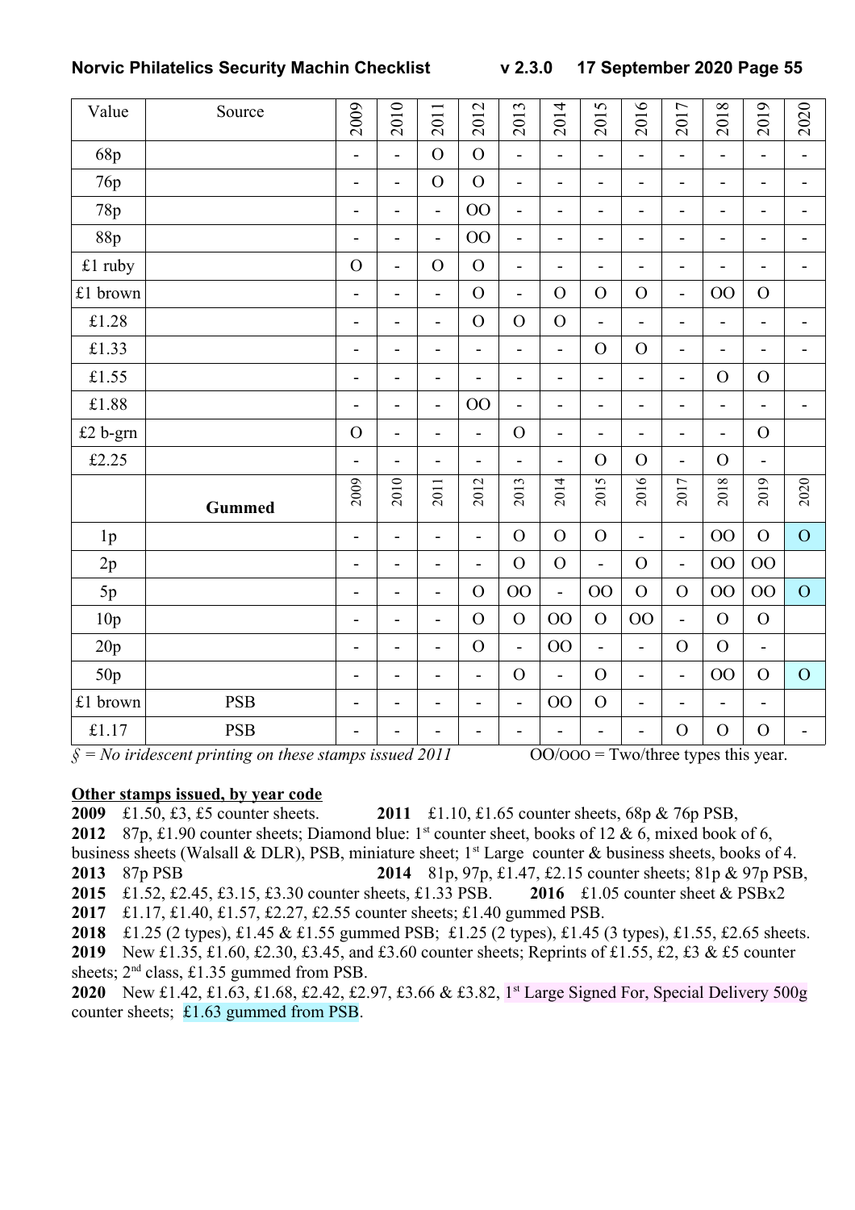| Value | Source | 2009 | 2010 | 2011 | 2012 | 2013 | 2014 | 2015 | 2016 | 2017 | 2018 | 2019 | 2020 |
|---|---|---|---|---|---|---|---|---|---|---|---|---|---|
| 68p | | - | - | O | O | - | - | - | - | - | - | - | - |
| 76p | | - | - | O | O | - | - | - | - | - | - | - | - |
| 78p | | - | - | - | OO | - | - | - | - | - | - | - | - |
| 88p | | - | - | - | OO | - | - | - | - | - | - | - | - |
| £1 ruby | | O | - | O | O | - | - | - | - | - | - | - | - |
| £1 brown | | - | - | - | O | - | O | O | O | - | OO | O | |
| £1.28 | | - | - | - | O | O | O | - | - | - | - | - | - |
| £1.33 | | - | - | - | - | - | - | O | O | - | - | - | - |
| £1.55 | | - | - | - | - | - | - | - | - | - | O | O | |
| £1.88 | | - | - | - | OO | - | - | - | - | - | - | - | - |
| £2 b-grn | | O | - | - | - | O | - | - | - | - | - | O | |
| £2.25 | | - | - | - | - | - | - | O | O | - | O | - | |
| | **Gummed** | 2009 | 2010 | 2011 | 2012 | 2013 | 2014 | 2015 | 2016 | 2017 | 2018 | 2019 | 2020 |
| 1p | | - | - | - | - | O | O | O | - | - | OO | O | O |
| 2p | | - | - | - | - | O | O | - | O | - | OO | OO | |
| 5p | | - | - | - | O | OO | - | OO | O | O | OO | OO | O |
| 10p | | - | - | - | O | O | OO | O | OO | - | O | O | |
| 20p | | - | - | - | O | - | OO | - | - | O | O | - | |
| 50p | | - | - | - | - | O | - | O | - | - | OO | O | O |
| £1 brown | PSB | - | - | - | - | - | OO | O | - | - | - | - | |
| £1.17 | PSB | - | - | - | - | - | - | - | - | O | O | O | - |

*§ = No iridescent printing on these stamps issued 2011* OO/OOO = Two/three types this year.

**Other stamps issued, by year code**

**2009** £1.50, £3, £5 counter sheets. **2011** £1.10, £1.65 counter sheets, 68p & 76p PSB,
**2012** 87p, £1.90 counter sheets; Diamond blue: 1st counter sheet, books of 12 & 6, mixed book of 6, business sheets (Walsall & DLR), PSB, miniature sheet; 1st Large counter & business sheets, books of 4.
**2013** 87p PSB **2014** 81p, 97p, £1.47, £2.15 counter sheets; 81p & 97p PSB,
**2015** £1.52, £2.45, £3.15, £3.30 counter sheets, £1.33 PSB. **2016** £1.05 counter sheet & PSBx2
**2017** £1.17, £1.40, £1.57, £2.27, £2.55 counter sheets; £1.40 gummed PSB.
**2018** £1.25 (2 types), £1.45 & £1.55 gummed PSB; £1.25 (2 types), £1.45 (3 types), £1.55, £2.65 sheets.
**2019** New £1.35, £1.60, £2.30, £3.45, and £3.60 counter sheets; Reprints of £1.55, £2, £3 & £5 counter sheets; 2nd class, £1.35 gummed from PSB.
**2020** New £1.42, £1.63, £1.68, £2.42, £2.97, £3.66 & £3.82, 1st Large Signed For, Special Delivery 500g counter sheets; £1.63 gummed from PSB.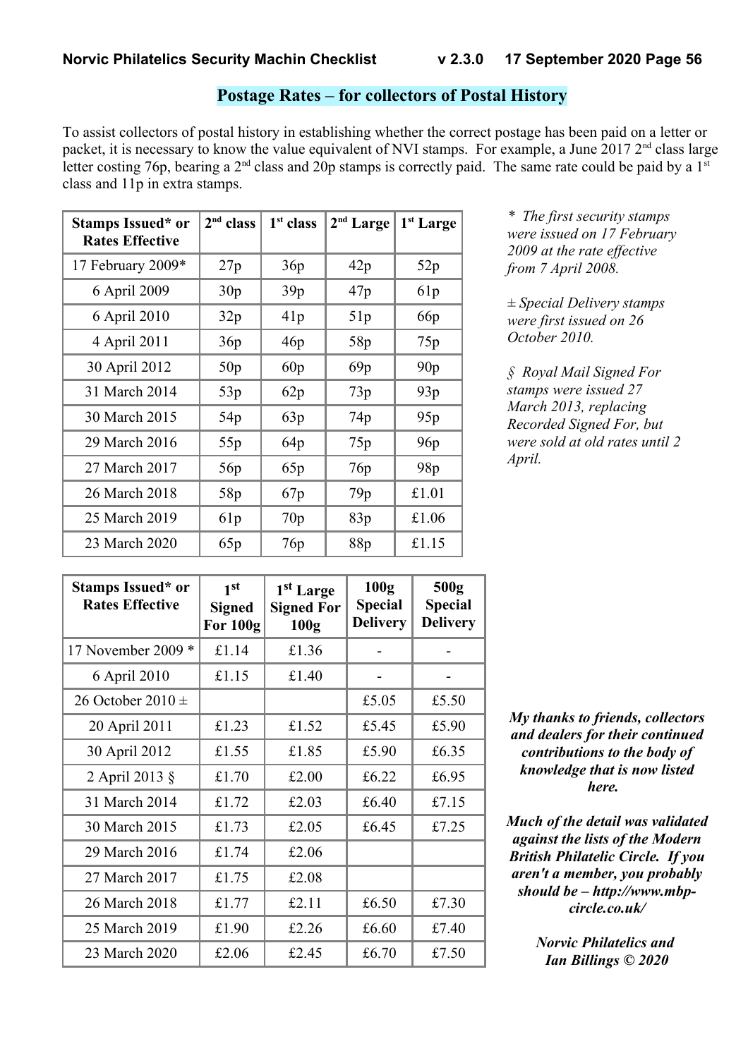## Postage Rates – for collectors of Postal History

To assist collectors of postal history in establishing whether the correct postage has been paid on a letter or packet, it is necessary to know the value equivalent of NVI stamps. For example, a June 2017 2nd class large letter costing 76p, bearing a 2nd class and 20p stamps is correctly paid. The same rate could be paid by a 1st class and 11p in extra stamps.

| Stamps Issued* or Rates Effective | 2nd class | 1st class | 2nd Large | 1st Large |
|---|---|---|---|---|
| 17 February 2009* | 27p | 36p | 42p | 52p |
| 6 April 2009 | 30p | 39p | 47p | 61p |
| 6 April 2010 | 32p | 41p | 51p | 66p |
| 4 April 2011 | 36p | 46p | 58p | 75p |
| 30 April 2012 | 50p | 60p | 69p | 90p |
| 31 March 2014 | 53p | 62p | 73p | 93p |
| 30 March 2015 | 54p | 63p | 74p | 95p |
| 29 March 2016 | 55p | 64p | 75p | 96p |
| 27 March 2017 | 56p | 65p | 76p | 98p |
| 26 March 2018 | 58p | 67p | 79p | £1.01 |
| 25 March 2019 | 61p | 70p | 83p | £1.06 |
| 23 March 2020 | 65p | 76p | 88p | £1.15 |

*\* The first security stamps were issued on 17 February 2009 at the rate effective from 7 April 2008.*

*± Special Delivery stamps were first issued on 26 October 2010.*

*§ Royal Mail Signed For stamps were issued 27 March 2013, replacing Recorded Signed For, but were sold at old rates until 2 April.*

| Stamps Issued* or Rates Effective | 1st Signed For 100g | 1st Large Signed For 100g | 100g Special Delivery | 500g Special Delivery |
|---|---|---|---|---|
| 17 November 2009 * | £1.14 | £1.36 | - | - |
| 6 April 2010 | £1.15 | £1.40 | - | - |
| 26 October 2010 ± | | | £5.05 | £5.50 |
| 20 April 2011 | £1.23 | £1.52 | £5.45 | £5.90 |
| 30 April 2012 | £1.55 | £1.85 | £5.90 | £6.35 |
| 2 April 2013 § | £1.70 | £2.00 | £6.22 | £6.95 |
| 31 March 2014 | £1.72 | £2.03 | £6.40 | £7.15 |
| 30 March 2015 | £1.73 | £2.05 | £6.45 | £7.25 |
| 29 March 2016 | £1.74 | £2.06 | | |
| 27 March 2017 | £1.75 | £2.08 | | |
| 26 March 2018 | £1.77 | £2.11 | £6.50 | £7.30 |
| 25 March 2019 | £1.90 | £2.26 | £6.60 | £7.40 |
| 23 March 2020 | £2.06 | £2.45 | £6.70 | £7.50 |

***My thanks to friends, collectors and dealers for their continued contributions to the body of knowledge that is now listed here.***

***Much of the detail was validated against the lists of the Modern British Philatelic Circle. If you aren't a member, you probably should be – http://www.mbp-circle.co.uk/***

***Norvic Philatelics and Ian Billings © 2020***